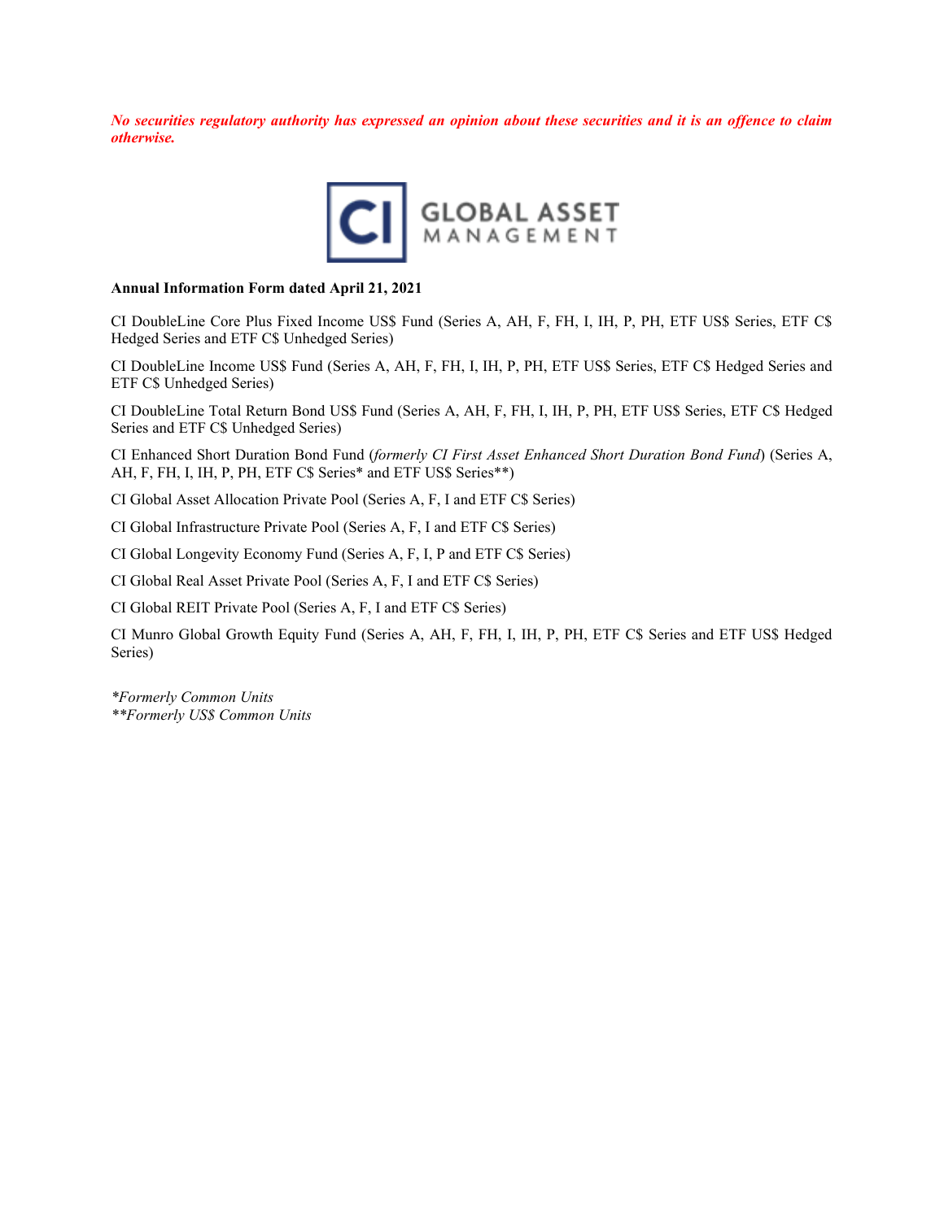***No securities regulatory authority has expressed an opinion about these securities and it is an offence to claim otherwise.***

CI GLOBAL ASSET MANAGEMENT

**Annual Information Form dated April 21, 2021**

CI DoubleLine Core Plus Fixed Income US$ Fund (Series A, AH, F, FH, I, IH, P, PH, ETF US$ Series, ETF C$ Hedged Series and ETF C$ Unhedged Series)

CI DoubleLine Income US$ Fund (Series A, AH, F, FH, I, IH, P, PH, ETF US$ Series, ETF C$ Hedged Series and ETF C$ Unhedged Series)

CI DoubleLine Total Return Bond US$ Fund (Series A, AH, F, FH, I, IH, P, PH, ETF US$ Series, ETF C$ Hedged Series and ETF C$ Unhedged Series)

CI Enhanced Short Duration Bond Fund (*formerly CI First Asset Enhanced Short Duration Bond Fund*) (Series A, AH, F, FH, I, IH, P, PH, ETF C$ Series* and ETF US$ Series**)

CI Global Asset Allocation Private Pool (Series A, F, I and ETF C$ Series)

CI Global Infrastructure Private Pool (Series A, F, I and ETF C$ Series)

CI Global Longevity Economy Fund (Series A, F, I, P and ETF C$ Series)

CI Global Real Asset Private Pool (Series A, F, I and ETF C$ Series)

CI Global REIT Private Pool (Series A, F, I and ETF C$ Series)

CI Munro Global Growth Equity Fund (Series A, AH, F, FH, I, IH, P, PH, ETF C$ Series and ETF US$ Hedged Series)

*\*Formerly Common Units*
*\*\*Formerly US$ Common Units*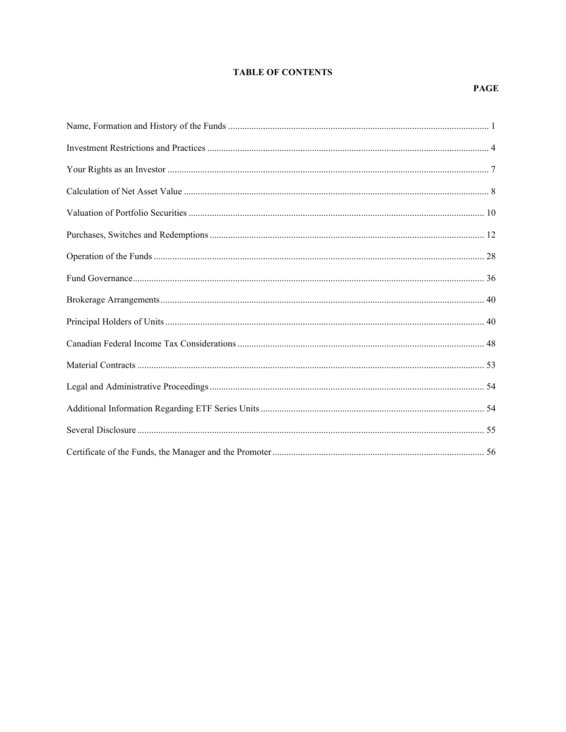# TABLE OF CONTENTS

| | PAGE |
|---|---|
| Name, Formation and History of the Funds | 1 |
| Investment Restrictions and Practices | 4 |
| Your Rights as an Investor | 7 |
| Calculation of Net Asset Value | 8 |
| Valuation of Portfolio Securities | 10 |
| Purchases, Switches and Redemptions | 12 |
| Operation of the Funds | 28 |
| Fund Governance | 36 |
| Brokerage Arrangements | 40 |
| Principal Holders of Units | 40 |
| Canadian Federal Income Tax Considerations | 48 |
| Material Contracts | 53 |
| Legal and Administrative Proceedings | 54 |
| Additional Information Regarding ETF Series Units | 54 |
| Several Disclosure | 55 |
| Certificate of the Funds, the Manager and the Promoter | 56 |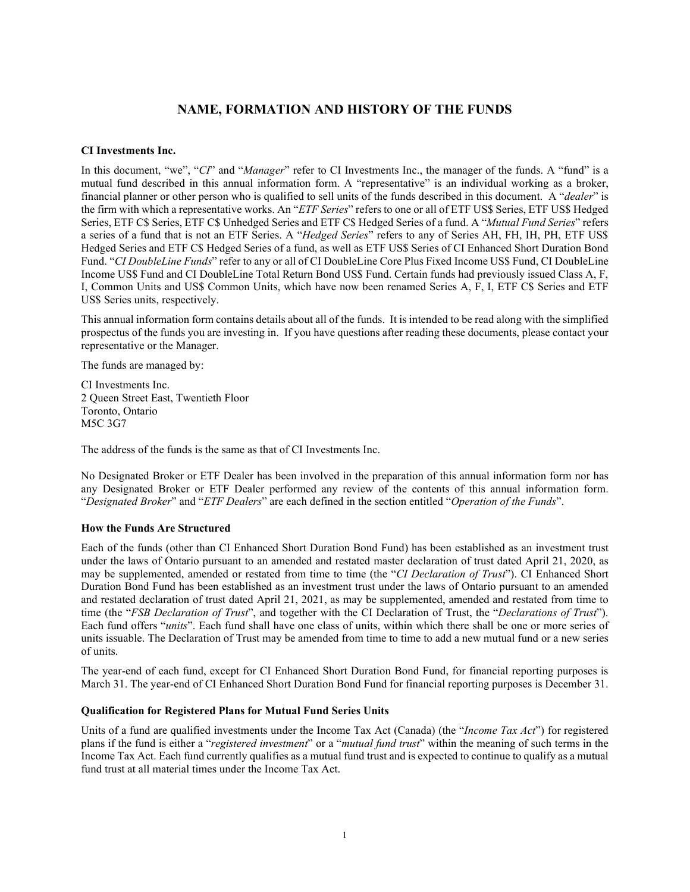# NAME, FORMATION AND HISTORY OF THE FUNDS

### CI Investments Inc.

In this document, "we", "*CI*" and "*Manager*" refer to CI Investments Inc., the manager of the funds. A "fund" is a mutual fund described in this annual information form. A "representative" is an individual working as a broker, financial planner or other person who is qualified to sell units of the funds described in this document. A "*dealer*" is the firm with which a representative works. An "*ETF Series*" refers to one or all of ETF US$ Series, ETF US$ Hedged Series, ETF C$ Series, ETF C$ Unhedged Series and ETF C$ Hedged Series of a fund. A "*Mutual Fund Series*" refers a series of a fund that is not an ETF Series. A "*Hedged Series*" refers to any of Series AH, FH, IH, PH, ETF US$ Hedged Series and ETF C$ Hedged Series of a fund, as well as ETF US$ Series of CI Enhanced Short Duration Bond Fund. "*CI DoubleLine Funds*" refer to any or all of CI DoubleLine Core Plus Fixed Income US$ Fund, CI DoubleLine Income US$ Fund and CI DoubleLine Total Return Bond US$ Fund. Certain funds had previously issued Class A, F, I, Common Units and US$ Common Units, which have now been renamed Series A, F, I, ETF C$ Series and ETF US$ Series units, respectively.

This annual information form contains details about all of the funds. It is intended to be read along with the simplified prospectus of the funds you are investing in. If you have questions after reading these documents, please contact your representative or the Manager.

The funds are managed by:

CI Investments Inc.
2 Queen Street East, Twentieth Floor
Toronto, Ontario
M5C 3G7

The address of the funds is the same as that of CI Investments Inc.

No Designated Broker or ETF Dealer has been involved in the preparation of this annual information form nor has any Designated Broker or ETF Dealer performed any review of the contents of this annual information form. "*Designated Broker*" and "*ETF Dealers*" are each defined in the section entitled "*Operation of the Funds*".

### How the Funds Are Structured

Each of the funds (other than CI Enhanced Short Duration Bond Fund) has been established as an investment trust under the laws of Ontario pursuant to an amended and restated master declaration of trust dated April 21, 2020, as may be supplemented, amended or restated from time to time (the "*CI Declaration of Trust*"). CI Enhanced Short Duration Bond Fund has been established as an investment trust under the laws of Ontario pursuant to an amended and restated declaration of trust dated April 21, 2021, as may be supplemented, amended and restated from time to time (the "*FSB Declaration of Trust*", and together with the CI Declaration of Trust, the "*Declarations of Trust*"). Each fund offers "*units*". Each fund shall have one class of units, within which there shall be one or more series of units issuable. The Declaration of Trust may be amended from time to time to add a new mutual fund or a new series of units.

The year-end of each fund, except for CI Enhanced Short Duration Bond Fund, for financial reporting purposes is March 31. The year-end of CI Enhanced Short Duration Bond Fund for financial reporting purposes is December 31.

### Qualification for Registered Plans for Mutual Fund Series Units

Units of a fund are qualified investments under the Income Tax Act (Canada) (the "*Income Tax Act*") for registered plans if the fund is either a "*registered investment*" or a "*mutual fund trust*" within the meaning of such terms in the Income Tax Act. Each fund currently qualifies as a mutual fund trust and is expected to continue to qualify as a mutual fund trust at all material times under the Income Tax Act.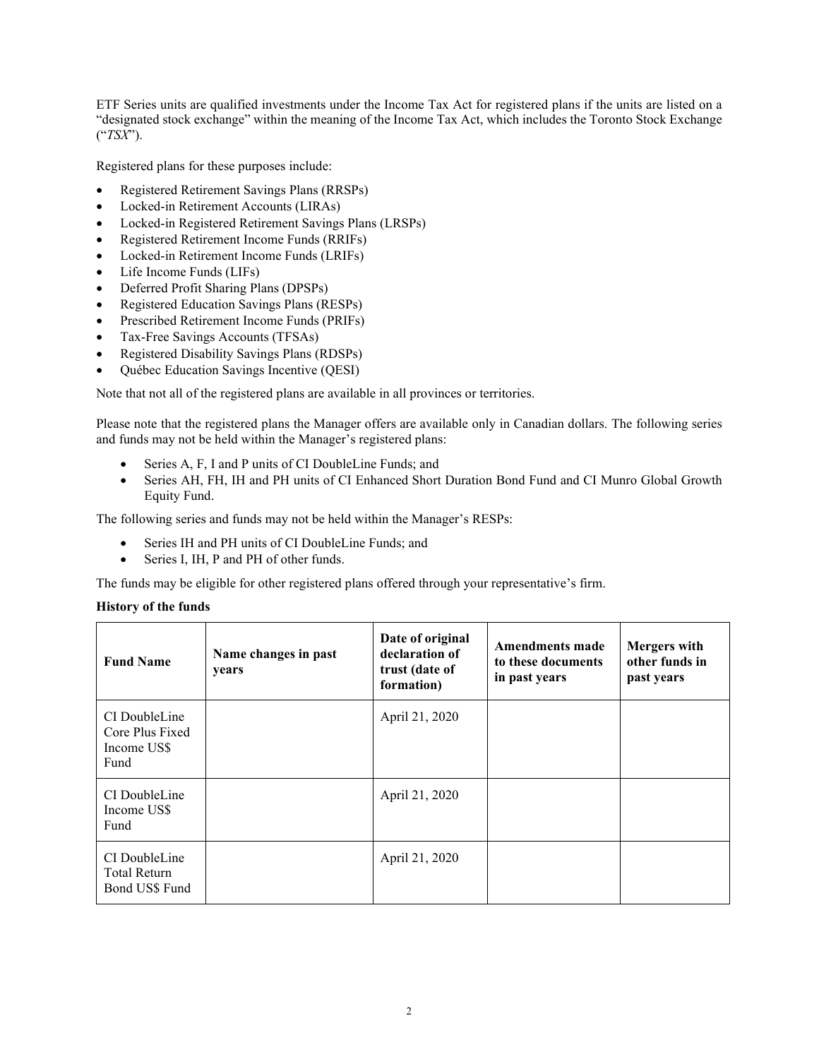ETF Series units are qualified investments under the Income Tax Act for registered plans if the units are listed on a "designated stock exchange" within the meaning of the Income Tax Act, which includes the Toronto Stock Exchange ("*TSX*").

Registered plans for these purposes include:

- Registered Retirement Savings Plans (RRSPs)
- Locked-in Retirement Accounts (LIRAs)
- Locked-in Registered Retirement Savings Plans (LRSPs)
- Registered Retirement Income Funds (RRIFs)
- Locked-in Retirement Income Funds (LRIFs)
- Life Income Funds (LIFs)
- Deferred Profit Sharing Plans (DPSPs)
- Registered Education Savings Plans (RESPs)
- Prescribed Retirement Income Funds (PRIFs)
- Tax-Free Savings Accounts (TFSAs)
- Registered Disability Savings Plans (RDSPs)
- Québec Education Savings Incentive (QESI)

Note that not all of the registered plans are available in all provinces or territories.

Please note that the registered plans the Manager offers are available only in Canadian dollars. The following series and funds may not be held within the Manager's registered plans:

- Series A, F, I and P units of CI DoubleLine Funds; and
- Series AH, FH, IH and PH units of CI Enhanced Short Duration Bond Fund and CI Munro Global Growth Equity Fund.

The following series and funds may not be held within the Manager's RESPs:

- Series IH and PH units of CI DoubleLine Funds; and
- Series I, IH, P and PH of other funds.

The funds may be eligible for other registered plans offered through your representative's firm.

**History of the funds**

| Fund Name | Name changes in past years | Date of original declaration of trust (date of formation) | Amendments made to these documents in past years | Mergers with other funds in past years |
|---|---|---|---|---|
| CI DoubleLine Core Plus Fixed Income US$ Fund | | April 21, 2020 | | |
| CI DoubleLine Income US$ Fund | | April 21, 2020 | | |
| CI DoubleLine Total Return Bond US$ Fund | | April 21, 2020 | | |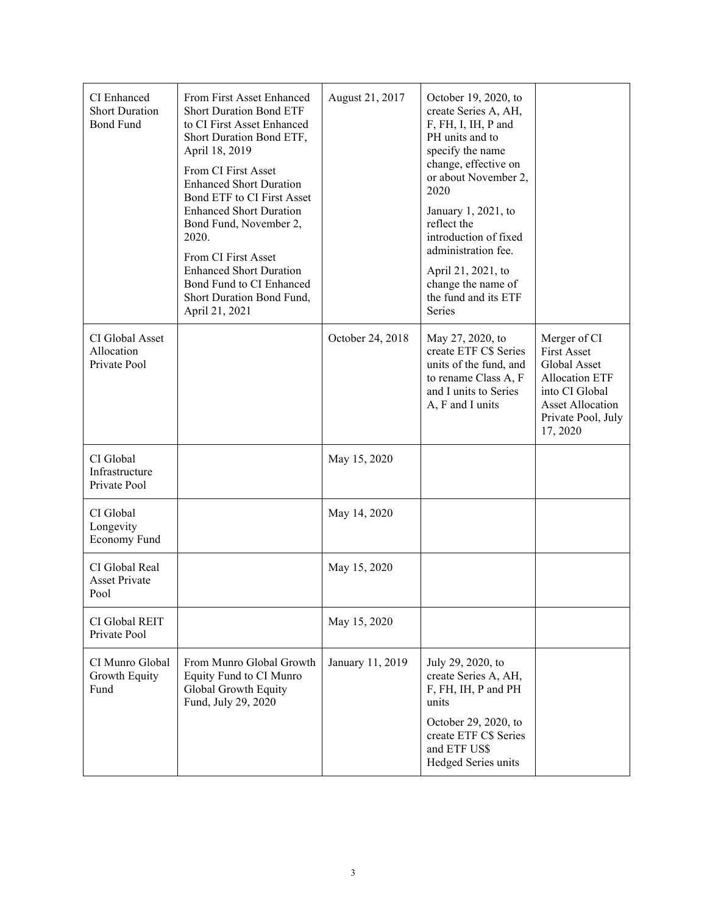| CI Enhanced Short Duration Bond Fund | From First Asset Enhanced Short Duration Bond ETF to CI First Asset Enhanced Short Duration Bond ETF, April 18, 2019<br><br>From CI First Asset Enhanced Short Duration Bond ETF to CI First Asset Enhanced Short Duration Bond Fund, November 2, 2020.<br><br>From CI First Asset Enhanced Short Duration Bond Fund to CI Enhanced Short Duration Bond Fund, April 21, 2021 | August 21, 2017 | October 19, 2020, to create Series A, AH, F, FH, I, IH, P and PH units and to specify the name change, effective on or about November 2, 2020<br><br>January 1, 2021, to reflect the introduction of fixed administration fee.<br><br>April 21, 2021, to change the name of the fund and its ETF Series | |
|---|---|---|---|---|
| CI Global Asset Allocation Private Pool | | October 24, 2018 | May 27, 2020, to create ETF C$ Series units of the fund, and to rename Class A, F and I units to Series A, F and I units | Merger of CI First Asset Global Asset Allocation ETF into CI Global Asset Allocation Private Pool, July 17, 2020 |
| CI Global Infrastructure Private Pool | | May 15, 2020 | | |
| CI Global Longevity Economy Fund | | May 14, 2020 | | |
| CI Global Real Asset Private Pool | | May 15, 2020 | | |
| CI Global REIT Private Pool | | May 15, 2020 | | |
| CI Munro Global Growth Equity Fund | From Munro Global Growth Equity Fund to CI Munro Global Growth Equity Fund, July 29, 2020 | January 11, 2019 | July 29, 2020, to create Series A, AH, F, FH, IH, P and PH units<br><br>October 29, 2020, to create ETF C$ Series and ETF US$ Hedged Series units | |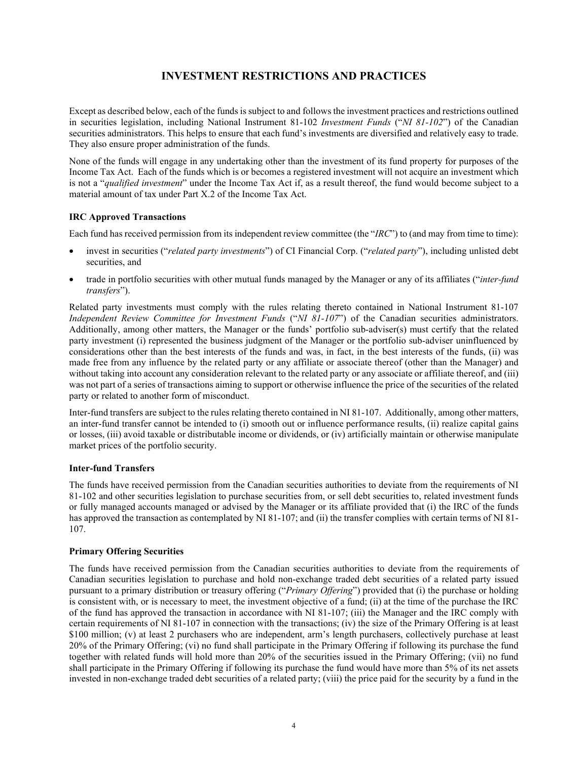# INVESTMENT RESTRICTIONS AND PRACTICES

Except as described below, each of the funds is subject to and follows the investment practices and restrictions outlined in securities legislation, including National Instrument 81-102 *Investment Funds* ("*NI 81-102*") of the Canadian securities administrators. This helps to ensure that each fund's investments are diversified and relatively easy to trade. They also ensure proper administration of the funds.

None of the funds will engage in any undertaking other than the investment of its fund property for purposes of the Income Tax Act. Each of the funds which is or becomes a registered investment will not acquire an investment which is not a "*qualified investment*" under the Income Tax Act if, as a result thereof, the fund would become subject to a material amount of tax under Part X.2 of the Income Tax Act.

### IRC Approved Transactions

Each fund has received permission from its independent review committee (the "*IRC*") to (and may from time to time):

- invest in securities ("*related party investments*") of CI Financial Corp. ("*related party*"), including unlisted debt securities, and
- trade in portfolio securities with other mutual funds managed by the Manager or any of its affiliates ("*inter-fund transfers*").

Related party investments must comply with the rules relating thereto contained in National Instrument 81-107 *Independent Review Committee for Investment Funds* ("*NI 81-107*") of the Canadian securities administrators. Additionally, among other matters, the Manager or the funds' portfolio sub-adviser(s) must certify that the related party investment (i) represented the business judgment of the Manager or the portfolio sub-adviser uninfluenced by considerations other than the best interests of the funds and was, in fact, in the best interests of the funds, (ii) was made free from any influence by the related party or any affiliate or associate thereof (other than the Manager) and without taking into account any consideration relevant to the related party or any associate or affiliate thereof, and (iii) was not part of a series of transactions aiming to support or otherwise influence the price of the securities of the related party or related to another form of misconduct.

Inter-fund transfers are subject to the rules relating thereto contained in NI 81-107. Additionally, among other matters, an inter-fund transfer cannot be intended to (i) smooth out or influence performance results, (ii) realize capital gains or losses, (iii) avoid taxable or distributable income or dividends, or (iv) artificially maintain or otherwise manipulate market prices of the portfolio security.

### Inter-fund Transfers

The funds have received permission from the Canadian securities authorities to deviate from the requirements of NI 81-102 and other securities legislation to purchase securities from, or sell debt securities to, related investment funds or fully managed accounts managed or advised by the Manager or its affiliate provided that (i) the IRC of the funds has approved the transaction as contemplated by NI 81-107; and (ii) the transfer complies with certain terms of NI 81-107.

### Primary Offering Securities

The funds have received permission from the Canadian securities authorities to deviate from the requirements of Canadian securities legislation to purchase and hold non-exchange traded debt securities of a related party issued pursuant to a primary distribution or treasury offering ("*Primary Offering*") provided that (i) the purchase or holding is consistent with, or is necessary to meet, the investment objective of a fund; (ii) at the time of the purchase the IRC of the fund has approved the transaction in accordance with NI 81-107; (iii) the Manager and the IRC comply with certain requirements of NI 81-107 in connection with the transactions; (iv) the size of the Primary Offering is at least $100 million; (v) at least 2 purchasers who are independent, arm's length purchasers, collectively purchase at least 20% of the Primary Offering; (vi) no fund shall participate in the Primary Offering if following its purchase the fund together with related funds will hold more than 20% of the securities issued in the Primary Offering; (vii) no fund shall participate in the Primary Offering if following its purchase the fund would have more than 5% of its net assets invested in non-exchange traded debt securities of a related party; (viii) the price paid for the security by a fund in the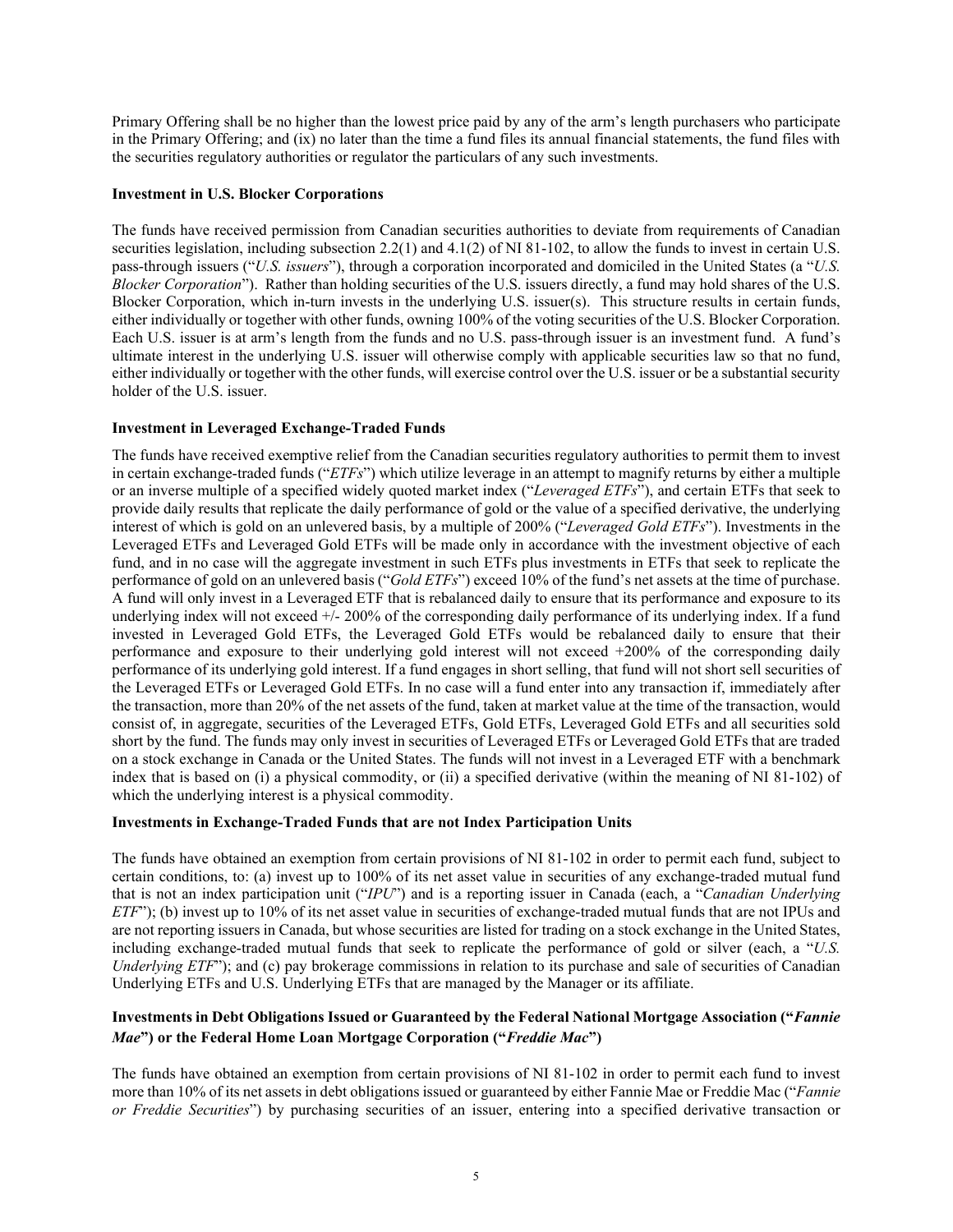Primary Offering shall be no higher than the lowest price paid by any of the arm's length purchasers who participate in the Primary Offering; and (ix) no later than the time a fund files its annual financial statements, the fund files with the securities regulatory authorities or regulator the particulars of any such investments.

**Investment in U.S. Blocker Corporations**

The funds have received permission from Canadian securities authorities to deviate from requirements of Canadian securities legislation, including subsection 2.2(1) and 4.1(2) of NI 81-102, to allow the funds to invest in certain U.S. pass-through issuers ("*U.S. issuers*"), through a corporation incorporated and domiciled in the United States (a "*U.S. Blocker Corporation*"). Rather than holding securities of the U.S. issuers directly, a fund may hold shares of the U.S. Blocker Corporation, which in-turn invests in the underlying U.S. issuer(s). This structure results in certain funds, either individually or together with other funds, owning 100% of the voting securities of the U.S. Blocker Corporation. Each U.S. issuer is at arm's length from the funds and no U.S. pass-through issuer is an investment fund. A fund's ultimate interest in the underlying U.S. issuer will otherwise comply with applicable securities law so that no fund, either individually or together with the other funds, will exercise control over the U.S. issuer or be a substantial security holder of the U.S. issuer.

**Investment in Leveraged Exchange-Traded Funds**

The funds have received exemptive relief from the Canadian securities regulatory authorities to permit them to invest in certain exchange-traded funds ("*ETFs*") which utilize leverage in an attempt to magnify returns by either a multiple or an inverse multiple of a specified widely quoted market index ("*Leveraged ETFs*"), and certain ETFs that seek to provide daily results that replicate the daily performance of gold or the value of a specified derivative, the underlying interest of which is gold on an unlevered basis, by a multiple of 200% ("*Leveraged Gold ETFs*"). Investments in the Leveraged ETFs and Leveraged Gold ETFs will be made only in accordance with the investment objective of each fund, and in no case will the aggregate investment in such ETFs plus investments in ETFs that seek to replicate the performance of gold on an unlevered basis ("*Gold ETFs*") exceed 10% of the fund's net assets at the time of purchase. A fund will only invest in a Leveraged ETF that is rebalanced daily to ensure that its performance and exposure to its underlying index will not exceed +/- 200% of the corresponding daily performance of its underlying index. If a fund invested in Leveraged Gold ETFs, the Leveraged Gold ETFs would be rebalanced daily to ensure that their performance and exposure to their underlying gold interest will not exceed +200% of the corresponding daily performance of its underlying gold interest. If a fund engages in short selling, that fund will not short sell securities of the Leveraged ETFs or Leveraged Gold ETFs. In no case will a fund enter into any transaction if, immediately after the transaction, more than 20% of the net assets of the fund, taken at market value at the time of the transaction, would consist of, in aggregate, securities of the Leveraged ETFs, Gold ETFs, Leveraged Gold ETFs and all securities sold short by the fund. The funds may only invest in securities of Leveraged ETFs or Leveraged Gold ETFs that are traded on a stock exchange in Canada or the United States. The funds will not invest in a Leveraged ETF with a benchmark index that is based on (i) a physical commodity, or (ii) a specified derivative (within the meaning of NI 81-102) of which the underlying interest is a physical commodity.

**Investments in Exchange-Traded Funds that are not Index Participation Units**

The funds have obtained an exemption from certain provisions of NI 81-102 in order to permit each fund, subject to certain conditions, to: (a) invest up to 100% of its net asset value in securities of any exchange-traded mutual fund that is not an index participation unit ("*IPU*") and is a reporting issuer in Canada (each, a "*Canadian Underlying ETF*"); (b) invest up to 10% of its net asset value in securities of exchange-traded mutual funds that are not IPUs and are not reporting issuers in Canada, but whose securities are listed for trading on a stock exchange in the United States, including exchange-traded mutual funds that seek to replicate the performance of gold or silver (each, a "*U.S. Underlying ETF*"); and (c) pay brokerage commissions in relation to its purchase and sale of securities of Canadian Underlying ETFs and U.S. Underlying ETFs that are managed by the Manager or its affiliate.

**Investments in Debt Obligations Issued or Guaranteed by the Federal National Mortgage Association ("*Fannie Mae*") or the Federal Home Loan Mortgage Corporation ("*Freddie Mac*")**

The funds have obtained an exemption from certain provisions of NI 81-102 in order to permit each fund to invest more than 10% of its net assets in debt obligations issued or guaranteed by either Fannie Mae or Freddie Mac ("*Fannie or Freddie Securities*") by purchasing securities of an issuer, entering into a specified derivative transaction or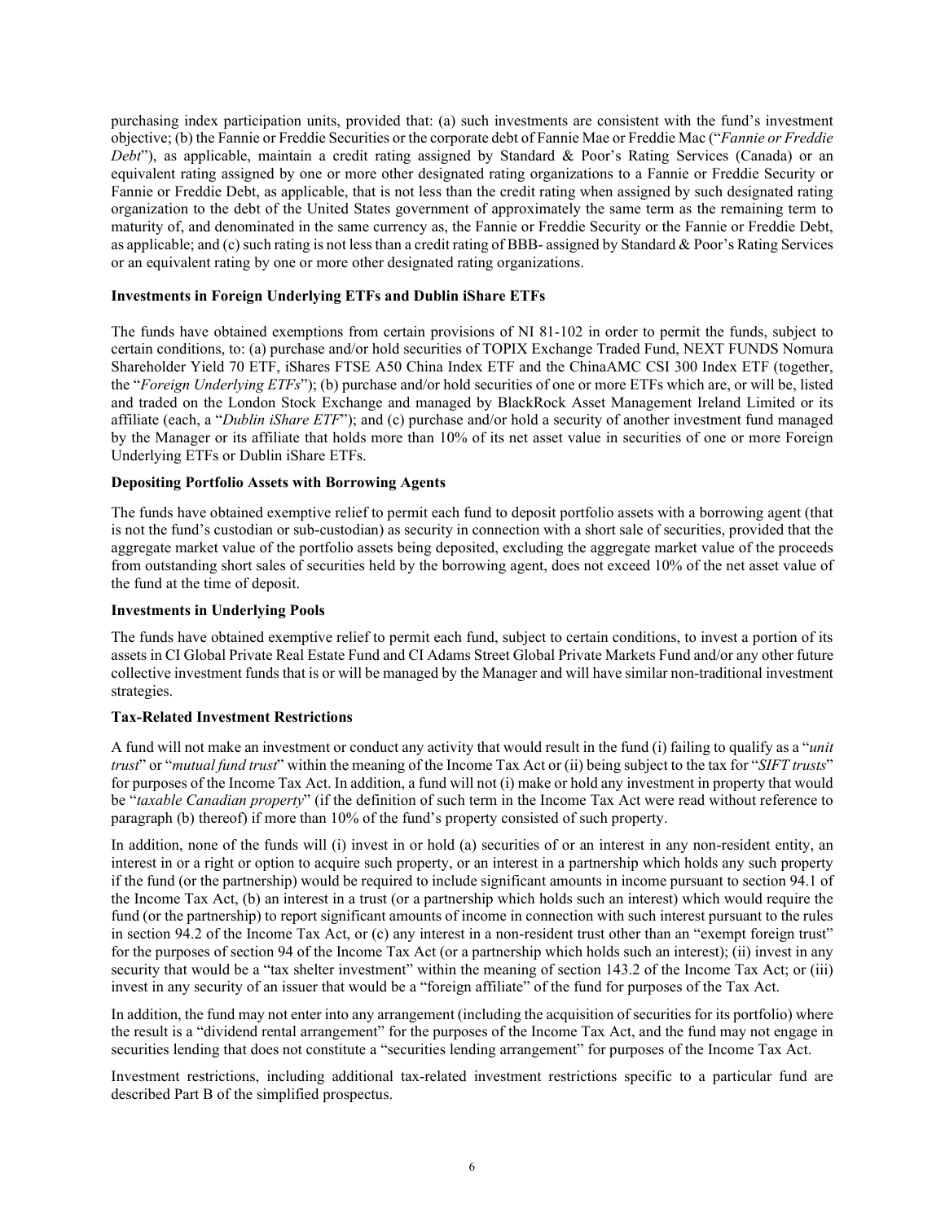purchasing index participation units, provided that: (a) such investments are consistent with the fund's investment objective; (b) the Fannie or Freddie Securities or the corporate debt of Fannie Mae or Freddie Mac ("*Fannie or Freddie Debt*"), as applicable, maintain a credit rating assigned by Standard & Poor's Rating Services (Canada) or an equivalent rating assigned by one or more other designated rating organizations to a Fannie or Freddie Security or Fannie or Freddie Debt, as applicable, that is not less than the credit rating when assigned by such designated rating organization to the debt of the United States government of approximately the same term as the remaining term to maturity of, and denominated in the same currency as, the Fannie or Freddie Security or the Fannie or Freddie Debt, as applicable; and (c) such rating is not less than a credit rating of BBB- assigned by Standard & Poor's Rating Services or an equivalent rating by one or more other designated rating organizations.

**Investments in Foreign Underlying ETFs and Dublin iShare ETFs**

The funds have obtained exemptions from certain provisions of NI 81-102 in order to permit the funds, subject to certain conditions, to: (a) purchase and/or hold securities of TOPIX Exchange Traded Fund, NEXT FUNDS Nomura Shareholder Yield 70 ETF, iShares FTSE A50 China Index ETF and the ChinaAMC CSI 300 Index ETF (together, the "*Foreign Underlying ETFs*"); (b) purchase and/or hold securities of one or more ETFs which are, or will be, listed and traded on the London Stock Exchange and managed by BlackRock Asset Management Ireland Limited or its affiliate (each, a "*Dublin iShare ETF*"); and (c) purchase and/or hold a security of another investment fund managed by the Manager or its affiliate that holds more than 10% of its net asset value in securities of one or more Foreign Underlying ETFs or Dublin iShare ETFs.

**Depositing Portfolio Assets with Borrowing Agents**

The funds have obtained exemptive relief to permit each fund to deposit portfolio assets with a borrowing agent (that is not the fund's custodian or sub-custodian) as security in connection with a short sale of securities, provided that the aggregate market value of the portfolio assets being deposited, excluding the aggregate market value of the proceeds from outstanding short sales of securities held by the borrowing agent, does not exceed 10% of the net asset value of the fund at the time of deposit.

**Investments in Underlying Pools**

The funds have obtained exemptive relief to permit each fund, subject to certain conditions, to invest a portion of its assets in CI Global Private Real Estate Fund and CI Adams Street Global Private Markets Fund and/or any other future collective investment funds that is or will be managed by the Manager and will have similar non-traditional investment strategies.

**Tax-Related Investment Restrictions**

A fund will not make an investment or conduct any activity that would result in the fund (i) failing to qualify as a "*unit trust*" or "*mutual fund trust*" within the meaning of the Income Tax Act or (ii) being subject to the tax for "*SIFT trusts*" for purposes of the Income Tax Act. In addition, a fund will not (i) make or hold any investment in property that would be "*taxable Canadian property*" (if the definition of such term in the Income Tax Act were read without reference to paragraph (b) thereof) if more than 10% of the fund's property consisted of such property.

In addition, none of the funds will (i) invest in or hold (a) securities of or an interest in any non-resident entity, an interest in or a right or option to acquire such property, or an interest in a partnership which holds any such property if the fund (or the partnership) would be required to include significant amounts in income pursuant to section 94.1 of the Income Tax Act, (b) an interest in a trust (or a partnership which holds such an interest) which would require the fund (or the partnership) to report significant amounts of income in connection with such interest pursuant to the rules in section 94.2 of the Income Tax Act, or (c) any interest in a non-resident trust other than an "exempt foreign trust" for the purposes of section 94 of the Income Tax Act (or a partnership which holds such an interest); (ii) invest in any security that would be a "tax shelter investment" within the meaning of section 143.2 of the Income Tax Act; or (iii) invest in any security of an issuer that would be a "foreign affiliate" of the fund for purposes of the Tax Act.

In addition, the fund may not enter into any arrangement (including the acquisition of securities for its portfolio) where the result is a "dividend rental arrangement" for the purposes of the Income Tax Act, and the fund may not engage in securities lending that does not constitute a "securities lending arrangement" for purposes of the Income Tax Act.

Investment restrictions, including additional tax-related investment restrictions specific to a particular fund are described Part B of the simplified prospectus.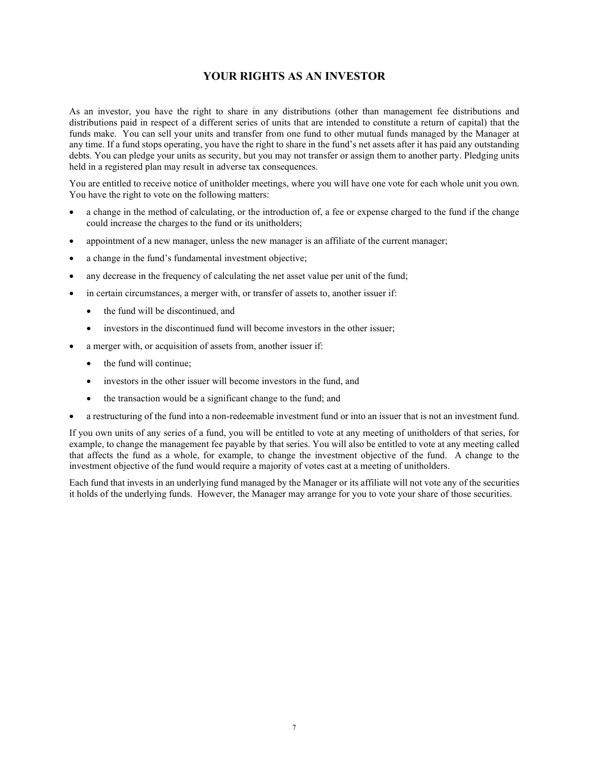# YOUR RIGHTS AS AN INVESTOR

As an investor, you have the right to share in any distributions (other than management fee distributions and distributions paid in respect of a different series of units that are intended to constitute a return of capital) that the funds make. You can sell your units and transfer from one fund to other mutual funds managed by the Manager at any time. If a fund stops operating, you have the right to share in the fund's net assets after it has paid any outstanding debts. You can pledge your units as security, but you may not transfer or assign them to another party. Pledging units held in a registered plan may result in adverse tax consequences.

You are entitled to receive notice of unitholder meetings, where you will have one vote for each whole unit you own. You have the right to vote on the following matters:

- a change in the method of calculating, or the introduction of, a fee or expense charged to the fund if the change could increase the charges to the fund or its unitholders;
- appointment of a new manager, unless the new manager is an affiliate of the current manager;
- a change in the fund's fundamental investment objective;
- any decrease in the frequency of calculating the net asset value per unit of the fund;
- in certain circumstances, a merger with, or transfer of assets to, another issuer if:
  - the fund will be discontinued, and
  - investors in the discontinued fund will become investors in the other issuer;
- a merger with, or acquisition of assets from, another issuer if:
  - the fund will continue;
  - investors in the other issuer will become investors in the fund, and
  - the transaction would be a significant change to the fund; and
- a restructuring of the fund into a non-redeemable investment fund or into an issuer that is not an investment fund.

If you own units of any series of a fund, you will be entitled to vote at any meeting of unitholders of that series, for example, to change the management fee payable by that series. You will also be entitled to vote at any meeting called that affects the fund as a whole, for example, to change the investment objective of the fund. A change to the investment objective of the fund would require a majority of votes cast at a meeting of unitholders.

Each fund that invests in an underlying fund managed by the Manager or its affiliate will not vote any of the securities it holds of the underlying funds. However, the Manager may arrange for you to vote your share of those securities.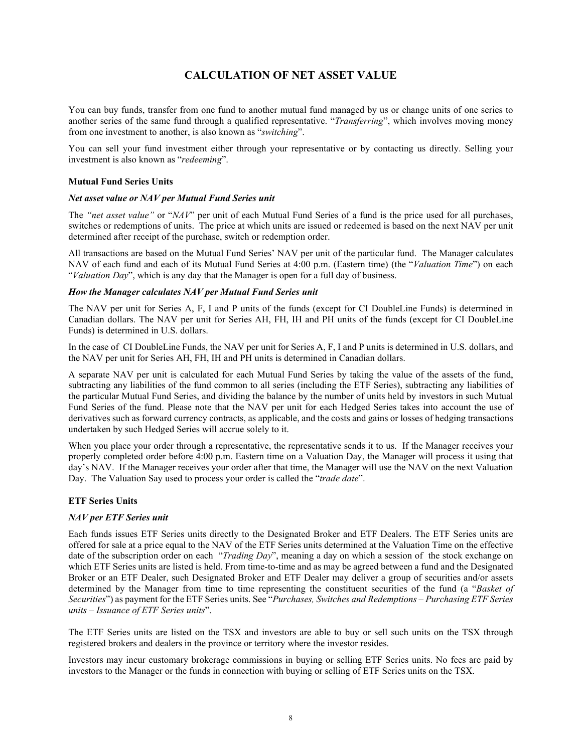# CALCULATION OF NET ASSET VALUE

You can buy funds, transfer from one fund to another mutual fund managed by us or change units of one series to another series of the same fund through a qualified representative. "*Transferring*", which involves moving money from one investment to another, is also known as "*switching*".

You can sell your fund investment either through your representative or by contacting us directly. Selling your investment is also known as "*redeeming*".

**Mutual Fund Series Units**

***Net asset value or NAV per Mutual Fund Series unit***

The *"net asset value"* or "*NAV*" per unit of each Mutual Fund Series of a fund is the price used for all purchases, switches or redemptions of units. The price at which units are issued or redeemed is based on the next NAV per unit determined after receipt of the purchase, switch or redemption order.

All transactions are based on the Mutual Fund Series' NAV per unit of the particular fund. The Manager calculates NAV of each fund and each of its Mutual Fund Series at 4:00 p.m. (Eastern time) (the "*Valuation Time*") on each "*Valuation Day*", which is any day that the Manager is open for a full day of business.

***How the Manager calculates NAV per Mutual Fund Series unit***

The NAV per unit for Series A, F, I and P units of the funds (except for CI DoubleLine Funds) is determined in Canadian dollars. The NAV per unit for Series AH, FH, IH and PH units of the funds (except for CI DoubleLine Funds) is determined in U.S. dollars.

In the case of CI DoubleLine Funds, the NAV per unit for Series A, F, I and P units is determined in U.S. dollars, and the NAV per unit for Series AH, FH, IH and PH units is determined in Canadian dollars.

A separate NAV per unit is calculated for each Mutual Fund Series by taking the value of the assets of the fund, subtracting any liabilities of the fund common to all series (including the ETF Series), subtracting any liabilities of the particular Mutual Fund Series, and dividing the balance by the number of units held by investors in such Mutual Fund Series of the fund. Please note that the NAV per unit for each Hedged Series takes into account the use of derivatives such as forward currency contracts, as applicable, and the costs and gains or losses of hedging transactions undertaken by such Hedged Series will accrue solely to it.

When you place your order through a representative, the representative sends it to us. If the Manager receives your properly completed order before 4:00 p.m. Eastern time on a Valuation Day, the Manager will process it using that day's NAV. If the Manager receives your order after that time, the Manager will use the NAV on the next Valuation Day. The Valuation Say used to process your order is called the "*trade date*".

**ETF Series Units**

***NAV per ETF Series unit***

Each funds issues ETF Series units directly to the Designated Broker and ETF Dealers. The ETF Series units are offered for sale at a price equal to the NAV of the ETF Series units determined at the Valuation Time on the effective date of the subscription order on each "*Trading Day*", meaning a day on which a session of the stock exchange on which ETF Series units are listed is held. From time-to-time and as may be agreed between a fund and the Designated Broker or an ETF Dealer, such Designated Broker and ETF Dealer may deliver a group of securities and/or assets determined by the Manager from time to time representing the constituent securities of the fund (a "*Basket of Securities*") as payment for the ETF Series units. See "*Purchases, Switches and Redemptions – Purchasing ETF Series units – Issuance of ETF Series units*".

The ETF Series units are listed on the TSX and investors are able to buy or sell such units on the TSX through registered brokers and dealers in the province or territory where the investor resides.

Investors may incur customary brokerage commissions in buying or selling ETF Series units. No fees are paid by investors to the Manager or the funds in connection with buying or selling of ETF Series units on the TSX.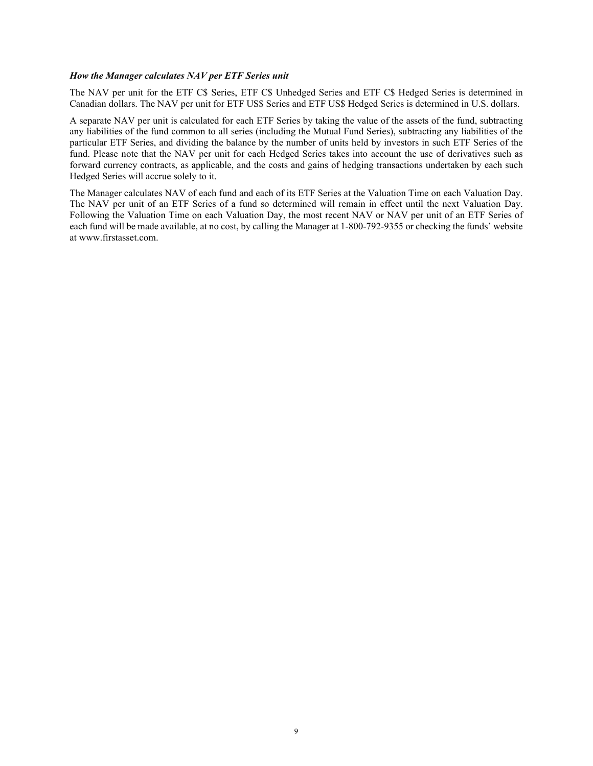***How the Manager calculates NAV per ETF Series unit***

The NAV per unit for the ETF C$ Series, ETF C$ Unhedged Series and ETF C$ Hedged Series is determined in Canadian dollars. The NAV per unit for ETF US$ Series and ETF US$ Hedged Series is determined in U.S. dollars.

A separate NAV per unit is calculated for each ETF Series by taking the value of the assets of the fund, subtracting any liabilities of the fund common to all series (including the Mutual Fund Series), subtracting any liabilities of the particular ETF Series, and dividing the balance by the number of units held by investors in such ETF Series of the fund. Please note that the NAV per unit for each Hedged Series takes into account the use of derivatives such as forward currency contracts, as applicable, and the costs and gains of hedging transactions undertaken by each such Hedged Series will accrue solely to it.

The Manager calculates NAV of each fund and each of its ETF Series at the Valuation Time on each Valuation Day. The NAV per unit of an ETF Series of a fund so determined will remain in effect until the next Valuation Day. Following the Valuation Time on each Valuation Day, the most recent NAV or NAV per unit of an ETF Series of each fund will be made available, at no cost, by calling the Manager at 1-800-792-9355 or checking the funds' website at www.firstasset.com.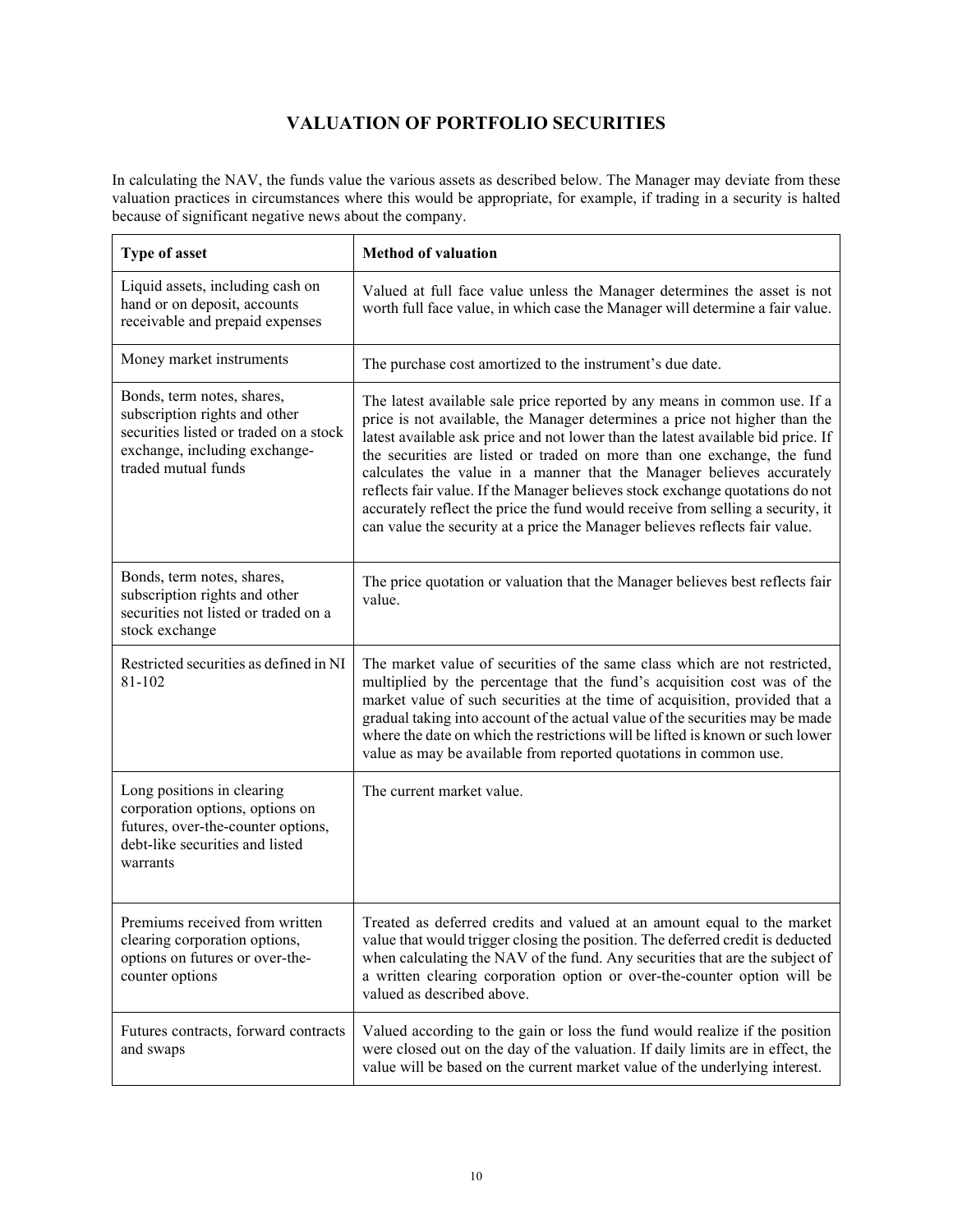# VALUATION OF PORTFOLIO SECURITIES

In calculating the NAV, the funds value the various assets as described below. The Manager may deviate from these valuation practices in circumstances where this would be appropriate, for example, if trading in a security is halted because of significant negative news about the company.

| Type of asset | Method of valuation |
|---|---|
| Liquid assets, including cash on hand or on deposit, accounts receivable and prepaid expenses | Valued at full face value unless the Manager determines the asset is not worth full face value, in which case the Manager will determine a fair value. |
| Money market instruments | The purchase cost amortized to the instrument's due date. |
| Bonds, term notes, shares, subscription rights and other securities listed or traded on a stock exchange, including exchange-traded mutual funds | The latest available sale price reported by any means in common use. If a price is not available, the Manager determines a price not higher than the latest available ask price and not lower than the latest available bid price. If the securities are listed or traded on more than one exchange, the fund calculates the value in a manner that the Manager believes accurately reflects fair value. If the Manager believes stock exchange quotations do not accurately reflect the price the fund would receive from selling a security, it can value the security at a price the Manager believes reflects fair value. |
| Bonds, term notes, shares, subscription rights and other securities not listed or traded on a stock exchange | The price quotation or valuation that the Manager believes best reflects fair value. |
| Restricted securities as defined in NI 81-102 | The market value of securities of the same class which are not restricted, multiplied by the percentage that the fund's acquisition cost was of the market value of such securities at the time of acquisition, provided that a gradual taking into account of the actual value of the securities may be made where the date on which the restrictions will be lifted is known or such lower value as may be available from reported quotations in common use. |
| Long positions in clearing corporation options, options on futures, over-the-counter options, debt-like securities and listed warrants | The current market value. |
| Premiums received from written clearing corporation options, options on futures or over-the-counter options | Treated as deferred credits and valued at an amount equal to the market value that would trigger closing the position. The deferred credit is deducted when calculating the NAV of the fund. Any securities that are the subject of a written clearing corporation option or over-the-counter option will be valued as described above. |
| Futures contracts, forward contracts and swaps | Valued according to the gain or loss the fund would realize if the position were closed out on the day of the valuation. If daily limits are in effect, the value will be based on the current market value of the underlying interest. |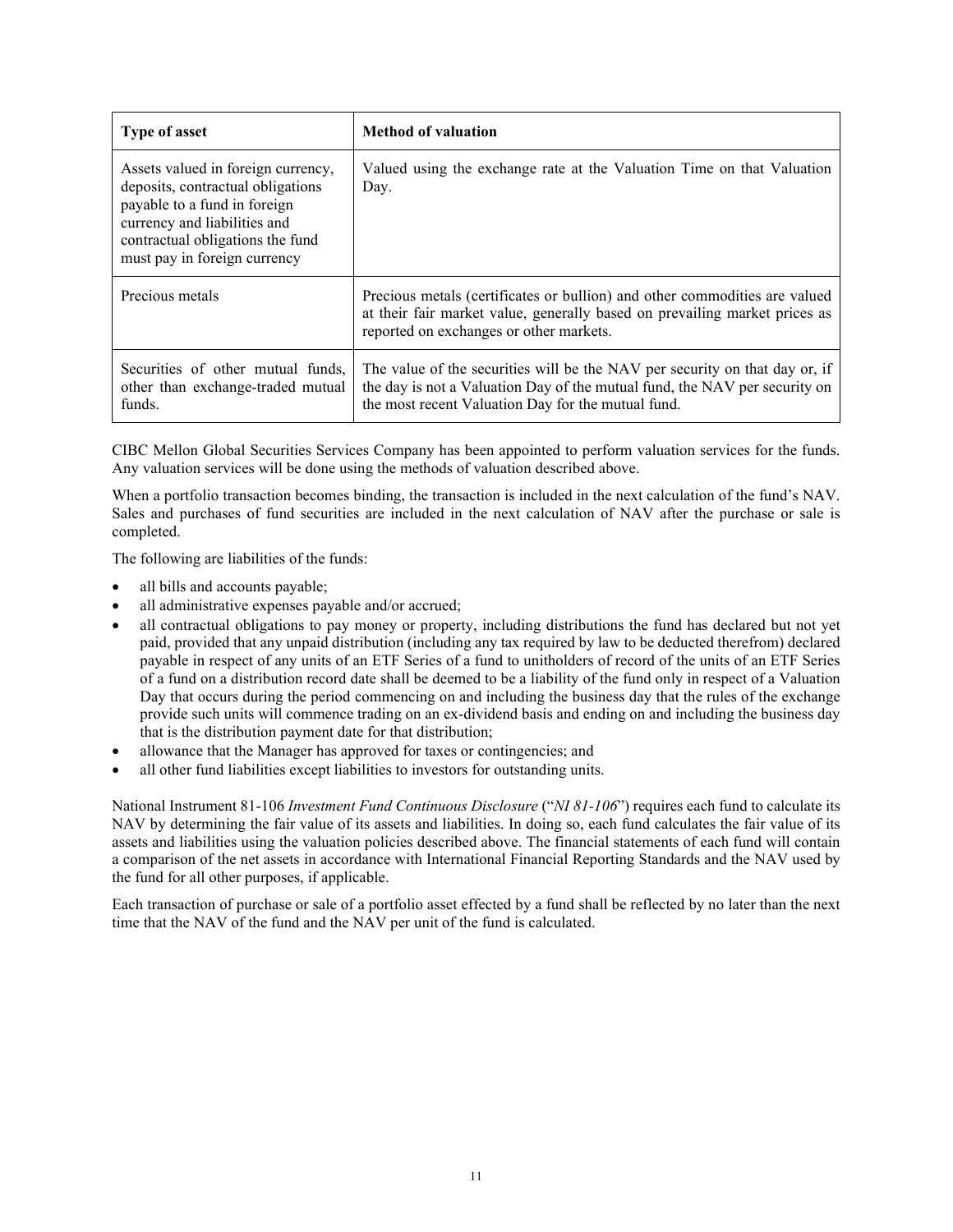| Type of asset | Method of valuation |
| --- | --- |
| Assets valued in foreign currency, deposits, contractual obligations payable to a fund in foreign currency and liabilities and contractual obligations the fund must pay in foreign currency | Valued using the exchange rate at the Valuation Time on that Valuation Day. |
| Precious metals | Precious metals (certificates or bullion) and other commodities are valued at their fair market value, generally based on prevailing market prices as reported on exchanges or other markets. |
| Securities of other mutual funds, other than exchange-traded mutual funds. | The value of the securities will be the NAV per security on that day or, if the day is not a Valuation Day of the mutual fund, the NAV per security on the most recent Valuation Day for the mutual fund. |

CIBC Mellon Global Securities Services Company has been appointed to perform valuation services for the funds. Any valuation services will be done using the methods of valuation described above.

When a portfolio transaction becomes binding, the transaction is included in the next calculation of the fund's NAV. Sales and purchases of fund securities are included in the next calculation of NAV after the purchase or sale is completed.

The following are liabilities of the funds:

- all bills and accounts payable;
- all administrative expenses payable and/or accrued;
- all contractual obligations to pay money or property, including distributions the fund has declared but not yet paid, provided that any unpaid distribution (including any tax required by law to be deducted therefrom) declared payable in respect of any units of an ETF Series of a fund to unitholders of record of the units of an ETF Series of a fund on a distribution record date shall be deemed to be a liability of the fund only in respect of a Valuation Day that occurs during the period commencing on and including the business day that the rules of the exchange provide such units will commence trading on an ex-dividend basis and ending on and including the business day that is the distribution payment date for that distribution;
- allowance that the Manager has approved for taxes or contingencies; and
- all other fund liabilities except liabilities to investors for outstanding units.

National Instrument 81-106 *Investment Fund Continuous Disclosure* ("*NI 81-106*") requires each fund to calculate its NAV by determining the fair value of its assets and liabilities. In doing so, each fund calculates the fair value of its assets and liabilities using the valuation policies described above. The financial statements of each fund will contain a comparison of the net assets in accordance with International Financial Reporting Standards and the NAV used by the fund for all other purposes, if applicable.

Each transaction of purchase or sale of a portfolio asset effected by a fund shall be reflected by no later than the next time that the NAV of the fund and the NAV per unit of the fund is calculated.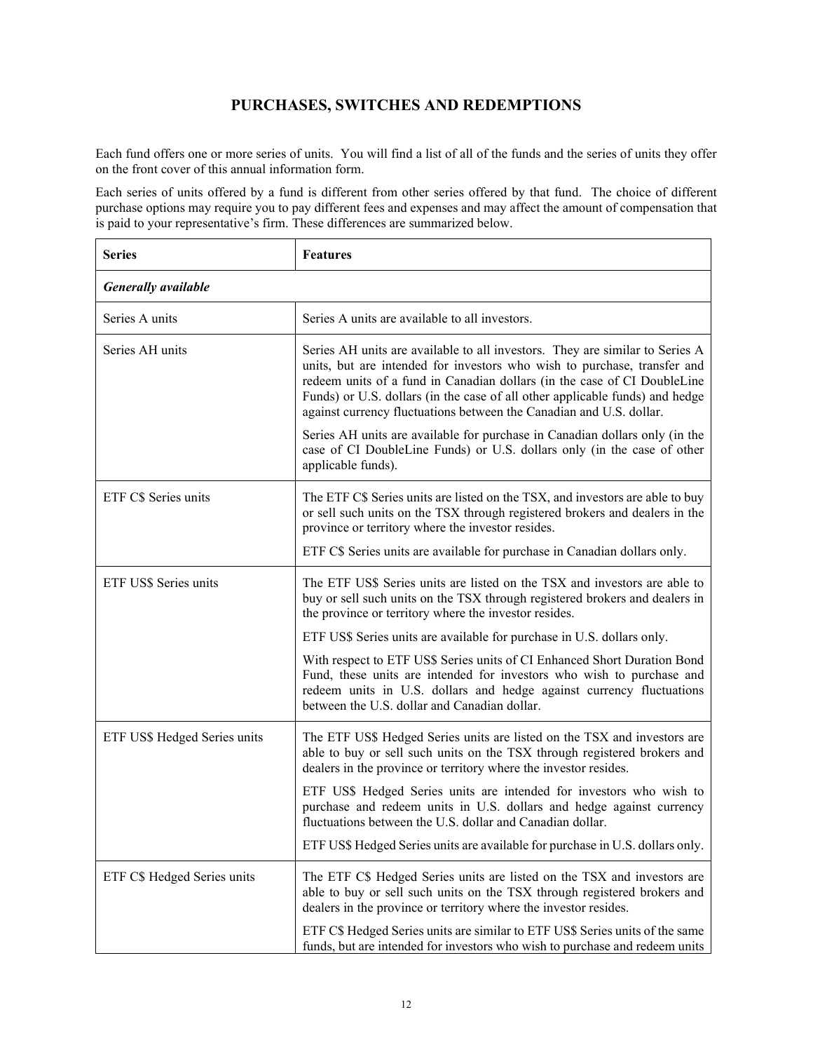## PURCHASES, SWITCHES AND REDEMPTIONS

Each fund offers one or more series of units. You will find a list of all of the funds and the series of units they offer on the front cover of this annual information form.

Each series of units offered by a fund is different from other series offered by that fund. The choice of different purchase options may require you to pay different fees and expenses and may affect the amount of compensation that is paid to your representative's firm. These differences are summarized below.

| Series | Features |
|---|---|
| ***Generally available*** | |
| Series A units | Series A units are available to all investors. |
| Series AH units | Series AH units are available to all investors. They are similar to Series A units, but are intended for investors who wish to purchase, transfer and redeem units of a fund in Canadian dollars (in the case of CI DoubleLine Funds) or U.S. dollars (in the case of all other applicable funds) and hedge against currency fluctuations between the Canadian and U.S. dollar.<br><br>Series AH units are available for purchase in Canadian dollars only (in the case of CI DoubleLine Funds) or U.S. dollars only (in the case of other applicable funds). |
| ETF C$ Series units | The ETF C$ Series units are listed on the TSX, and investors are able to buy or sell such units on the TSX through registered brokers and dealers in the province or territory where the investor resides.<br><br>ETF C$ Series units are available for purchase in Canadian dollars only. |
| ETF US$ Series units | The ETF US$ Series units are listed on the TSX and investors are able to buy or sell such units on the TSX through registered brokers and dealers in the province or territory where the investor resides.<br><br>ETF US$ Series units are available for purchase in U.S. dollars only.<br><br>With respect to ETF US$ Series units of CI Enhanced Short Duration Bond Fund, these units are intended for investors who wish to purchase and redeem units in U.S. dollars and hedge against currency fluctuations between the U.S. dollar and Canadian dollar. |
| ETF US$ Hedged Series units | The ETF US$ Hedged Series units are listed on the TSX and investors are able to buy or sell such units on the TSX through registered brokers and dealers in the province or territory where the investor resides.<br><br>ETF US$ Hedged Series units are intended for investors who wish to purchase and redeem units in U.S. dollars and hedge against currency fluctuations between the U.S. dollar and Canadian dollar.<br><br>ETF US$ Hedged Series units are available for purchase in U.S. dollars only. |
| ETF C$ Hedged Series units | The ETF C$ Hedged Series units are listed on the TSX and investors are able to buy or sell such units on the TSX through registered brokers and dealers in the province or territory where the investor resides.<br><br>ETF C$ Hedged Series units are similar to ETF US$ Series units of the same funds, but are intended for investors who wish to purchase and redeem units |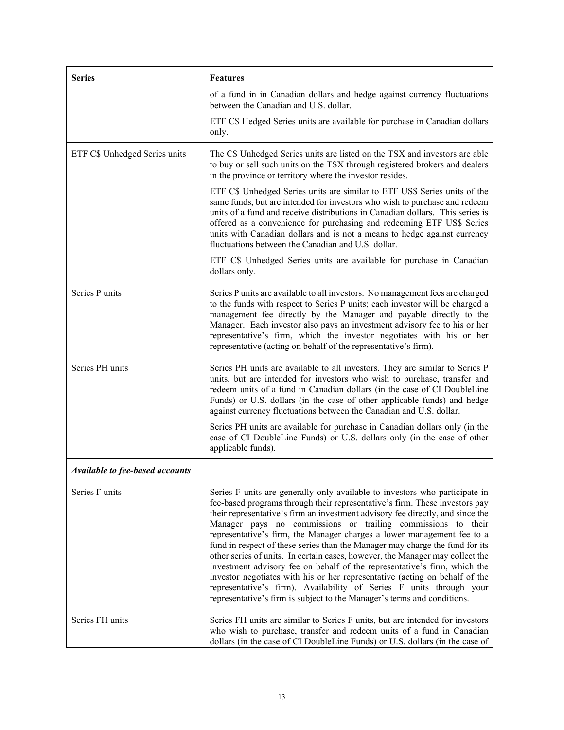| Series | Features |
|---|---|
| | of a fund in in Canadian dollars and hedge against currency fluctuations between the Canadian and U.S. dollar.<br><br>ETF C$ Hedged Series units are available for purchase in Canadian dollars only. |
| ETF C$ Unhedged Series units | The C$ Unhedged Series units are listed on the TSX and investors are able to buy or sell such units on the TSX through registered brokers and dealers in the province or territory where the investor resides.<br><br>ETF C$ Unhedged Series units are similar to ETF US$ Series units of the same funds, but are intended for investors who wish to purchase and redeem units of a fund and receive distributions in Canadian dollars. This series is offered as a convenience for purchasing and redeeming ETF US$ Series units with Canadian dollars and is not a means to hedge against currency fluctuations between the Canadian and U.S. dollar.<br><br>ETF C$ Unhedged Series units are available for purchase in Canadian dollars only. |
| Series P units | Series P units are available to all investors. No management fees are charged to the funds with respect to Series P units; each investor will be charged a management fee directly by the Manager and payable directly to the Manager. Each investor also pays an investment advisory fee to his or her representative's firm, which the investor negotiates with his or her representative (acting on behalf of the representative's firm). |
| Series PH units | Series PH units are available to all investors. They are similar to Series P units, but are intended for investors who wish to purchase, transfer and redeem units of a fund in Canadian dollars (in the case of CI DoubleLine Funds) or U.S. dollars (in the case of other applicable funds) and hedge against currency fluctuations between the Canadian and U.S. dollar.<br><br>Series PH units are available for purchase in Canadian dollars only (in the case of CI DoubleLine Funds) or U.S. dollars only (in the case of other applicable funds). |
| ***Available to fee-based accounts*** | |
| Series F units | Series F units are generally only available to investors who participate in fee-based programs through their representative's firm. These investors pay their representative's firm an investment advisory fee directly, and since the Manager pays no commissions or trailing commissions to their representative's firm, the Manager charges a lower management fee to a fund in respect of these series than the Manager may charge the fund for its other series of units. In certain cases, however, the Manager may collect the investment advisory fee on behalf of the representative's firm, which the investor negotiates with his or her representative (acting on behalf of the representative's firm). Availability of Series F units through your representative's firm is subject to the Manager's terms and conditions. |
| Series FH units | Series FH units are similar to Series F units, but are intended for investors who wish to purchase, transfer and redeem units of a fund in Canadian dollars (in the case of CI DoubleLine Funds) or U.S. dollars (in the case of |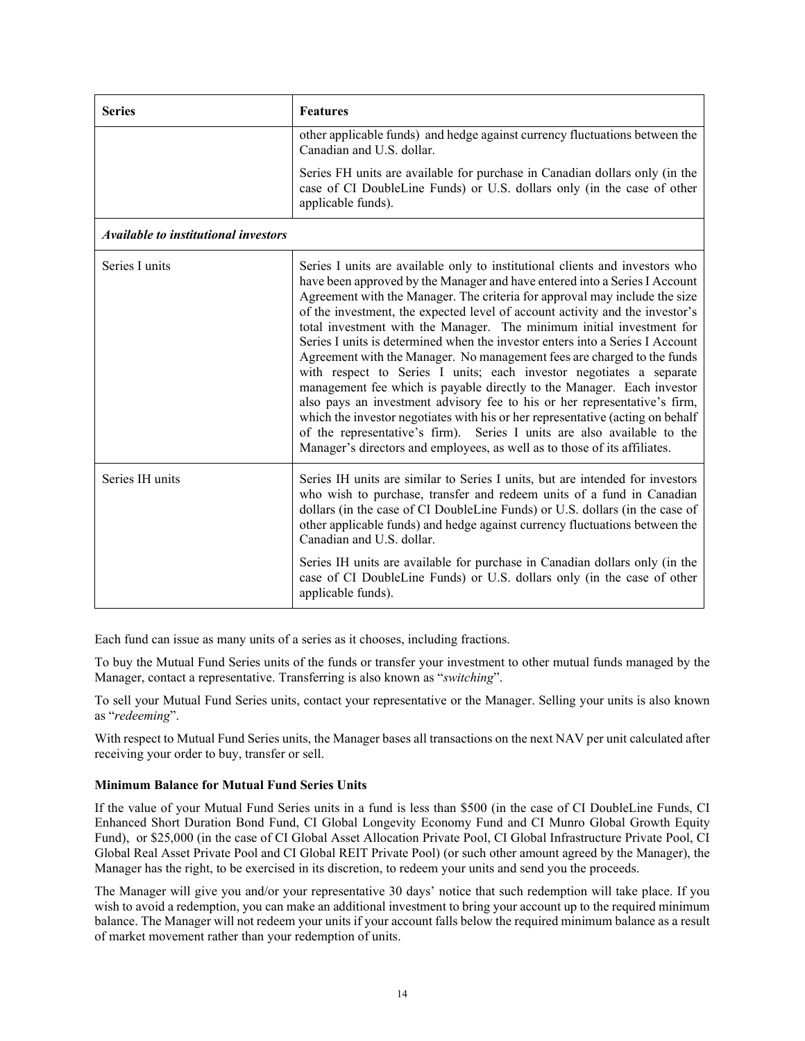| Series | Features |
| --- | --- |
| | other applicable funds) and hedge against currency fluctuations between the Canadian and U.S. dollar.<br><br>Series FH units are available for purchase in Canadian dollars only (in the case of CI DoubleLine Funds) or U.S. dollars only (in the case of other applicable funds). |
| ***Available to institutional investors*** | |
| Series I units | Series I units are available only to institutional clients and investors who have been approved by the Manager and have entered into a Series I Account Agreement with the Manager. The criteria for approval may include the size of the investment, the expected level of account activity and the investor's total investment with the Manager. The minimum initial investment for Series I units is determined when the investor enters into a Series I Account Agreement with the Manager. No management fees are charged to the funds with respect to Series I units; each investor negotiates a separate management fee which is payable directly to the Manager. Each investor also pays an investment advisory fee to his or her representative's firm, which the investor negotiates with his or her representative (acting on behalf of the representative's firm). Series I units are also available to the Manager's directors and employees, as well as to those of its affiliates. |
| Series IH units | Series IH units are similar to Series I units, but are intended for investors who wish to purchase, transfer and redeem units of a fund in Canadian dollars (in the case of CI DoubleLine Funds) or U.S. dollars (in the case of other applicable funds) and hedge against currency fluctuations between the Canadian and U.S. dollar.<br><br>Series IH units are available for purchase in Canadian dollars only (in the case of CI DoubleLine Funds) or U.S. dollars only (in the case of other applicable funds). |

Each fund can issue as many units of a series as it chooses, including fractions.

To buy the Mutual Fund Series units of the funds or transfer your investment to other mutual funds managed by the Manager, contact a representative. Transferring is also known as "*switching*".

To sell your Mutual Fund Series units, contact your representative or the Manager. Selling your units is also known as "*redeeming*".

With respect to Mutual Fund Series units, the Manager bases all transactions on the next NAV per unit calculated after receiving your order to buy, transfer or sell.

**Minimum Balance for Mutual Fund Series Units**

If the value of your Mutual Fund Series units in a fund is less than $500 (in the case of CI DoubleLine Funds, CI Enhanced Short Duration Bond Fund, CI Global Longevity Economy Fund and CI Munro Global Growth Equity Fund), or $25,000 (in the case of CI Global Asset Allocation Private Pool, CI Global Infrastructure Private Pool, CI Global Real Asset Private Pool and CI Global REIT Private Pool) (or such other amount agreed by the Manager), the Manager has the right, to be exercised in its discretion, to redeem your units and send you the proceeds.

The Manager will give you and/or your representative 30 days' notice that such redemption will take place. If you wish to avoid a redemption, you can make an additional investment to bring your account up to the required minimum balance. The Manager will not redeem your units if your account falls below the required minimum balance as a result of market movement rather than your redemption of units.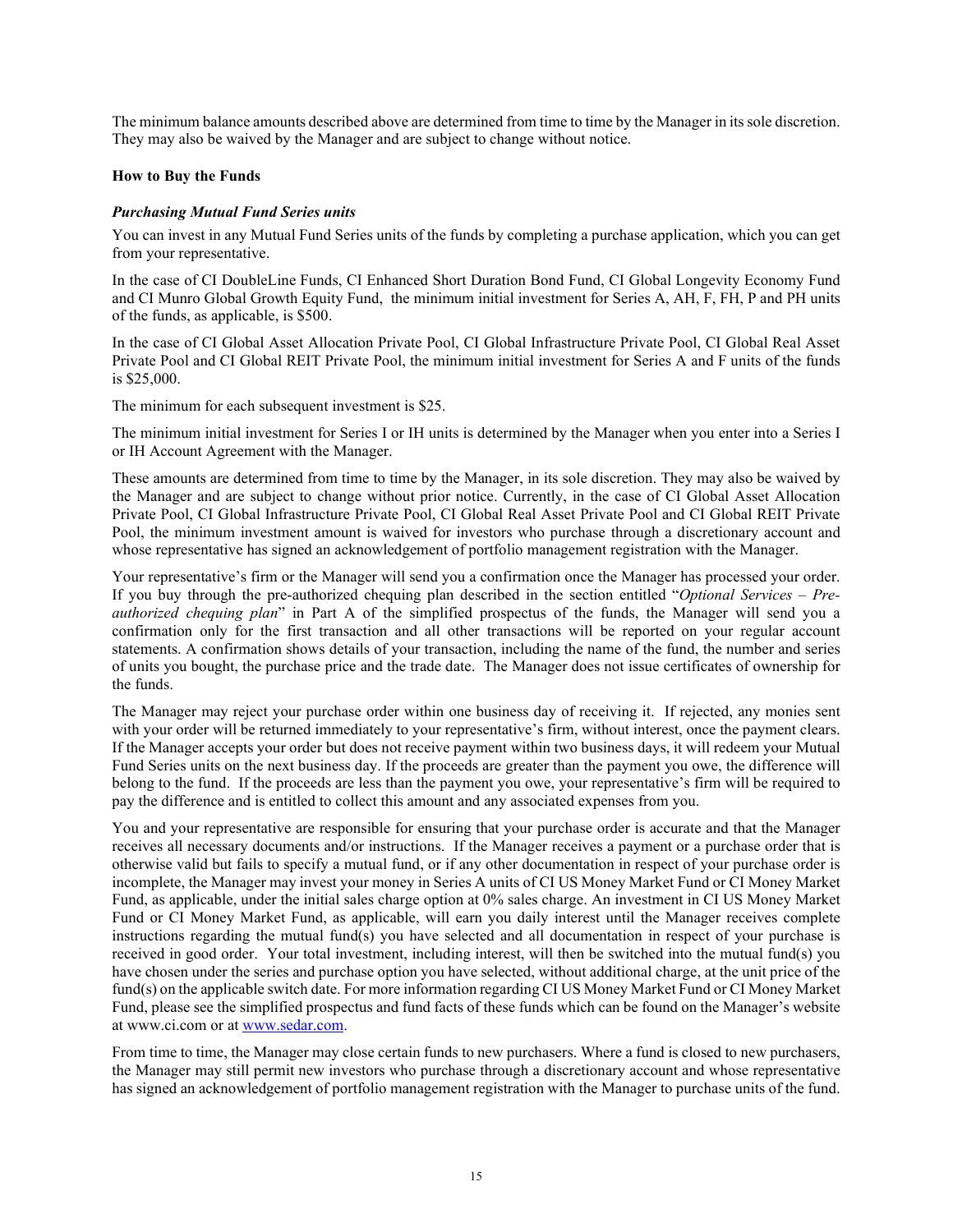The minimum balance amounts described above are determined from time to time by the Manager in its sole discretion. They may also be waived by the Manager and are subject to change without notice.

**How to Buy the Funds**

***Purchasing Mutual Fund Series units***

You can invest in any Mutual Fund Series units of the funds by completing a purchase application, which you can get from your representative.

In the case of CI DoubleLine Funds, CI Enhanced Short Duration Bond Fund, CI Global Longevity Economy Fund and CI Munro Global Growth Equity Fund, the minimum initial investment for Series A, AH, F, FH, P and PH units of the funds, as applicable, is $500.

In the case of CI Global Asset Allocation Private Pool, CI Global Infrastructure Private Pool, CI Global Real Asset Private Pool and CI Global REIT Private Pool, the minimum initial investment for Series A and F units of the funds is $25,000.

The minimum for each subsequent investment is $25.

The minimum initial investment for Series I or IH units is determined by the Manager when you enter into a Series I or IH Account Agreement with the Manager.

These amounts are determined from time to time by the Manager, in its sole discretion. They may also be waived by the Manager and are subject to change without prior notice. Currently, in the case of CI Global Asset Allocation Private Pool, CI Global Infrastructure Private Pool, CI Global Real Asset Private Pool and CI Global REIT Private Pool, the minimum investment amount is waived for investors who purchase through a discretionary account and whose representative has signed an acknowledgement of portfolio management registration with the Manager.

Your representative's firm or the Manager will send you a confirmation once the Manager has processed your order. If you buy through the pre-authorized chequing plan described in the section entitled "*Optional Services – Pre-authorized chequing plan*" in Part A of the simplified prospectus of the funds, the Manager will send you a confirmation only for the first transaction and all other transactions will be reported on your regular account statements. A confirmation shows details of your transaction, including the name of the fund, the number and series of units you bought, the purchase price and the trade date. The Manager does not issue certificates of ownership for the funds.

The Manager may reject your purchase order within one business day of receiving it. If rejected, any monies sent with your order will be returned immediately to your representative's firm, without interest, once the payment clears. If the Manager accepts your order but does not receive payment within two business days, it will redeem your Mutual Fund Series units on the next business day. If the proceeds are greater than the payment you owe, the difference will belong to the fund. If the proceeds are less than the payment you owe, your representative's firm will be required to pay the difference and is entitled to collect this amount and any associated expenses from you.

You and your representative are responsible for ensuring that your purchase order is accurate and that the Manager receives all necessary documents and/or instructions. If the Manager receives a payment or a purchase order that is otherwise valid but fails to specify a mutual fund, or if any other documentation in respect of your purchase order is incomplete, the Manager may invest your money in Series A units of CI US Money Market Fund or CI Money Market Fund, as applicable, under the initial sales charge option at 0% sales charge. An investment in CI US Money Market Fund or CI Money Market Fund, as applicable, will earn you daily interest until the Manager receives complete instructions regarding the mutual fund(s) you have selected and all documentation in respect of your purchase is received in good order. Your total investment, including interest, will then be switched into the mutual fund(s) you have chosen under the series and purchase option you have selected, without additional charge, at the unit price of the fund(s) on the applicable switch date. For more information regarding CI US Money Market Fund or CI Money Market Fund, please see the simplified prospectus and fund facts of these funds which can be found on the Manager's website at www.ci.com or at www.sedar.com.

From time to time, the Manager may close certain funds to new purchasers. Where a fund is closed to new purchasers, the Manager may still permit new investors who purchase through a discretionary account and whose representative has signed an acknowledgement of portfolio management registration with the Manager to purchase units of the fund.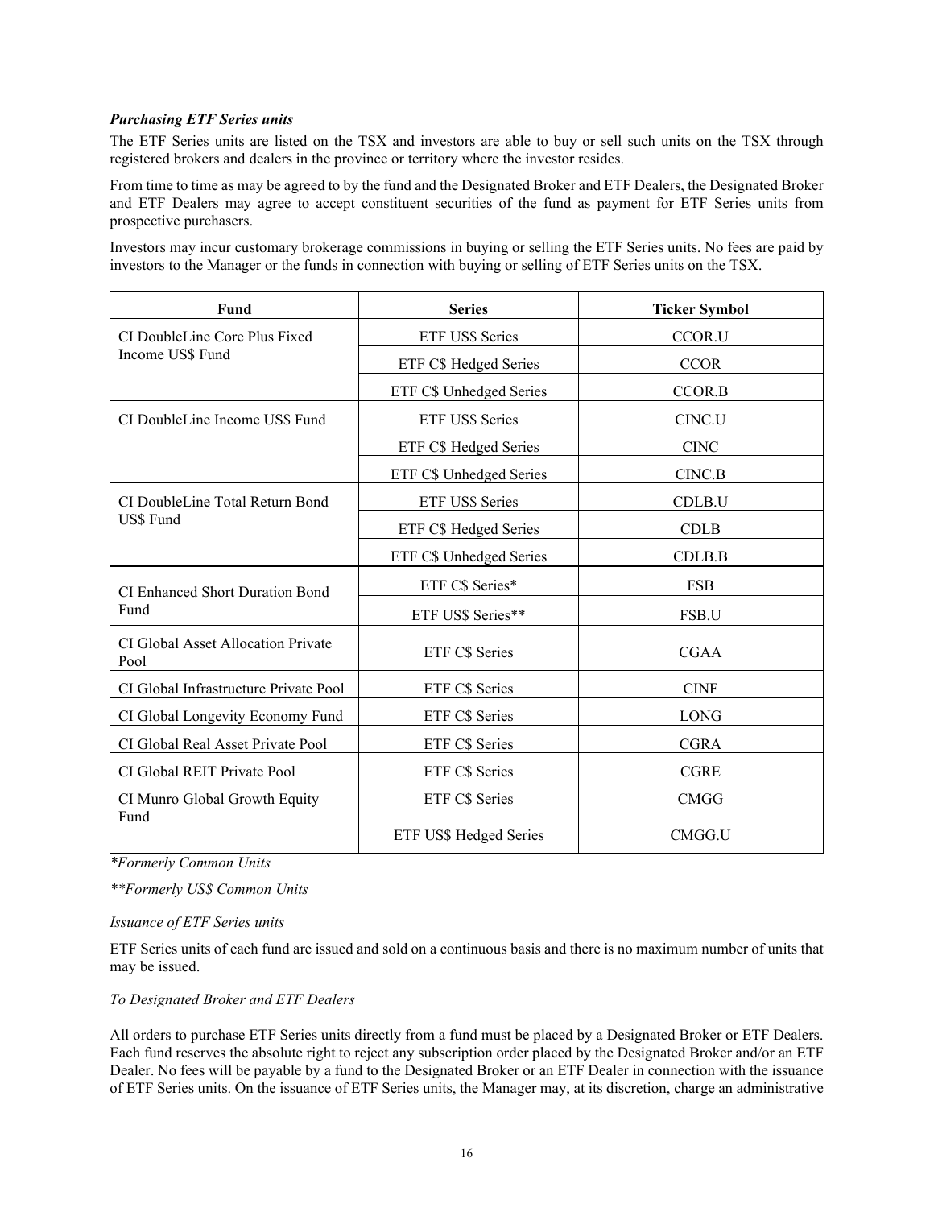***Purchasing ETF Series units***

The ETF Series units are listed on the TSX and investors are able to buy or sell such units on the TSX through registered brokers and dealers in the province or territory where the investor resides.

From time to time as may be agreed to by the fund and the Designated Broker and ETF Dealers, the Designated Broker and ETF Dealers may agree to accept constituent securities of the fund as payment for ETF Series units from prospective purchasers.

Investors may incur customary brokerage commissions in buying or selling the ETF Series units. No fees are paid by investors to the Manager or the funds in connection with buying or selling of ETF Series units on the TSX.

| Fund | Series | Ticker Symbol |
|---|---|---|
| CI DoubleLine Core Plus Fixed Income US$ Fund | ETF US$ Series | CCOR.U |
| | ETF C$ Hedged Series | CCOR |
| | ETF C$ Unhedged Series | CCOR.B |
| CI DoubleLine Income US$ Fund | ETF US$ Series | CINC.U |
| | ETF C$ Hedged Series | CINC |
| | ETF C$ Unhedged Series | CINC.B |
| CI DoubleLine Total Return Bond US$ Fund | ETF US$ Series | CDLB.U |
| | ETF C$ Hedged Series | CDLB |
| | ETF C$ Unhedged Series | CDLB.B |
| CI Enhanced Short Duration Bond Fund | ETF C$ Series* | FSB |
| | ETF US$ Series** | FSB.U |
| CI Global Asset Allocation Private Pool | ETF C$ Series | CGAA |
| CI Global Infrastructure Private Pool | ETF C$ Series | CINF |
| CI Global Longevity Economy Fund | ETF C$ Series | LONG |
| CI Global Real Asset Private Pool | ETF C$ Series | CGRA |
| CI Global REIT Private Pool | ETF C$ Series | CGRE |
| CI Munro Global Growth Equity Fund | ETF C$ Series | CMGG |
| | ETF US$ Hedged Series | CMGG.U |

*\*Formerly Common Units*

*\*\*Formerly US$ Common Units*

*Issuance of ETF Series units*

ETF Series units of each fund are issued and sold on a continuous basis and there is no maximum number of units that may be issued.

*To Designated Broker and ETF Dealers*

All orders to purchase ETF Series units directly from a fund must be placed by a Designated Broker or ETF Dealers. Each fund reserves the absolute right to reject any subscription order placed by the Designated Broker and/or an ETF Dealer. No fees will be payable by a fund to the Designated Broker or an ETF Dealer in connection with the issuance of ETF Series units. On the issuance of ETF Series units, the Manager may, at its discretion, charge an administrative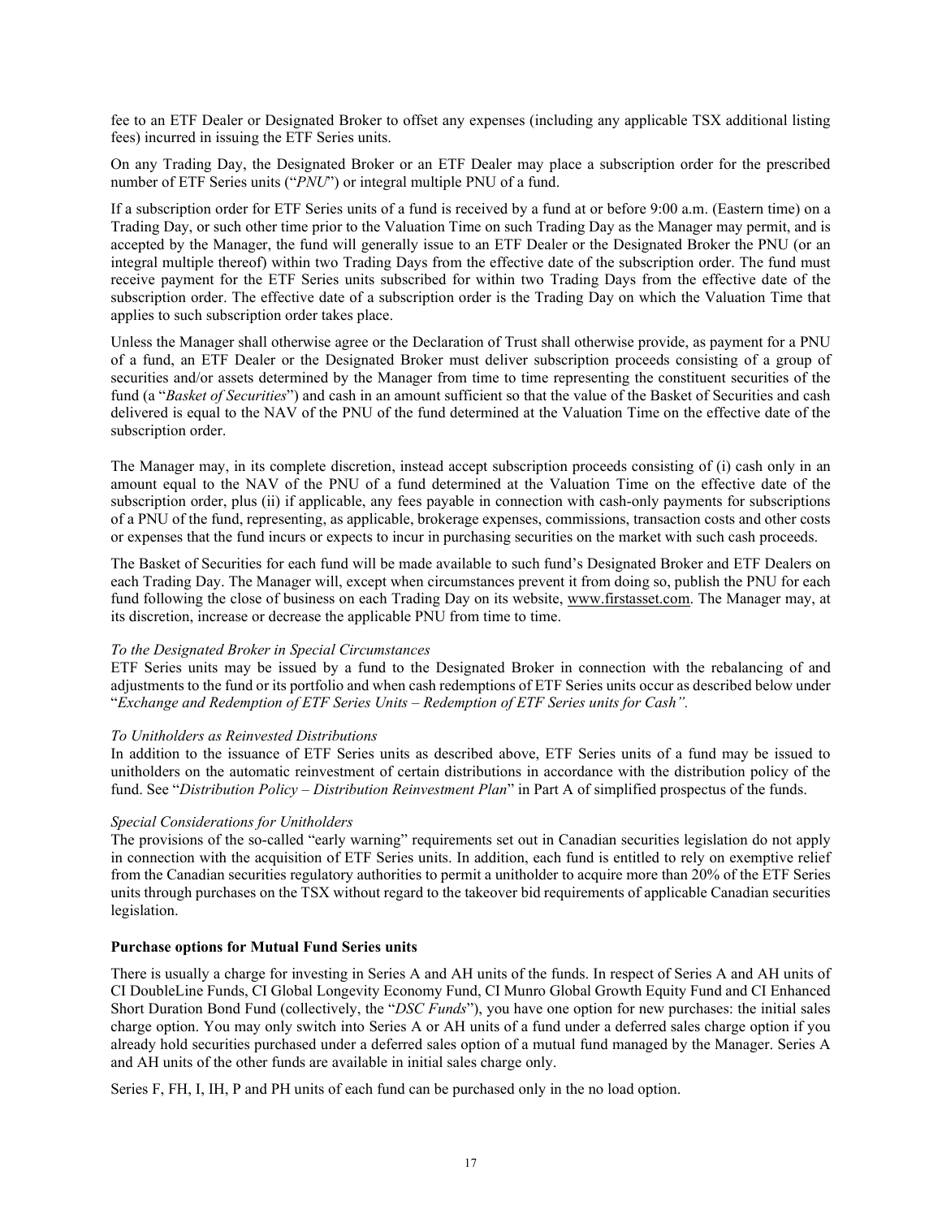fee to an ETF Dealer or Designated Broker to offset any expenses (including any applicable TSX additional listing fees) incurred in issuing the ETF Series units.

On any Trading Day, the Designated Broker or an ETF Dealer may place a subscription order for the prescribed number of ETF Series units ("*PNU*") or integral multiple PNU of a fund.

If a subscription order for ETF Series units of a fund is received by a fund at or before 9:00 a.m. (Eastern time) on a Trading Day, or such other time prior to the Valuation Time on such Trading Day as the Manager may permit, and is accepted by the Manager, the fund will generally issue to an ETF Dealer or the Designated Broker the PNU (or an integral multiple thereof) within two Trading Days from the effective date of the subscription order. The fund must receive payment for the ETF Series units subscribed for within two Trading Days from the effective date of the subscription order. The effective date of a subscription order is the Trading Day on which the Valuation Time that applies to such subscription order takes place.

Unless the Manager shall otherwise agree or the Declaration of Trust shall otherwise provide, as payment for a PNU of a fund, an ETF Dealer or the Designated Broker must deliver subscription proceeds consisting of a group of securities and/or assets determined by the Manager from time to time representing the constituent securities of the fund (a "*Basket of Securities*") and cash in an amount sufficient so that the value of the Basket of Securities and cash delivered is equal to the NAV of the PNU of the fund determined at the Valuation Time on the effective date of the subscription order.

The Manager may, in its complete discretion, instead accept subscription proceeds consisting of (i) cash only in an amount equal to the NAV of the PNU of a fund determined at the Valuation Time on the effective date of the subscription order, plus (ii) if applicable, any fees payable in connection with cash-only payments for subscriptions of a PNU of the fund, representing, as applicable, brokerage expenses, commissions, transaction costs and other costs or expenses that the fund incurs or expects to incur in purchasing securities on the market with such cash proceeds.

The Basket of Securities for each fund will be made available to such fund's Designated Broker and ETF Dealers on each Trading Day. The Manager will, except when circumstances prevent it from doing so, publish the PNU for each fund following the close of business on each Trading Day on its website, www.firstasset.com. The Manager may, at its discretion, increase or decrease the applicable PNU from time to time.

*To the Designated Broker in Special Circumstances*

ETF Series units may be issued by a fund to the Designated Broker in connection with the rebalancing of and adjustments to the fund or its portfolio and when cash redemptions of ETF Series units occur as described below under "*Exchange and Redemption of ETF Series Units – Redemption of ETF Series units for Cash".*

*To Unitholders as Reinvested Distributions*

In addition to the issuance of ETF Series units as described above, ETF Series units of a fund may be issued to unitholders on the automatic reinvestment of certain distributions in accordance with the distribution policy of the fund. See "*Distribution Policy – Distribution Reinvestment Plan*" in Part A of simplified prospectus of the funds.

*Special Considerations for Unitholders*

The provisions of the so-called "early warning" requirements set out in Canadian securities legislation do not apply in connection with the acquisition of ETF Series units. In addition, each fund is entitled to rely on exemptive relief from the Canadian securities regulatory authorities to permit a unitholder to acquire more than 20% of the ETF Series units through purchases on the TSX without regard to the takeover bid requirements of applicable Canadian securities legislation.

**Purchase options for Mutual Fund Series units**

There is usually a charge for investing in Series A and AH units of the funds. In respect of Series A and AH units of CI DoubleLine Funds, CI Global Longevity Economy Fund, CI Munro Global Growth Equity Fund and CI Enhanced Short Duration Bond Fund (collectively, the "*DSC Funds*"), you have one option for new purchases: the initial sales charge option. You may only switch into Series A or AH units of a fund under a deferred sales charge option if you already hold securities purchased under a deferred sales option of a mutual fund managed by the Manager. Series A and AH units of the other funds are available in initial sales charge only.

Series F, FH, I, IH, P and PH units of each fund can be purchased only in the no load option.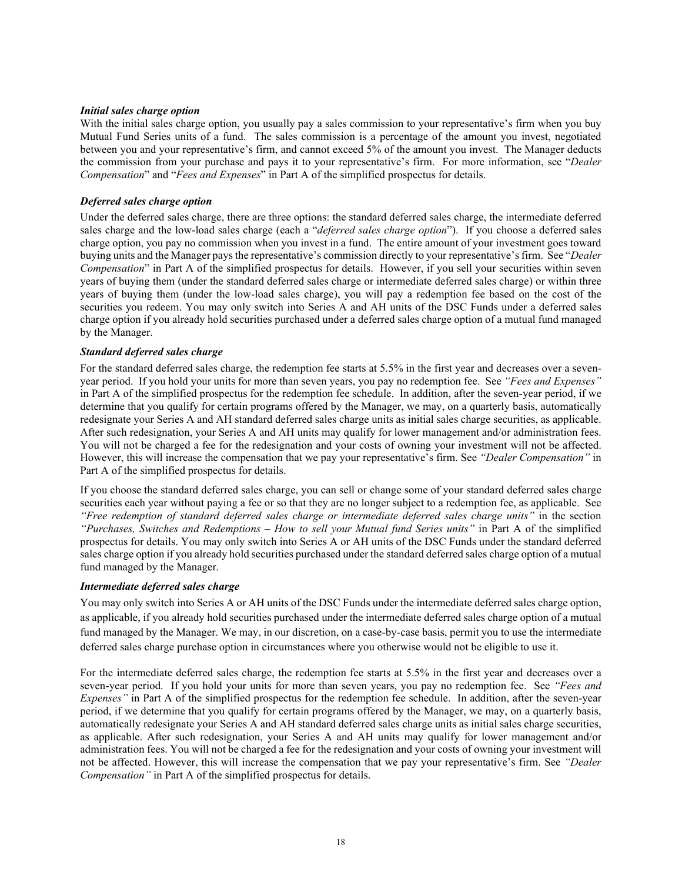***Initial sales charge option***

With the initial sales charge option, you usually pay a sales commission to your representative's firm when you buy Mutual Fund Series units of a fund. The sales commission is a percentage of the amount you invest, negotiated between you and your representative's firm, and cannot exceed 5% of the amount you invest. The Manager deducts the commission from your purchase and pays it to your representative's firm. For more information, see "*Dealer Compensation*" and "*Fees and Expenses*" in Part A of the simplified prospectus for details.

***Deferred sales charge option***

Under the deferred sales charge, there are three options: the standard deferred sales charge, the intermediate deferred sales charge and the low-load sales charge (each a "*deferred sales charge option*"). If you choose a deferred sales charge option, you pay no commission when you invest in a fund. The entire amount of your investment goes toward buying units and the Manager pays the representative's commission directly to your representative's firm. See "*Dealer Compensation*" in Part A of the simplified prospectus for details. However, if you sell your securities within seven years of buying them (under the standard deferred sales charge or intermediate deferred sales charge) or within three years of buying them (under the low-load sales charge), you will pay a redemption fee based on the cost of the securities you redeem. You may only switch into Series A and AH units of the DSC Funds under a deferred sales charge option if you already hold securities purchased under a deferred sales charge option of a mutual fund managed by the Manager.

***Standard deferred sales charge***

For the standard deferred sales charge, the redemption fee starts at 5.5% in the first year and decreases over a seven-year period. If you hold your units for more than seven years, you pay no redemption fee. See *"Fees and Expenses"* in Part A of the simplified prospectus for the redemption fee schedule. In addition, after the seven-year period, if we determine that you qualify for certain programs offered by the Manager, we may, on a quarterly basis, automatically redesignate your Series A and AH standard deferred sales charge units as initial sales charge securities, as applicable. After such redesignation, your Series A and AH units may qualify for lower management and/or administration fees. You will not be charged a fee for the redesignation and your costs of owning your investment will not be affected. However, this will increase the compensation that we pay your representative's firm. See *"Dealer Compensation"* in Part A of the simplified prospectus for details.

If you choose the standard deferred sales charge, you can sell or change some of your standard deferred sales charge securities each year without paying a fee or so that they are no longer subject to a redemption fee, as applicable. See *"Free redemption of standard deferred sales charge or intermediate deferred sales charge units"* in the section *"Purchases, Switches and Redemptions – How to sell your Mutual fund Series units"* in Part A of the simplified prospectus for details. You may only switch into Series A or AH units of the DSC Funds under the standard deferred sales charge option if you already hold securities purchased under the standard deferred sales charge option of a mutual fund managed by the Manager.

***Intermediate deferred sales charge***

You may only switch into Series A or AH units of the DSC Funds under the intermediate deferred sales charge option, as applicable, if you already hold securities purchased under the intermediate deferred sales charge option of a mutual fund managed by the Manager. We may, in our discretion, on a case-by-case basis, permit you to use the intermediate deferred sales charge purchase option in circumstances where you otherwise would not be eligible to use it.

For the intermediate deferred sales charge, the redemption fee starts at 5.5% in the first year and decreases over a seven-year period. If you hold your units for more than seven years, you pay no redemption fee. See *"Fees and Expenses"* in Part A of the simplified prospectus for the redemption fee schedule. In addition, after the seven-year period, if we determine that you qualify for certain programs offered by the Manager, we may, on a quarterly basis, automatically redesignate your Series A and AH standard deferred sales charge units as initial sales charge securities, as applicable. After such redesignation, your Series A and AH units may qualify for lower management and/or administration fees. You will not be charged a fee for the redesignation and your costs of owning your investment will not be affected. However, this will increase the compensation that we pay your representative's firm. See *"Dealer Compensation"* in Part A of the simplified prospectus for details.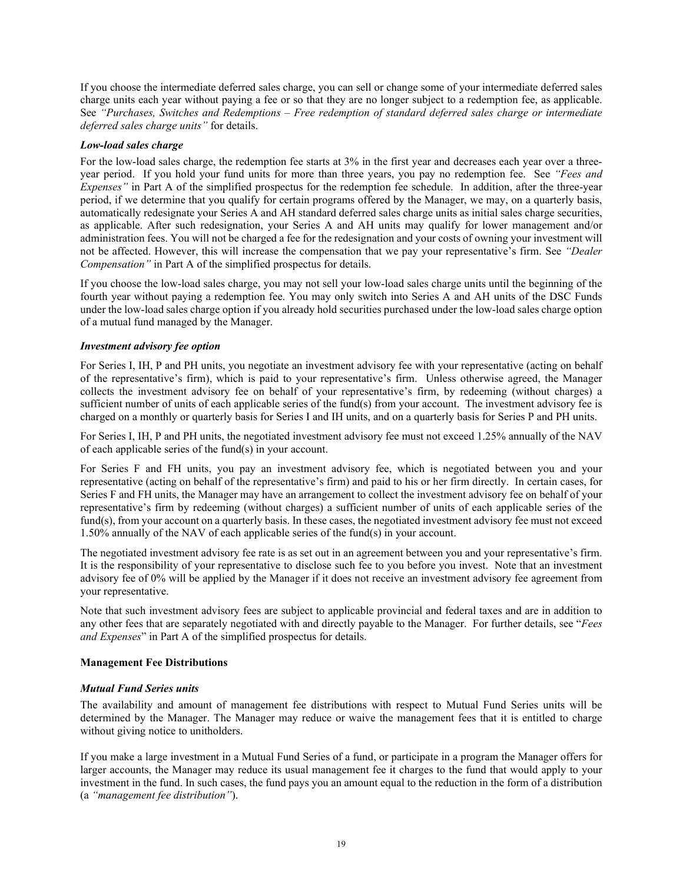If you choose the intermediate deferred sales charge, you can sell or change some of your intermediate deferred sales charge units each year without paying a fee or so that they are no longer subject to a redemption fee, as applicable. See *"Purchases, Switches and Redemptions – Free redemption of standard deferred sales charge or intermediate deferred sales charge units"* for details.

***Low-load sales charge***

For the low-load sales charge, the redemption fee starts at 3% in the first year and decreases each year over a three-year period. If you hold your fund units for more than three years, you pay no redemption fee. See *"Fees and Expenses"* in Part A of the simplified prospectus for the redemption fee schedule. In addition, after the three-year period, if we determine that you qualify for certain programs offered by the Manager, we may, on a quarterly basis, automatically redesignate your Series A and AH standard deferred sales charge units as initial sales charge securities, as applicable. After such redesignation, your Series A and AH units may qualify for lower management and/or administration fees. You will not be charged a fee for the redesignation and your costs of owning your investment will not be affected. However, this will increase the compensation that we pay your representative's firm. See *"Dealer Compensation"* in Part A of the simplified prospectus for details.

If you choose the low-load sales charge, you may not sell your low-load sales charge units until the beginning of the fourth year without paying a redemption fee. You may only switch into Series A and AH units of the DSC Funds under the low-load sales charge option if you already hold securities purchased under the low-load sales charge option of a mutual fund managed by the Manager.

***Investment advisory fee option***

For Series I, IH, P and PH units, you negotiate an investment advisory fee with your representative (acting on behalf of the representative's firm), which is paid to your representative's firm. Unless otherwise agreed, the Manager collects the investment advisory fee on behalf of your representative's firm, by redeeming (without charges) a sufficient number of units of each applicable series of the fund(s) from your account. The investment advisory fee is charged on a monthly or quarterly basis for Series I and IH units, and on a quarterly basis for Series P and PH units.

For Series I, IH, P and PH units, the negotiated investment advisory fee must not exceed 1.25% annually of the NAV of each applicable series of the fund(s) in your account.

For Series F and FH units, you pay an investment advisory fee, which is negotiated between you and your representative (acting on behalf of the representative's firm) and paid to his or her firm directly. In certain cases, for Series F and FH units, the Manager may have an arrangement to collect the investment advisory fee on behalf of your representative's firm by redeeming (without charges) a sufficient number of units of each applicable series of the fund(s), from your account on a quarterly basis. In these cases, the negotiated investment advisory fee must not exceed 1.50% annually of the NAV of each applicable series of the fund(s) in your account.

The negotiated investment advisory fee rate is as set out in an agreement between you and your representative's firm. It is the responsibility of your representative to disclose such fee to you before you invest. Note that an investment advisory fee of 0% will be applied by the Manager if it does not receive an investment advisory fee agreement from your representative.

Note that such investment advisory fees are subject to applicable provincial and federal taxes and are in addition to any other fees that are separately negotiated with and directly payable to the Manager. For further details, see "*Fees and Expenses*" in Part A of the simplified prospectus for details.

**Management Fee Distributions**

***Mutual Fund Series units***

The availability and amount of management fee distributions with respect to Mutual Fund Series units will be determined by the Manager. The Manager may reduce or waive the management fees that it is entitled to charge without giving notice to unitholders.

If you make a large investment in a Mutual Fund Series of a fund, or participate in a program the Manager offers for larger accounts, the Manager may reduce its usual management fee it charges to the fund that would apply to your investment in the fund. In such cases, the fund pays you an amount equal to the reduction in the form of a distribution (a *"management fee distribution"*).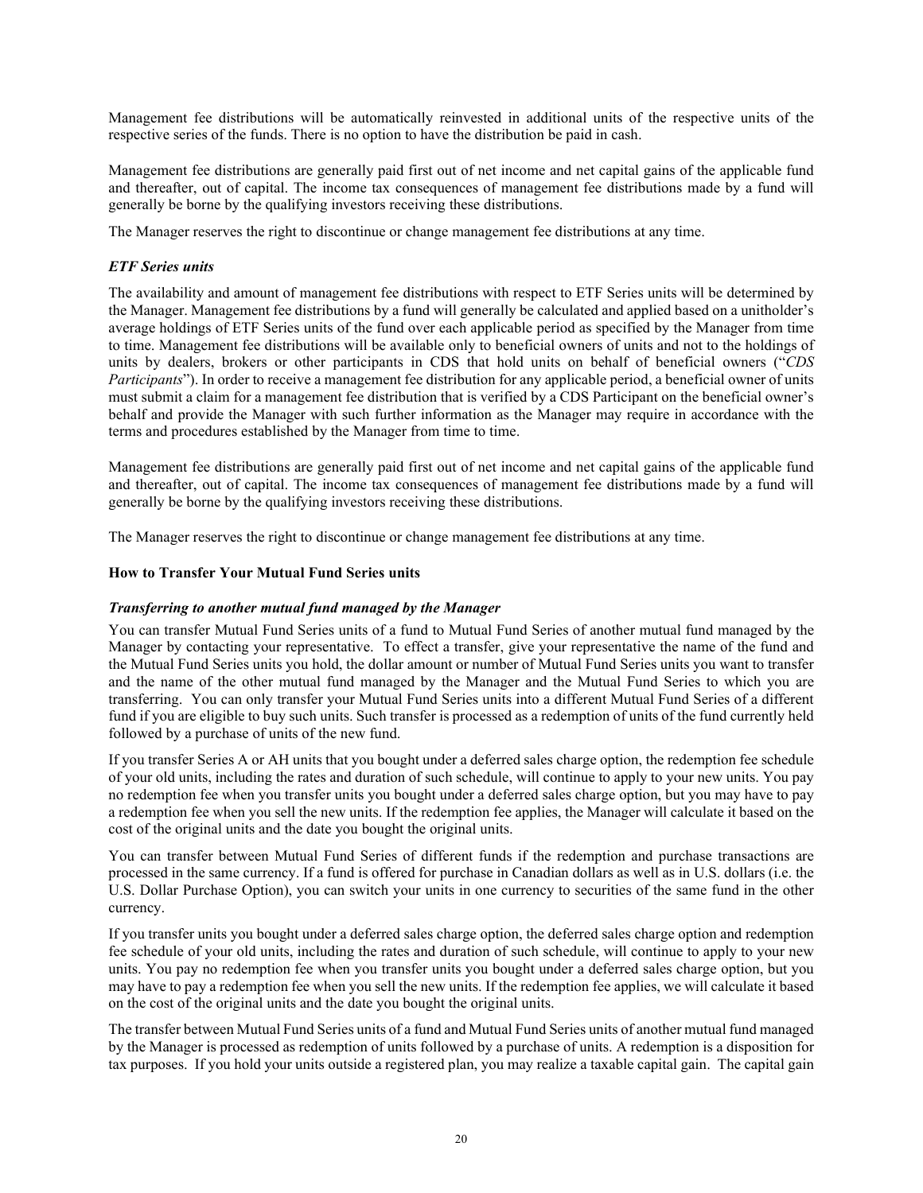Management fee distributions will be automatically reinvested in additional units of the respective units of the respective series of the funds. There is no option to have the distribution be paid in cash.

Management fee distributions are generally paid first out of net income and net capital gains of the applicable fund and thereafter, out of capital. The income tax consequences of management fee distributions made by a fund will generally be borne by the qualifying investors receiving these distributions.

The Manager reserves the right to discontinue or change management fee distributions at any time.

***ETF Series units***

The availability and amount of management fee distributions with respect to ETF Series units will be determined by the Manager. Management fee distributions by a fund will generally be calculated and applied based on a unitholder's average holdings of ETF Series units of the fund over each applicable period as specified by the Manager from time to time. Management fee distributions will be available only to beneficial owners of units and not to the holdings of units by dealers, brokers or other participants in CDS that hold units on behalf of beneficial owners ("*CDS Participants*"). In order to receive a management fee distribution for any applicable period, a beneficial owner of units must submit a claim for a management fee distribution that is verified by a CDS Participant on the beneficial owner's behalf and provide the Manager with such further information as the Manager may require in accordance with the terms and procedures established by the Manager from time to time.

Management fee distributions are generally paid first out of net income and net capital gains of the applicable fund and thereafter, out of capital. The income tax consequences of management fee distributions made by a fund will generally be borne by the qualifying investors receiving these distributions.

The Manager reserves the right to discontinue or change management fee distributions at any time.

**How to Transfer Your Mutual Fund Series units**

***Transferring to another mutual fund managed by the Manager***

You can transfer Mutual Fund Series units of a fund to Mutual Fund Series of another mutual fund managed by the Manager by contacting your representative. To effect a transfer, give your representative the name of the fund and the Mutual Fund Series units you hold, the dollar amount or number of Mutual Fund Series units you want to transfer and the name of the other mutual fund managed by the Manager and the Mutual Fund Series to which you are transferring. You can only transfer your Mutual Fund Series units into a different Mutual Fund Series of a different fund if you are eligible to buy such units. Such transfer is processed as a redemption of units of the fund currently held followed by a purchase of units of the new fund.

If you transfer Series A or AH units that you bought under a deferred sales charge option, the redemption fee schedule of your old units, including the rates and duration of such schedule, will continue to apply to your new units. You pay no redemption fee when you transfer units you bought under a deferred sales charge option, but you may have to pay a redemption fee when you sell the new units. If the redemption fee applies, the Manager will calculate it based on the cost of the original units and the date you bought the original units.

You can transfer between Mutual Fund Series of different funds if the redemption and purchase transactions are processed in the same currency. If a fund is offered for purchase in Canadian dollars as well as in U.S. dollars (i.e. the U.S. Dollar Purchase Option), you can switch your units in one currency to securities of the same fund in the other currency.

If you transfer units you bought under a deferred sales charge option, the deferred sales charge option and redemption fee schedule of your old units, including the rates and duration of such schedule, will continue to apply to your new units. You pay no redemption fee when you transfer units you bought under a deferred sales charge option, but you may have to pay a redemption fee when you sell the new units. If the redemption fee applies, we will calculate it based on the cost of the original units and the date you bought the original units.

The transfer between Mutual Fund Series units of a fund and Mutual Fund Series units of another mutual fund managed by the Manager is processed as redemption of units followed by a purchase of units. A redemption is a disposition for tax purposes. If you hold your units outside a registered plan, you may realize a taxable capital gain. The capital gain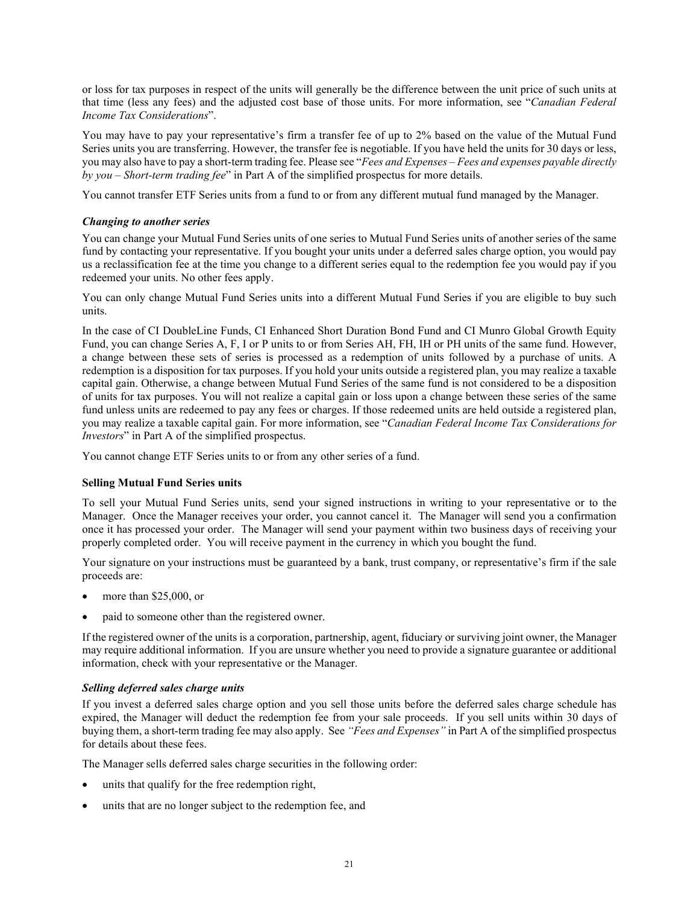or loss for tax purposes in respect of the units will generally be the difference between the unit price of such units at that time (less any fees) and the adjusted cost base of those units. For more information, see "*Canadian Federal Income Tax Considerations*".

You may have to pay your representative's firm a transfer fee of up to 2% based on the value of the Mutual Fund Series units you are transferring. However, the transfer fee is negotiable. If you have held the units for 30 days or less, you may also have to pay a short-term trading fee. Please see "*Fees and Expenses – Fees and expenses payable directly by you – Short-term trading fee*" in Part A of the simplified prospectus for more details.

You cannot transfer ETF Series units from a fund to or from any different mutual fund managed by the Manager.

#### *Changing to another series*

You can change your Mutual Fund Series units of one series to Mutual Fund Series units of another series of the same fund by contacting your representative. If you bought your units under a deferred sales charge option, you would pay us a reclassification fee at the time you change to a different series equal to the redemption fee you would pay if you redeemed your units. No other fees apply.

You can only change Mutual Fund Series units into a different Mutual Fund Series if you are eligible to buy such units.

In the case of CI DoubleLine Funds, CI Enhanced Short Duration Bond Fund and CI Munro Global Growth Equity Fund, you can change Series A, F, I or P units to or from Series AH, FH, IH or PH units of the same fund. However, a change between these sets of series is processed as a redemption of units followed by a purchase of units. A redemption is a disposition for tax purposes. If you hold your units outside a registered plan, you may realize a taxable capital gain. Otherwise, a change between Mutual Fund Series of the same fund is not considered to be a disposition of units for tax purposes. You will not realize a capital gain or loss upon a change between these series of the same fund unless units are redeemed to pay any fees or charges. If those redeemed units are held outside a registered plan, you may realize a taxable capital gain. For more information, see "*Canadian Federal Income Tax Considerations for Investors*" in Part A of the simplified prospectus.

You cannot change ETF Series units to or from any other series of a fund.

### **Selling Mutual Fund Series units**

To sell your Mutual Fund Series units, send your signed instructions in writing to your representative or to the Manager. Once the Manager receives your order, you cannot cancel it. The Manager will send you a confirmation once it has processed your order. The Manager will send your payment within two business days of receiving your properly completed order. You will receive payment in the currency in which you bought the fund.

Your signature on your instructions must be guaranteed by a bank, trust company, or representative's firm if the sale proceeds are:

- more than $25,000, or
- paid to someone other than the registered owner.

If the registered owner of the units is a corporation, partnership, agent, fiduciary or surviving joint owner, the Manager may require additional information. If you are unsure whether you need to provide a signature guarantee or additional information, check with your representative or the Manager.

#### *Selling deferred sales charge units*

If you invest a deferred sales charge option and you sell those units before the deferred sales charge schedule has expired, the Manager will deduct the redemption fee from your sale proceeds. If you sell units within 30 days of buying them, a short-term trading fee may also apply. See *"Fees and Expenses"* in Part A of the simplified prospectus for details about these fees.

The Manager sells deferred sales charge securities in the following order:

- units that qualify for the free redemption right,
- units that are no longer subject to the redemption fee, and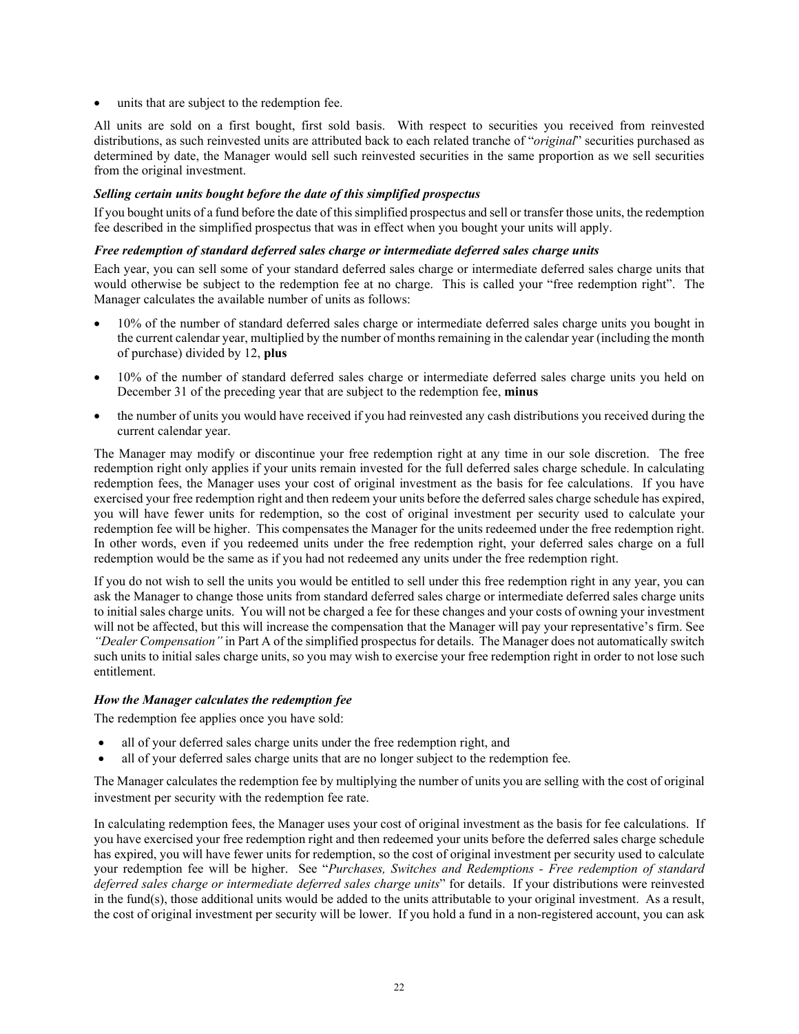- units that are subject to the redemption fee.

All units are sold on a first bought, first sold basis. With respect to securities you received from reinvested distributions, as such reinvested units are attributed back to each related tranche of "*original*" securities purchased as determined by date, the Manager would sell such reinvested securities in the same proportion as we sell securities from the original investment.

***Selling certain units bought before the date of this simplified prospectus***

If you bought units of a fund before the date of this simplified prospectus and sell or transfer those units, the redemption fee described in the simplified prospectus that was in effect when you bought your units will apply.

***Free redemption of standard deferred sales charge or intermediate deferred sales charge units***

Each year, you can sell some of your standard deferred sales charge or intermediate deferred sales charge units that would otherwise be subject to the redemption fee at no charge. This is called your "free redemption right". The Manager calculates the available number of units as follows:

- 10% of the number of standard deferred sales charge or intermediate deferred sales charge units you bought in the current calendar year, multiplied by the number of months remaining in the calendar year (including the month of purchase) divided by 12, **plus**
- 10% of the number of standard deferred sales charge or intermediate deferred sales charge units you held on December 31 of the preceding year that are subject to the redemption fee, **minus**
- the number of units you would have received if you had reinvested any cash distributions you received during the current calendar year.

The Manager may modify or discontinue your free redemption right at any time in our sole discretion. The free redemption right only applies if your units remain invested for the full deferred sales charge schedule. In calculating redemption fees, the Manager uses your cost of original investment as the basis for fee calculations. If you have exercised your free redemption right and then redeem your units before the deferred sales charge schedule has expired, you will have fewer units for redemption, so the cost of original investment per security used to calculate your redemption fee will be higher. This compensates the Manager for the units redeemed under the free redemption right. In other words, even if you redeemed units under the free redemption right, your deferred sales charge on a full redemption would be the same as if you had not redeemed any units under the free redemption right.

If you do not wish to sell the units you would be entitled to sell under this free redemption right in any year, you can ask the Manager to change those units from standard deferred sales charge or intermediate deferred sales charge units to initial sales charge units. You will not be charged a fee for these changes and your costs of owning your investment will not be affected, but this will increase the compensation that the Manager will pay your representative's firm. See *"Dealer Compensation"* in Part A of the simplified prospectus for details. The Manager does not automatically switch such units to initial sales charge units, so you may wish to exercise your free redemption right in order to not lose such entitlement.

***How the Manager calculates the redemption fee***

The redemption fee applies once you have sold:

- all of your deferred sales charge units under the free redemption right, and
- all of your deferred sales charge units that are no longer subject to the redemption fee.

The Manager calculates the redemption fee by multiplying the number of units you are selling with the cost of original investment per security with the redemption fee rate.

In calculating redemption fees, the Manager uses your cost of original investment as the basis for fee calculations. If you have exercised your free redemption right and then redeemed your units before the deferred sales charge schedule has expired, you will have fewer units for redemption, so the cost of original investment per security used to calculate your redemption fee will be higher. See "*Purchases, Switches and Redemptions - Free redemption of standard deferred sales charge or intermediate deferred sales charge units*" for details. If your distributions were reinvested in the fund(s), those additional units would be added to the units attributable to your original investment. As a result, the cost of original investment per security will be lower. If you hold a fund in a non-registered account, you can ask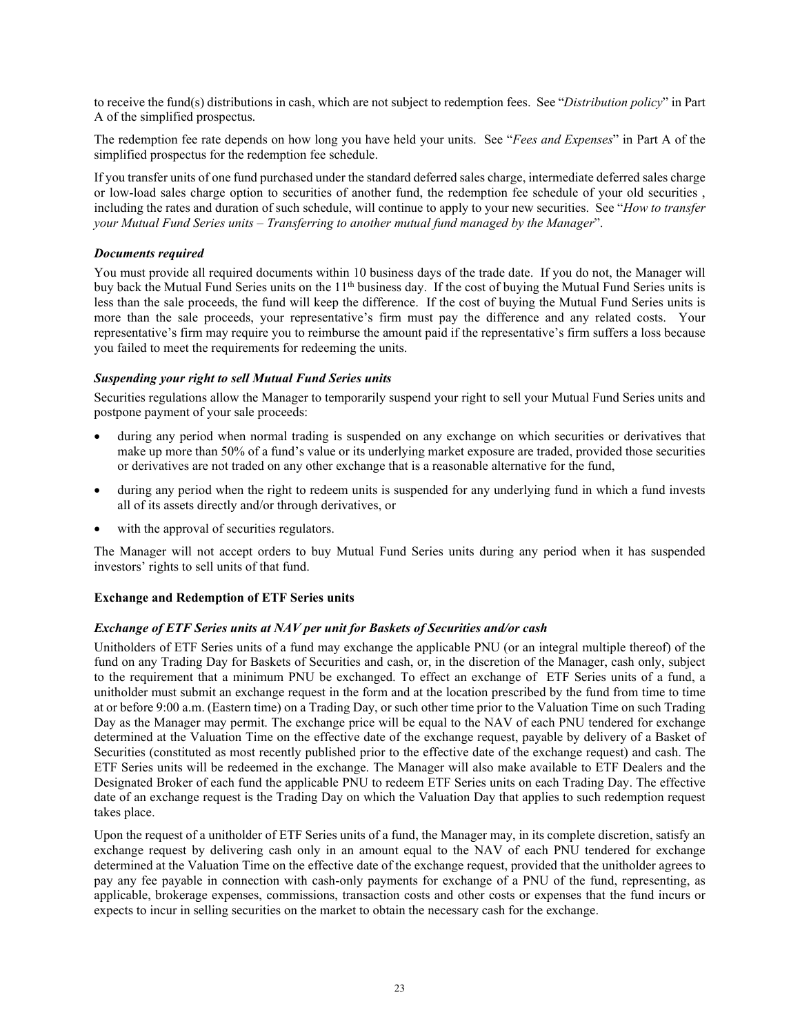to receive the fund(s) distributions in cash, which are not subject to redemption fees. See "*Distribution policy*" in Part A of the simplified prospectus.

The redemption fee rate depends on how long you have held your units. See "*Fees and Expenses*" in Part A of the simplified prospectus for the redemption fee schedule.

If you transfer units of one fund purchased under the standard deferred sales charge, intermediate deferred sales charge or low-load sales charge option to securities of another fund, the redemption fee schedule of your old securities , including the rates and duration of such schedule, will continue to apply to your new securities. See "*How to transfer your Mutual Fund Series units – Transferring to another mutual fund managed by the Manager*".

***Documents required***

You must provide all required documents within 10 business days of the trade date. If you do not, the Manager will buy back the Mutual Fund Series units on the 11th business day. If the cost of buying the Mutual Fund Series units is less than the sale proceeds, the fund will keep the difference. If the cost of buying the Mutual Fund Series units is more than the sale proceeds, your representative's firm must pay the difference and any related costs. Your representative's firm may require you to reimburse the amount paid if the representative's firm suffers a loss because you failed to meet the requirements for redeeming the units.

***Suspending your right to sell Mutual Fund Series units***

Securities regulations allow the Manager to temporarily suspend your right to sell your Mutual Fund Series units and postpone payment of your sale proceeds:

- during any period when normal trading is suspended on any exchange on which securities or derivatives that make up more than 50% of a fund's value or its underlying market exposure are traded, provided those securities or derivatives are not traded on any other exchange that is a reasonable alternative for the fund,
- during any period when the right to redeem units is suspended for any underlying fund in which a fund invests all of its assets directly and/or through derivatives, or
- with the approval of securities regulators.

The Manager will not accept orders to buy Mutual Fund Series units during any period when it has suspended investors' rights to sell units of that fund.

**Exchange and Redemption of ETF Series units**

***Exchange of ETF Series units at NAV per unit for Baskets of Securities and/or cash***

Unitholders of ETF Series units of a fund may exchange the applicable PNU (or an integral multiple thereof) of the fund on any Trading Day for Baskets of Securities and cash, or, in the discretion of the Manager, cash only, subject to the requirement that a minimum PNU be exchanged. To effect an exchange of ETF Series units of a fund, a unitholder must submit an exchange request in the form and at the location prescribed by the fund from time to time at or before 9:00 a.m. (Eastern time) on a Trading Day, or such other time prior to the Valuation Time on such Trading Day as the Manager may permit. The exchange price will be equal to the NAV of each PNU tendered for exchange determined at the Valuation Time on the effective date of the exchange request, payable by delivery of a Basket of Securities (constituted as most recently published prior to the effective date of the exchange request) and cash. The ETF Series units will be redeemed in the exchange. The Manager will also make available to ETF Dealers and the Designated Broker of each fund the applicable PNU to redeem ETF Series units on each Trading Day. The effective date of an exchange request is the Trading Day on which the Valuation Day that applies to such redemption request takes place.

Upon the request of a unitholder of ETF Series units of a fund, the Manager may, in its complete discretion, satisfy an exchange request by delivering cash only in an amount equal to the NAV of each PNU tendered for exchange determined at the Valuation Time on the effective date of the exchange request, provided that the unitholder agrees to pay any fee payable in connection with cash-only payments for exchange of a PNU of the fund, representing, as applicable, brokerage expenses, commissions, transaction costs and other costs or expenses that the fund incurs or expects to incur in selling securities on the market to obtain the necessary cash for the exchange.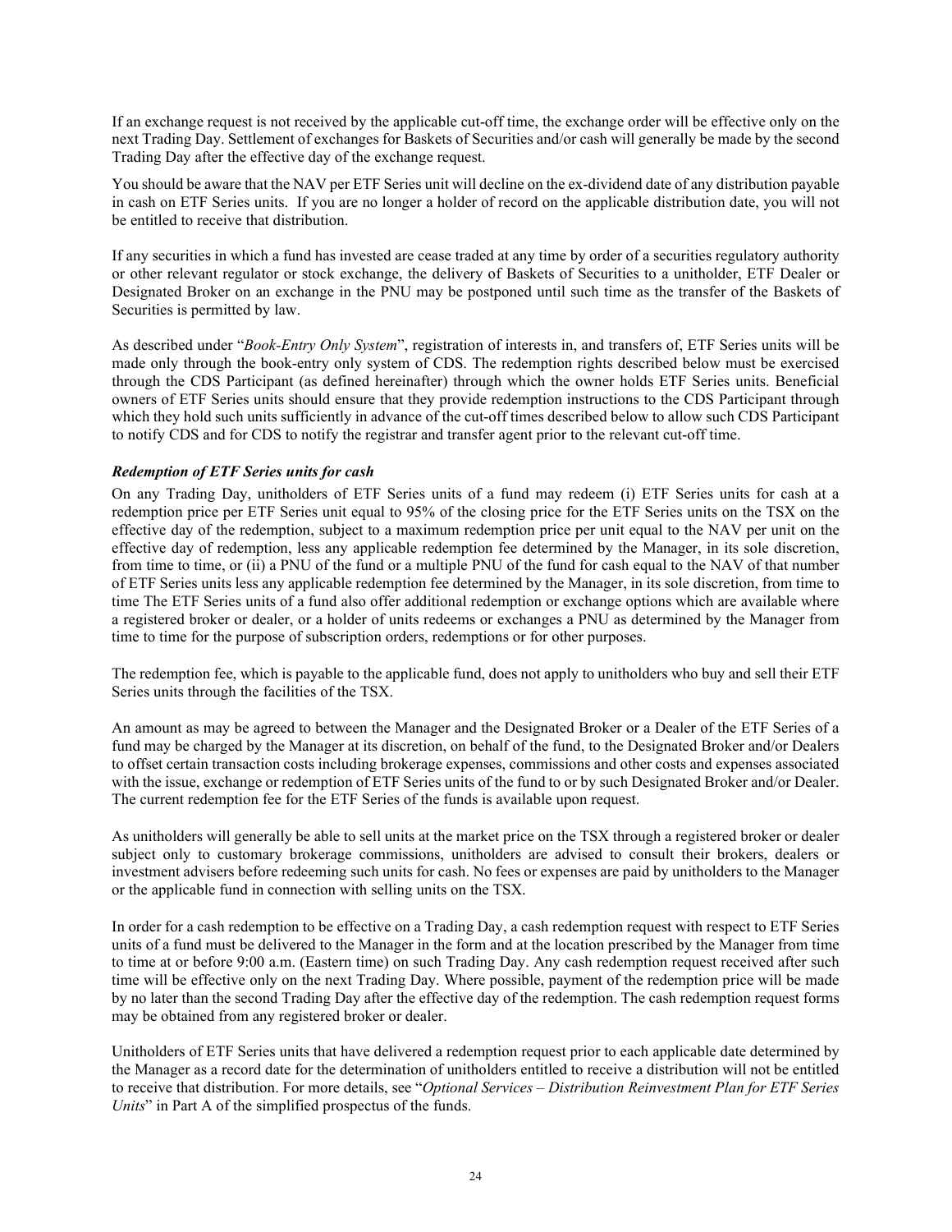If an exchange request is not received by the applicable cut-off time, the exchange order will be effective only on the next Trading Day. Settlement of exchanges for Baskets of Securities and/or cash will generally be made by the second Trading Day after the effective day of the exchange request.

You should be aware that the NAV per ETF Series unit will decline on the ex-dividend date of any distribution payable in cash on ETF Series units. If you are no longer a holder of record on the applicable distribution date, you will not be entitled to receive that distribution.

If any securities in which a fund has invested are cease traded at any time by order of a securities regulatory authority or other relevant regulator or stock exchange, the delivery of Baskets of Securities to a unitholder, ETF Dealer or Designated Broker on an exchange in the PNU may be postponed until such time as the transfer of the Baskets of Securities is permitted by law.

As described under "*Book-Entry Only System*", registration of interests in, and transfers of, ETF Series units will be made only through the book-entry only system of CDS. The redemption rights described below must be exercised through the CDS Participant (as defined hereinafter) through which the owner holds ETF Series units. Beneficial owners of ETF Series units should ensure that they provide redemption instructions to the CDS Participant through which they hold such units sufficiently in advance of the cut-off times described below to allow such CDS Participant to notify CDS and for CDS to notify the registrar and transfer agent prior to the relevant cut-off time.

### *Redemption of ETF Series units for cash*

On any Trading Day, unitholders of ETF Series units of a fund may redeem (i) ETF Series units for cash at a redemption price per ETF Series unit equal to 95% of the closing price for the ETF Series units on the TSX on the effective day of the redemption, subject to a maximum redemption price per unit equal to the NAV per unit on the effective day of redemption, less any applicable redemption fee determined by the Manager, in its sole discretion, from time to time, or (ii) a PNU of the fund or a multiple PNU of the fund for cash equal to the NAV of that number of ETF Series units less any applicable redemption fee determined by the Manager, in its sole discretion, from time to time The ETF Series units of a fund also offer additional redemption or exchange options which are available where a registered broker or dealer, or a holder of units redeems or exchanges a PNU as determined by the Manager from time to time for the purpose of subscription orders, redemptions or for other purposes.

The redemption fee, which is payable to the applicable fund, does not apply to unitholders who buy and sell their ETF Series units through the facilities of the TSX.

An amount as may be agreed to between the Manager and the Designated Broker or a Dealer of the ETF Series of a fund may be charged by the Manager at its discretion, on behalf of the fund, to the Designated Broker and/or Dealers to offset certain transaction costs including brokerage expenses, commissions and other costs and expenses associated with the issue, exchange or redemption of ETF Series units of the fund to or by such Designated Broker and/or Dealer. The current redemption fee for the ETF Series of the funds is available upon request.

As unitholders will generally be able to sell units at the market price on the TSX through a registered broker or dealer subject only to customary brokerage commissions, unitholders are advised to consult their brokers, dealers or investment advisers before redeeming such units for cash. No fees or expenses are paid by unitholders to the Manager or the applicable fund in connection with selling units on the TSX.

In order for a cash redemption to be effective on a Trading Day, a cash redemption request with respect to ETF Series units of a fund must be delivered to the Manager in the form and at the location prescribed by the Manager from time to time at or before 9:00 a.m. (Eastern time) on such Trading Day. Any cash redemption request received after such time will be effective only on the next Trading Day. Where possible, payment of the redemption price will be made by no later than the second Trading Day after the effective day of the redemption. The cash redemption request forms may be obtained from any registered broker or dealer.

Unitholders of ETF Series units that have delivered a redemption request prior to each applicable date determined by the Manager as a record date for the determination of unitholders entitled to receive a distribution will not be entitled to receive that distribution. For more details, see "*Optional Services – Distribution Reinvestment Plan for ETF Series Units*" in Part A of the simplified prospectus of the funds.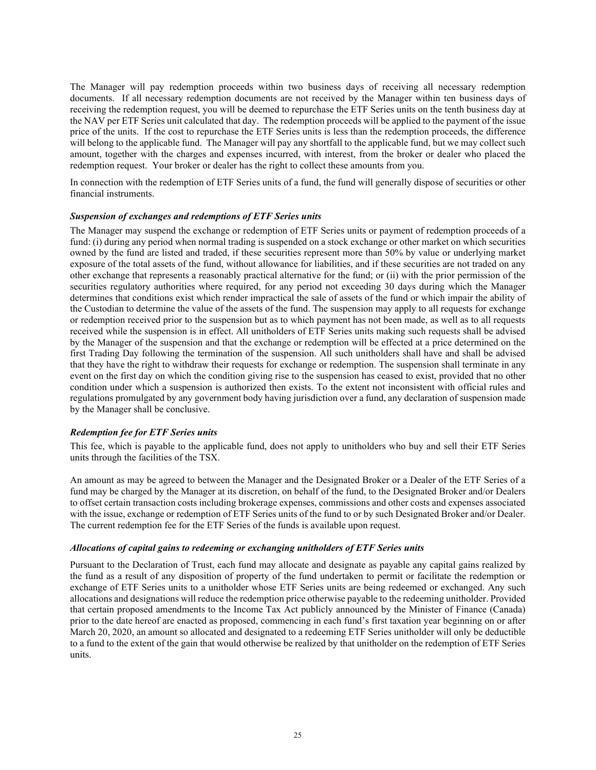The Manager will pay redemption proceeds within two business days of receiving all necessary redemption documents. If all necessary redemption documents are not received by the Manager within ten business days of receiving the redemption request, you will be deemed to repurchase the ETF Series units on the tenth business day at the NAV per ETF Series unit calculated that day. The redemption proceeds will be applied to the payment of the issue price of the units. If the cost to repurchase the ETF Series units is less than the redemption proceeds, the difference will belong to the applicable fund. The Manager will pay any shortfall to the applicable fund, but we may collect such amount, together with the charges and expenses incurred, with interest, from the broker or dealer who placed the redemption request. Your broker or dealer has the right to collect these amounts from you.

In connection with the redemption of ETF Series units of a fund, the fund will generally dispose of securities or other financial instruments.

### *Suspension of exchanges and redemptions of ETF Series units*

The Manager may suspend the exchange or redemption of ETF Series units or payment of redemption proceeds of a fund: (i) during any period when normal trading is suspended on a stock exchange or other market on which securities owned by the fund are listed and traded, if these securities represent more than 50% by value or underlying market exposure of the total assets of the fund, without allowance for liabilities, and if these securities are not traded on any other exchange that represents a reasonably practical alternative for the fund; or (ii) with the prior permission of the securities regulatory authorities where required, for any period not exceeding 30 days during which the Manager determines that conditions exist which render impractical the sale of assets of the fund or which impair the ability of the Custodian to determine the value of the assets of the fund. The suspension may apply to all requests for exchange or redemption received prior to the suspension but as to which payment has not been made, as well as to all requests received while the suspension is in effect. All unitholders of ETF Series units making such requests shall be advised by the Manager of the suspension and that the exchange or redemption will be effected at a price determined on the first Trading Day following the termination of the suspension. All such unitholders shall have and shall be advised that they have the right to withdraw their requests for exchange or redemption. The suspension shall terminate in any event on the first day on which the condition giving rise to the suspension has ceased to exist, provided that no other condition under which a suspension is authorized then exists. To the extent not inconsistent with official rules and regulations promulgated by any government body having jurisdiction over a fund, any declaration of suspension made by the Manager shall be conclusive.

### *Redemption fee for ETF Series units*

This fee, which is payable to the applicable fund, does not apply to unitholders who buy and sell their ETF Series units through the facilities of the TSX.

An amount as may be agreed to between the Manager and the Designated Broker or a Dealer of the ETF Series of a fund may be charged by the Manager at its discretion, on behalf of the fund, to the Designated Broker and/or Dealers to offset certain transaction costs including brokerage expenses, commissions and other costs and expenses associated with the issue, exchange or redemption of ETF Series units of the fund to or by such Designated Broker and/or Dealer. The current redemption fee for the ETF Series of the funds is available upon request.

### *Allocations of capital gains to redeeming or exchanging unitholders of ETF Series units*

Pursuant to the Declaration of Trust, each fund may allocate and designate as payable any capital gains realized by the fund as a result of any disposition of property of the fund undertaken to permit or facilitate the redemption or exchange of ETF Series units to a unitholder whose ETF Series units are being redeemed or exchanged. Any such allocations and designations will reduce the redemption price otherwise payable to the redeeming unitholder. Provided that certain proposed amendments to the Income Tax Act publicly announced by the Minister of Finance (Canada) prior to the date hereof are enacted as proposed, commencing in each fund's first taxation year beginning on or after March 20, 2020, an amount so allocated and designated to a redeeming ETF Series unitholder will only be deductible to a fund to the extent of the gain that would otherwise be realized by that unitholder on the redemption of ETF Series units.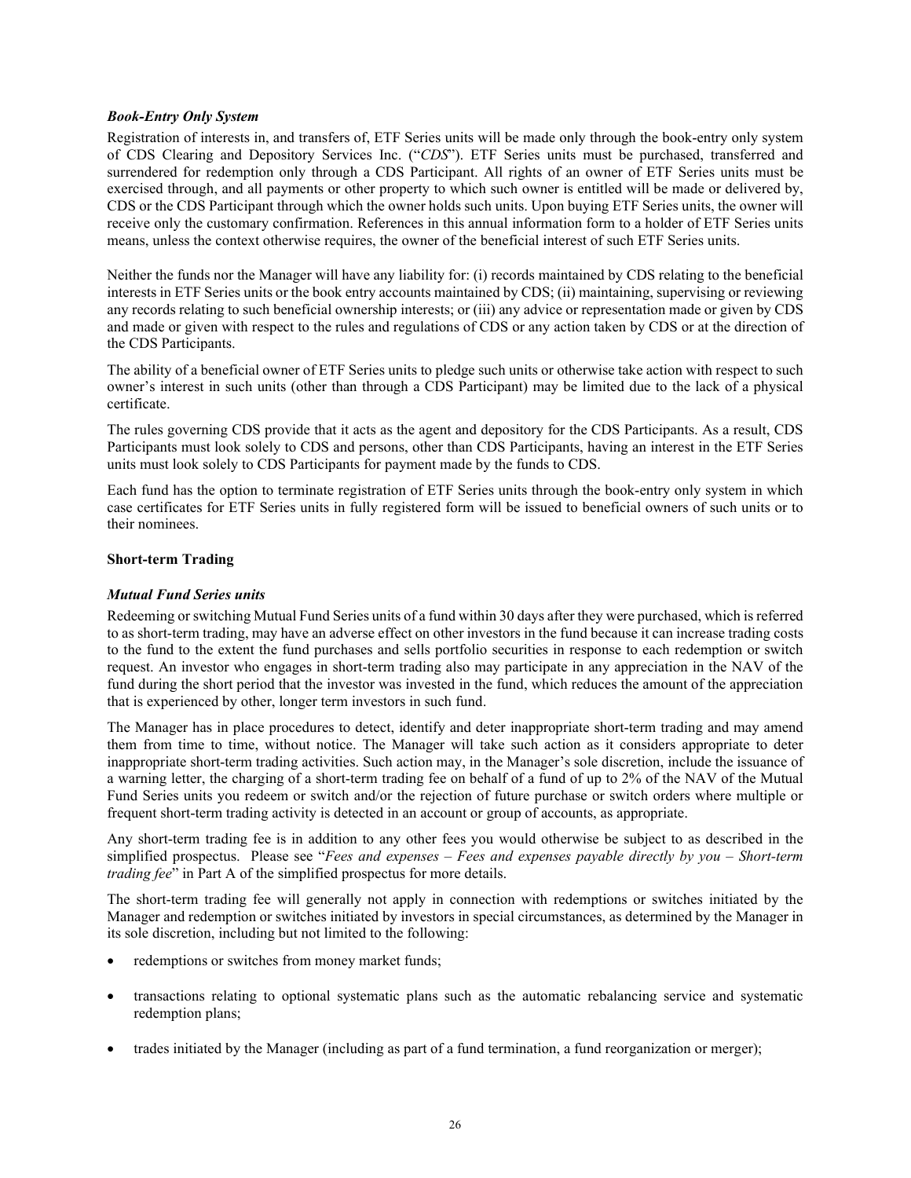### *Book-Entry Only System*

Registration of interests in, and transfers of, ETF Series units will be made only through the book-entry only system of CDS Clearing and Depository Services Inc. ("*CDS*"). ETF Series units must be purchased, transferred and surrendered for redemption only through a CDS Participant. All rights of an owner of ETF Series units must be exercised through, and all payments or other property to which such owner is entitled will be made or delivered by, CDS or the CDS Participant through which the owner holds such units. Upon buying ETF Series units, the owner will receive only the customary confirmation. References in this annual information form to a holder of ETF Series units means, unless the context otherwise requires, the owner of the beneficial interest of such ETF Series units.

Neither the funds nor the Manager will have any liability for: (i) records maintained by CDS relating to the beneficial interests in ETF Series units or the book entry accounts maintained by CDS; (ii) maintaining, supervising or reviewing any records relating to such beneficial ownership interests; or (iii) any advice or representation made or given by CDS and made or given with respect to the rules and regulations of CDS or any action taken by CDS or at the direction of the CDS Participants.

The ability of a beneficial owner of ETF Series units to pledge such units or otherwise take action with respect to such owner's interest in such units (other than through a CDS Participant) may be limited due to the lack of a physical certificate.

The rules governing CDS provide that it acts as the agent and depository for the CDS Participants. As a result, CDS Participants must look solely to CDS and persons, other than CDS Participants, having an interest in the ETF Series units must look solely to CDS Participants for payment made by the funds to CDS.

Each fund has the option to terminate registration of ETF Series units through the book-entry only system in which case certificates for ETF Series units in fully registered form will be issued to beneficial owners of such units or to their nominees.

## Short-term Trading

### *Mutual Fund Series units*

Redeeming or switching Mutual Fund Series units of a fund within 30 days after they were purchased, which is referred to as short-term trading, may have an adverse effect on other investors in the fund because it can increase trading costs to the fund to the extent the fund purchases and sells portfolio securities in response to each redemption or switch request. An investor who engages in short-term trading also may participate in any appreciation in the NAV of the fund during the short period that the investor was invested in the fund, which reduces the amount of the appreciation that is experienced by other, longer term investors in such fund.

The Manager has in place procedures to detect, identify and deter inappropriate short-term trading and may amend them from time to time, without notice. The Manager will take such action as it considers appropriate to deter inappropriate short-term trading activities. Such action may, in the Manager's sole discretion, include the issuance of a warning letter, the charging of a short-term trading fee on behalf of a fund of up to 2% of the NAV of the Mutual Fund Series units you redeem or switch and/or the rejection of future purchase or switch orders where multiple or frequent short-term trading activity is detected in an account or group of accounts, as appropriate.

Any short-term trading fee is in addition to any other fees you would otherwise be subject to as described in the simplified prospectus. Please see "*Fees and expenses – Fees and expenses payable directly by you – Short-term trading fee*" in Part A of the simplified prospectus for more details.

The short-term trading fee will generally not apply in connection with redemptions or switches initiated by the Manager and redemption or switches initiated by investors in special circumstances, as determined by the Manager in its sole discretion, including but not limited to the following:

- redemptions or switches from money market funds;
- transactions relating to optional systematic plans such as the automatic rebalancing service and systematic redemption plans;
- trades initiated by the Manager (including as part of a fund termination, a fund reorganization or merger);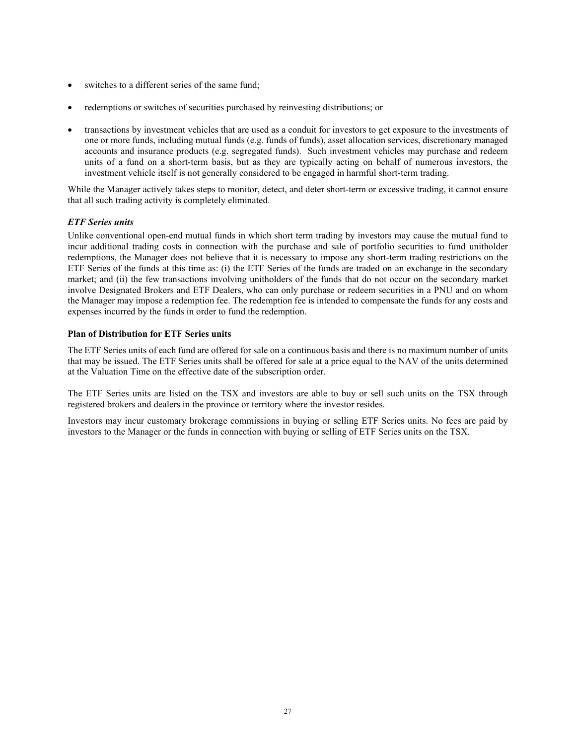- switches to a different series of the same fund;
- redemptions or switches of securities purchased by reinvesting distributions; or
- transactions by investment vehicles that are used as a conduit for investors to get exposure to the investments of one or more funds, including mutual funds (e.g. funds of funds), asset allocation services, discretionary managed accounts and insurance products (e.g. segregated funds). Such investment vehicles may purchase and redeem units of a fund on a short-term basis, but as they are typically acting on behalf of numerous investors, the investment vehicle itself is not generally considered to be engaged in harmful short-term trading.

While the Manager actively takes steps to monitor, detect, and deter short-term or excessive trading, it cannot ensure that all such trading activity is completely eliminated.

***ETF Series units***

Unlike conventional open-end mutual funds in which short term trading by investors may cause the mutual fund to incur additional trading costs in connection with the purchase and sale of portfolio securities to fund unitholder redemptions, the Manager does not believe that it is necessary to impose any short-term trading restrictions on the ETF Series of the funds at this time as: (i) the ETF Series of the funds are traded on an exchange in the secondary market; and (ii) the few transactions involving unitholders of the funds that do not occur on the secondary market involve Designated Brokers and ETF Dealers, who can only purchase or redeem securities in a PNU and on whom the Manager may impose a redemption fee. The redemption fee is intended to compensate the funds for any costs and expenses incurred by the funds in order to fund the redemption.

**Plan of Distribution for ETF Series units**

The ETF Series units of each fund are offered for sale on a continuous basis and there is no maximum number of units that may be issued. The ETF Series units shall be offered for sale at a price equal to the NAV of the units determined at the Valuation Time on the effective date of the subscription order.

The ETF Series units are listed on the TSX and investors are able to buy or sell such units on the TSX through registered brokers and dealers in the province or territory where the investor resides.

Investors may incur customary brokerage commissions in buying or selling ETF Series units. No fees are paid by investors to the Manager or the funds in connection with buying or selling of ETF Series units on the TSX.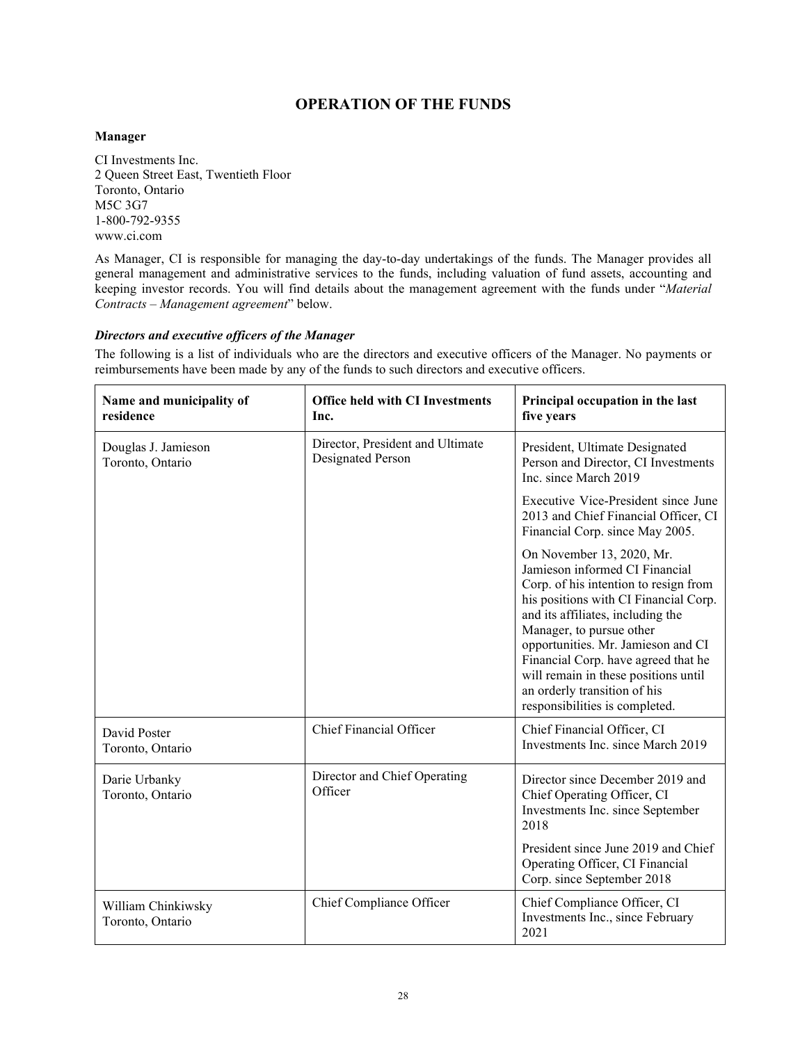## OPERATION OF THE FUNDS

### Manager

CI Investments Inc.
2 Queen Street East, Twentieth Floor
Toronto, Ontario
M5C 3G7
1-800-792-9355
www.ci.com

As Manager, CI is responsible for managing the day-to-day undertakings of the funds. The Manager provides all general management and administrative services to the funds, including valuation of fund assets, accounting and keeping investor records. You will find details about the management agreement with the funds under "*Material Contracts – Management agreement*" below.

#### *Directors and executive officers of the Manager*

The following is a list of individuals who are the directors and executive officers of the Manager. No payments or reimbursements have been made by any of the funds to such directors and executive officers.

| Name and municipality of residence | Office held with CI Investments Inc. | Principal occupation in the last five years |
|---|---|---|
| Douglas J. Jamieson<br>Toronto, Ontario | Director, President and Ultimate Designated Person | President, Ultimate Designated Person and Director, CI Investments Inc. since March 2019<br><br>Executive Vice-President since June 2013 and Chief Financial Officer, CI Financial Corp. since May 2005.<br><br>On November 13, 2020, Mr. Jamieson informed CI Financial Corp. of his intention to resign from his positions with CI Financial Corp. and its affiliates, including the Manager, to pursue other opportunities. Mr. Jamieson and CI Financial Corp. have agreed that he will remain in these positions until an orderly transition of his responsibilities is completed. |
| David Poster<br>Toronto, Ontario | Chief Financial Officer | Chief Financial Officer, CI Investments Inc. since March 2019 |
| Darie Urbanky<br>Toronto, Ontario | Director and Chief Operating Officer | Director since December 2019 and Chief Operating Officer, CI Investments Inc. since September 2018<br><br>President since June 2019 and Chief Operating Officer, CI Financial Corp. since September 2018 |
| William Chinkiwsky<br>Toronto, Ontario | Chief Compliance Officer | Chief Compliance Officer, CI Investments Inc., since February 2021 |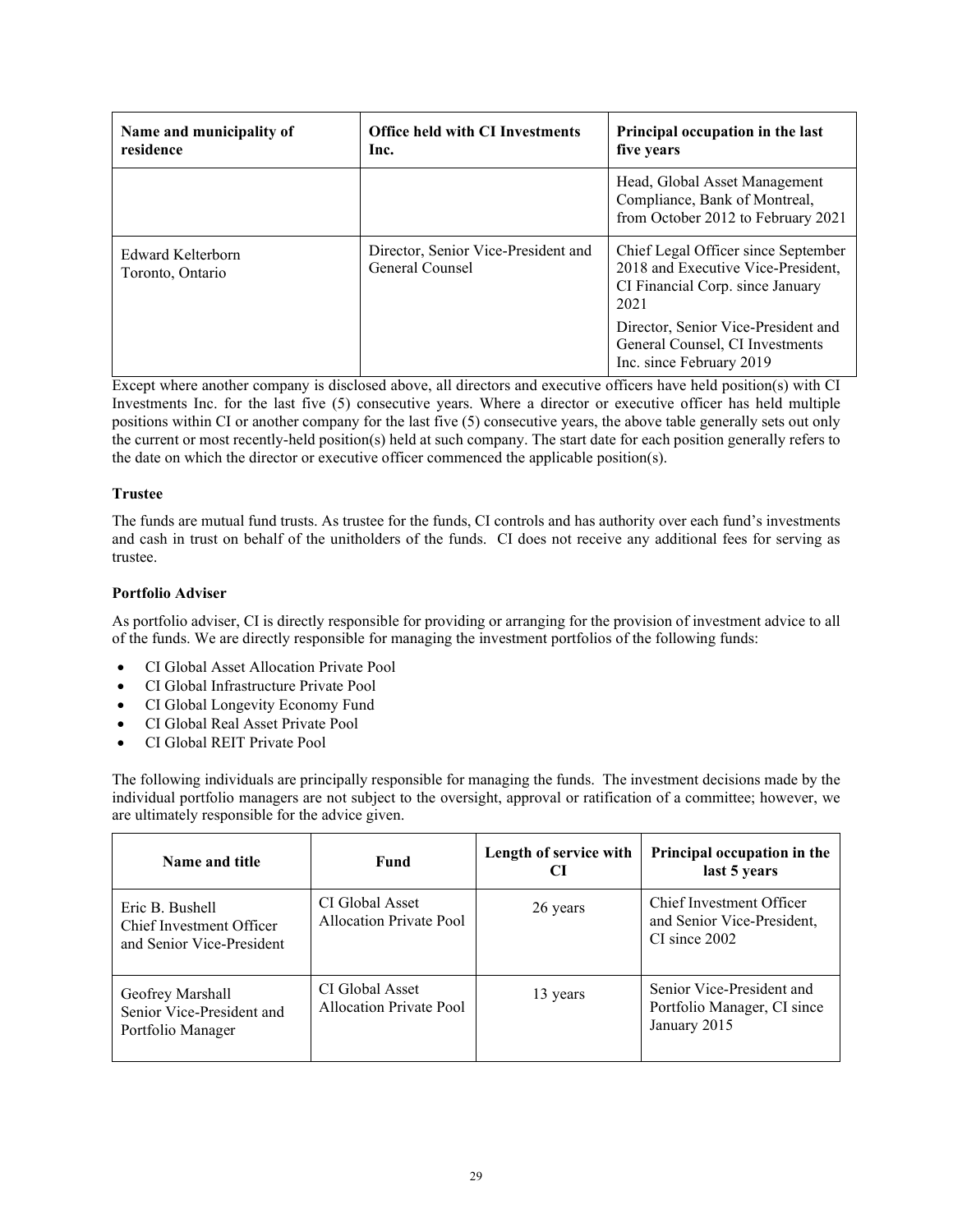| Name and municipality of residence | Office held with CI Investments Inc. | Principal occupation in the last five years |
| --- | --- | --- |
| | | Head, Global Asset Management Compliance, Bank of Montreal, from October 2012 to February 2021 |
| Edward Kelterborn<br>Toronto, Ontario | Director, Senior Vice-President and General Counsel | Chief Legal Officer since September 2018 and Executive Vice-President, CI Financial Corp. since January 2021<br><br>Director, Senior Vice-President and General Counsel, CI Investments Inc. since February 2019 |

Except where another company is disclosed above, all directors and executive officers have held position(s) with CI Investments Inc. for the last five (5) consecutive years. Where a director or executive officer has held multiple positions within CI or another company for the last five (5) consecutive years, the above table generally sets out only the current or most recently-held position(s) held at such company. The start date for each position generally refers to the date on which the director or executive officer commenced the applicable position(s).

**Trustee**

The funds are mutual fund trusts. As trustee for the funds, CI controls and has authority over each fund's investments and cash in trust on behalf of the unitholders of the funds. CI does not receive any additional fees for serving as trustee.

**Portfolio Adviser**

As portfolio adviser, CI is directly responsible for providing or arranging for the provision of investment advice to all of the funds. We are directly responsible for managing the investment portfolios of the following funds:

- CI Global Asset Allocation Private Pool
- CI Global Infrastructure Private Pool
- CI Global Longevity Economy Fund
- CI Global Real Asset Private Pool
- CI Global REIT Private Pool

The following individuals are principally responsible for managing the funds. The investment decisions made by the individual portfolio managers are not subject to the oversight, approval or ratification of a committee; however, we are ultimately responsible for the advice given.

| Name and title | Fund | Length of service with CI | Principal occupation in the last 5 years |
| --- | --- | --- | --- |
| Eric B. Bushell<br>Chief Investment Officer and Senior Vice-President | CI Global Asset Allocation Private Pool | 26 years | Chief Investment Officer and Senior Vice-President, CI since 2002 |
| Geofrey Marshall<br>Senior Vice-President and Portfolio Manager | CI Global Asset Allocation Private Pool | 13 years | Senior Vice-President and Portfolio Manager, CI since January 2015 |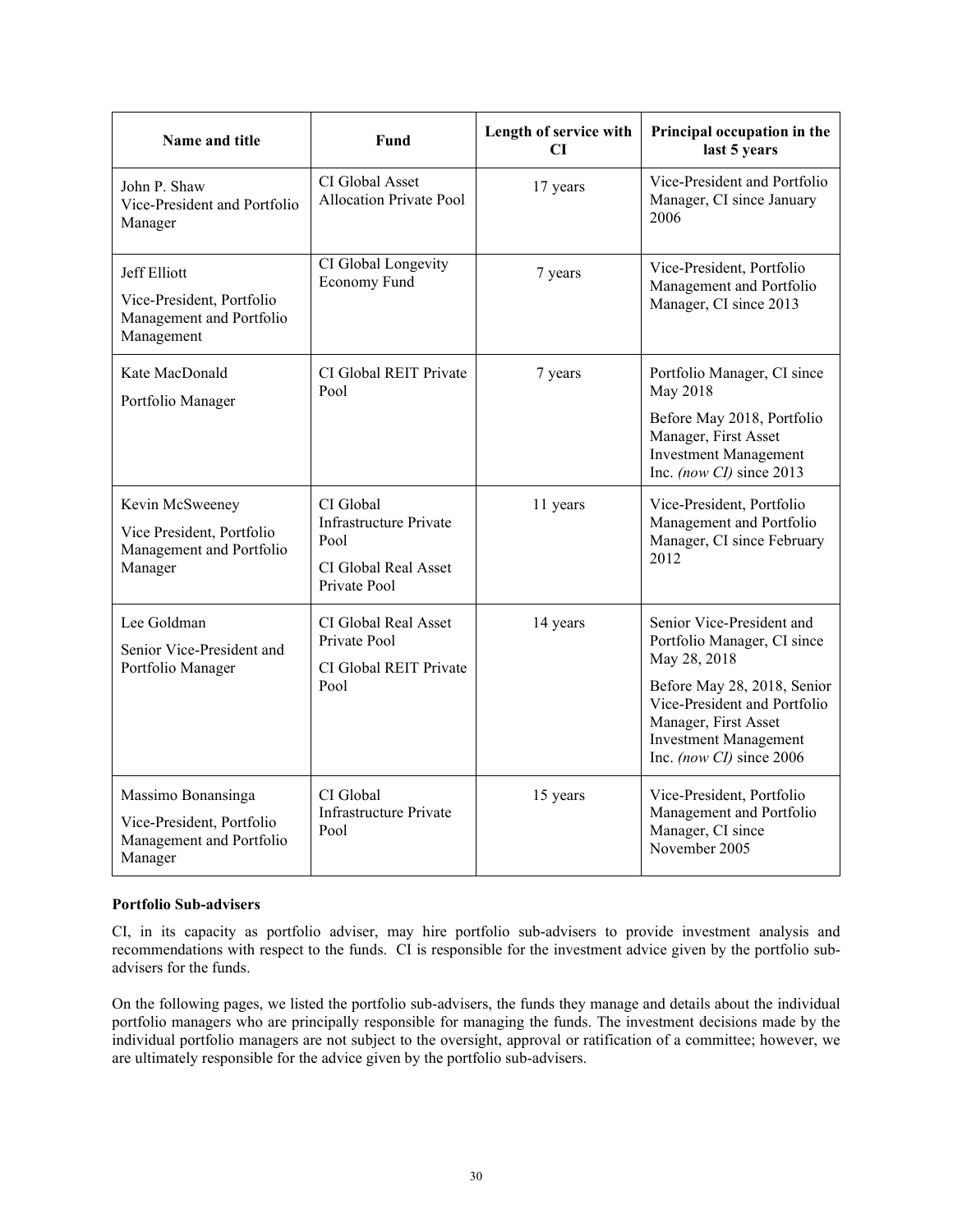| Name and title | Fund | Length of service with CI | Principal occupation in the last 5 years |
|---|---|---|---|
| John P. Shaw<br>Vice-President and Portfolio Manager | CI Global Asset Allocation Private Pool | 17 years | Vice-President and Portfolio Manager, CI since January 2006 |
| Jeff Elliott<br>Vice-President, Portfolio Management and Portfolio Management | CI Global Longevity Economy Fund | 7 years | Vice-President, Portfolio Management and Portfolio Manager, CI since 2013 |
| Kate MacDonald<br>Portfolio Manager | CI Global REIT Private Pool | 7 years | Portfolio Manager, CI since May 2018<br>Before May 2018, Portfolio Manager, First Asset Investment Management Inc. *(now CI)* since 2013 |
| Kevin McSweeney<br>Vice President, Portfolio Management and Portfolio Manager | CI Global Infrastructure Private Pool<br>CI Global Real Asset Private Pool | 11 years | Vice-President, Portfolio Management and Portfolio Manager, CI since February 2012 |
| Lee Goldman<br>Senior Vice-President and Portfolio Manager | CI Global Real Asset Private Pool<br>CI Global REIT Private Pool | 14 years | Senior Vice-President and Portfolio Manager, CI since May 28, 2018<br>Before May 28, 2018, Senior Vice-President and Portfolio Manager, First Asset Investment Management Inc. *(now CI)* since 2006 |
| Massimo Bonansinga<br>Vice-President, Portfolio Management and Portfolio Manager | CI Global Infrastructure Private Pool | 15 years | Vice-President, Portfolio Management and Portfolio Manager, CI since November 2005 |

**Portfolio Sub-advisers**

CI, in its capacity as portfolio adviser, may hire portfolio sub-advisers to provide investment analysis and recommendations with respect to the funds. CI is responsible for the investment advice given by the portfolio sub-advisers for the funds.

On the following pages, we listed the portfolio sub-advisers, the funds they manage and details about the individual portfolio managers who are principally responsible for managing the funds. The investment decisions made by the individual portfolio managers are not subject to the oversight, approval or ratification of a committee; however, we are ultimately responsible for the advice given by the portfolio sub-advisers.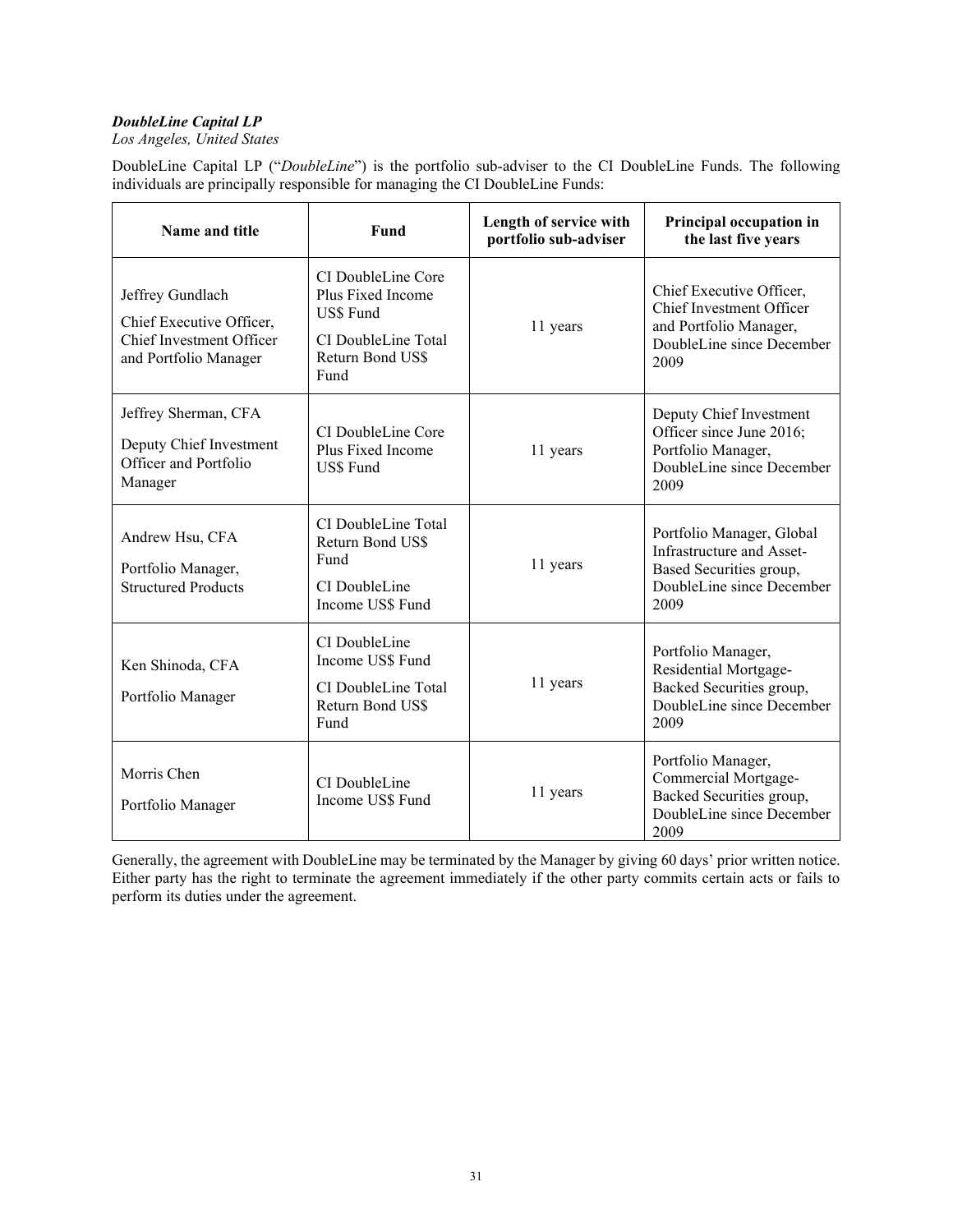***DoubleLine Capital LP***

*Los Angeles, United States*

DoubleLine Capital LP ("*DoubleLine*") is the portfolio sub-adviser to the CI DoubleLine Funds. The following individuals are principally responsible for managing the CI DoubleLine Funds:

| Name and title | Fund | Length of service with portfolio sub-adviser | Principal occupation in the last five years |
|---|---|---|---|
| Jeffrey Gundlach<br><br>Chief Executive Officer, Chief Investment Officer and Portfolio Manager | CI DoubleLine Core Plus Fixed Income US$ Fund<br><br>CI DoubleLine Total Return Bond US$ Fund | 11 years | Chief Executive Officer, Chief Investment Officer and Portfolio Manager, DoubleLine since December 2009 |
| Jeffrey Sherman, CFA<br><br>Deputy Chief Investment Officer and Portfolio Manager | CI DoubleLine Core Plus Fixed Income US$ Fund | 11 years | Deputy Chief Investment Officer since June 2016; Portfolio Manager, DoubleLine since December 2009 |
| Andrew Hsu, CFA<br><br>Portfolio Manager, Structured Products | CI DoubleLine Total Return Bond US$ Fund<br><br>CI DoubleLine Income US$ Fund | 11 years | Portfolio Manager, Global Infrastructure and Asset-Based Securities group, DoubleLine since December 2009 |
| Ken Shinoda, CFA<br><br>Portfolio Manager | CI DoubleLine Income US$ Fund<br><br>CI DoubleLine Total Return Bond US$ Fund | 11 years | Portfolio Manager, Residential Mortgage-Backed Securities group, DoubleLine since December 2009 |
| Morris Chen<br><br>Portfolio Manager | CI DoubleLine Income US$ Fund | 11 years | Portfolio Manager, Commercial Mortgage-Backed Securities group, DoubleLine since December 2009 |

Generally, the agreement with DoubleLine may be terminated by the Manager by giving 60 days' prior written notice. Either party has the right to terminate the agreement immediately if the other party commits certain acts or fails to perform its duties under the agreement.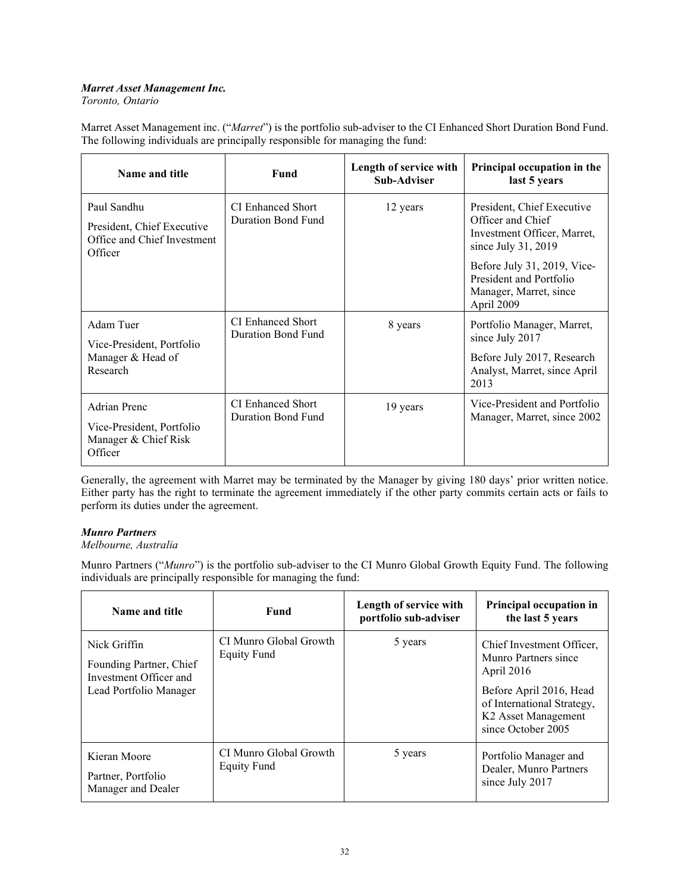***Marret Asset Management Inc.***
*Toronto, Ontario*

Marret Asset Management inc. ("*Marret*") is the portfolio sub-adviser to the CI Enhanced Short Duration Bond Fund. The following individuals are principally responsible for managing the fund:

| Name and title | Fund | Length of service with Sub-Adviser | Principal occupation in the last 5 years |
|---|---|---|---|
| Paul Sandhu<br><br>President, Chief Executive Office and Chief Investment Officer | CI Enhanced Short Duration Bond Fund | 12 years | President, Chief Executive Officer and Chief Investment Officer, Marret, since July 31, 2019<br><br>Before July 31, 2019, Vice-President and Portfolio Manager, Marret, since April 2009 |
| Adam Tuer<br><br>Vice-President, Portfolio Manager & Head of Research | CI Enhanced Short Duration Bond Fund | 8 years | Portfolio Manager, Marret, since July 2017<br><br>Before July 2017, Research Analyst, Marret, since April 2013 |
| Adrian Prenc<br><br>Vice-President, Portfolio Manager & Chief Risk Officer | CI Enhanced Short Duration Bond Fund | 19 years | Vice-President and Portfolio Manager, Marret, since 2002 |

Generally, the agreement with Marret may be terminated by the Manager by giving 180 days' prior written notice. Either party has the right to terminate the agreement immediately if the other party commits certain acts or fails to perform its duties under the agreement.

***Munro Partners***
*Melbourne, Australia*

Munro Partners ("*Munro*") is the portfolio sub-adviser to the CI Munro Global Growth Equity Fund. The following individuals are principally responsible for managing the fund:

| Name and title | Fund | Length of service with portfolio sub-adviser | Principal occupation in the last 5 years |
|---|---|---|---|
| Nick Griffin<br><br>Founding Partner, Chief Investment Officer and Lead Portfolio Manager | CI Munro Global Growth Equity Fund | 5 years | Chief Investment Officer, Munro Partners since April 2016<br><br>Before April 2016, Head of International Strategy, K2 Asset Management since October 2005 |
| Kieran Moore<br><br>Partner, Portfolio Manager and Dealer | CI Munro Global Growth Equity Fund | 5 years | Portfolio Manager and Dealer, Munro Partners since July 2017 |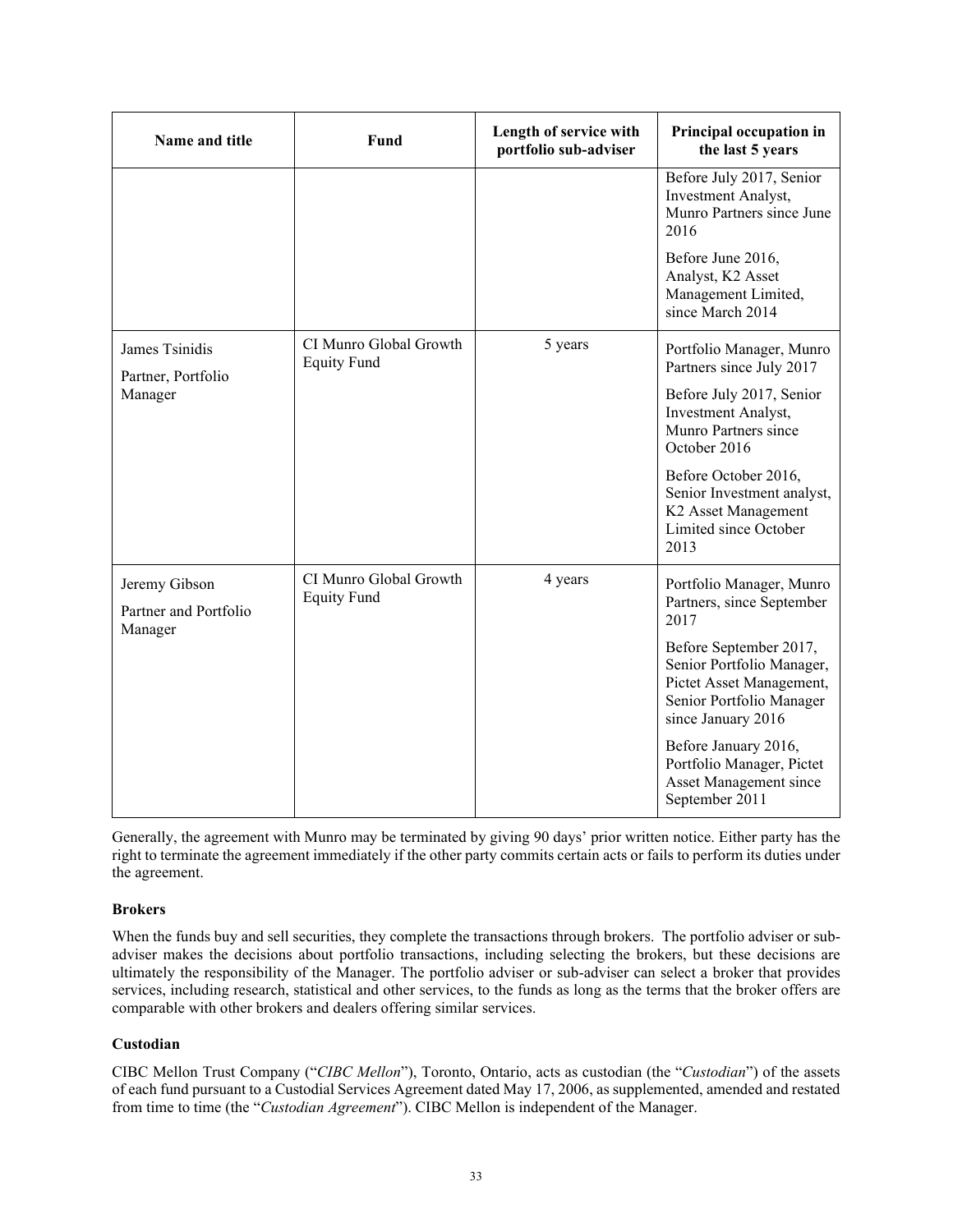| Name and title | Fund | Length of service with portfolio sub-adviser | Principal occupation in the last 5 years |
|---|---|---|---|
| | | | Before July 2017, Senior Investment Analyst, Munro Partners since June 2016<br><br>Before June 2016, Analyst, K2 Asset Management Limited, since March 2014 |
| James Tsinidis<br>Partner, Portfolio Manager | CI Munro Global Growth Equity Fund | 5 years | Portfolio Manager, Munro Partners since July 2017<br><br>Before July 2017, Senior Investment Analyst, Munro Partners since October 2016<br><br>Before October 2016, Senior Investment analyst, K2 Asset Management Limited since October 2013 |
| Jeremy Gibson<br>Partner and Portfolio Manager | CI Munro Global Growth Equity Fund | 4 years | Portfolio Manager, Munro Partners, since September 2017<br><br>Before September 2017, Senior Portfolio Manager, Pictet Asset Management, Senior Portfolio Manager since January 2016<br><br>Before January 2016, Portfolio Manager, Pictet Asset Management since September 2011 |

Generally, the agreement with Munro may be terminated by giving 90 days' prior written notice. Either party has the right to terminate the agreement immediately if the other party commits certain acts or fails to perform its duties under the agreement.

**Brokers**

When the funds buy and sell securities, they complete the transactions through brokers. The portfolio adviser or sub-adviser makes the decisions about portfolio transactions, including selecting the brokers, but these decisions are ultimately the responsibility of the Manager. The portfolio adviser or sub-adviser can select a broker that provides services, including research, statistical and other services, to the funds as long as the terms that the broker offers are comparable with other brokers and dealers offering similar services.

**Custodian**

CIBC Mellon Trust Company ("*CIBC Mellon*"), Toronto, Ontario, acts as custodian (the "*Custodian*") of the assets of each fund pursuant to a Custodial Services Agreement dated May 17, 2006, as supplemented, amended and restated from time to time (the "*Custodian Agreement*"). CIBC Mellon is independent of the Manager.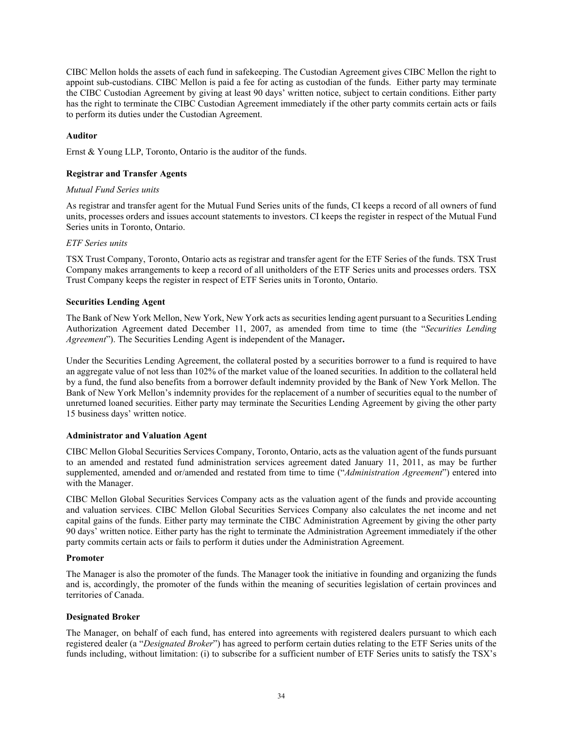CIBC Mellon holds the assets of each fund in safekeeping. The Custodian Agreement gives CIBC Mellon the right to appoint sub-custodians. CIBC Mellon is paid a fee for acting as custodian of the funds. Either party may terminate the CIBC Custodian Agreement by giving at least 90 days' written notice, subject to certain conditions. Either party has the right to terminate the CIBC Custodian Agreement immediately if the other party commits certain acts or fails to perform its duties under the Custodian Agreement.

**Auditor**

Ernst & Young LLP, Toronto, Ontario is the auditor of the funds.

**Registrar and Transfer Agents**

*Mutual Fund Series units*

As registrar and transfer agent for the Mutual Fund Series units of the funds, CI keeps a record of all owners of fund units, processes orders and issues account statements to investors. CI keeps the register in respect of the Mutual Fund Series units in Toronto, Ontario.

*ETF Series units*

TSX Trust Company, Toronto, Ontario acts as registrar and transfer agent for the ETF Series of the funds. TSX Trust Company makes arrangements to keep a record of all unitholders of the ETF Series units and processes orders. TSX Trust Company keeps the register in respect of ETF Series units in Toronto, Ontario.

**Securities Lending Agent**

The Bank of New York Mellon, New York, New York acts as securities lending agent pursuant to a Securities Lending Authorization Agreement dated December 11, 2007, as amended from time to time (the "*Securities Lending Agreement*"). The Securities Lending Agent is independent of the Manager**.**

Under the Securities Lending Agreement, the collateral posted by a securities borrower to a fund is required to have an aggregate value of not less than 102% of the market value of the loaned securities. In addition to the collateral held by a fund, the fund also benefits from a borrower default indemnity provided by the Bank of New York Mellon. The Bank of New York Mellon's indemnity provides for the replacement of a number of securities equal to the number of unreturned loaned securities. Either party may terminate the Securities Lending Agreement by giving the other party 15 business days' written notice.

**Administrator and Valuation Agent**

CIBC Mellon Global Securities Services Company, Toronto, Ontario, acts as the valuation agent of the funds pursuant to an amended and restated fund administration services agreement dated January 11, 2011, as may be further supplemented, amended and or/amended and restated from time to time ("*Administration Agreement*") entered into with the Manager.

CIBC Mellon Global Securities Services Company acts as the valuation agent of the funds and provide accounting and valuation services. CIBC Mellon Global Securities Services Company also calculates the net income and net capital gains of the funds. Either party may terminate the CIBC Administration Agreement by giving the other party 90 days' written notice. Either party has the right to terminate the Administration Agreement immediately if the other party commits certain acts or fails to perform it duties under the Administration Agreement.

**Promoter**

The Manager is also the promoter of the funds. The Manager took the initiative in founding and organizing the funds and is, accordingly, the promoter of the funds within the meaning of securities legislation of certain provinces and territories of Canada.

**Designated Broker**

The Manager, on behalf of each fund, has entered into agreements with registered dealers pursuant to which each registered dealer (a "*Designated Broker*") has agreed to perform certain duties relating to the ETF Series units of the funds including, without limitation: (i) to subscribe for a sufficient number of ETF Series units to satisfy the TSX's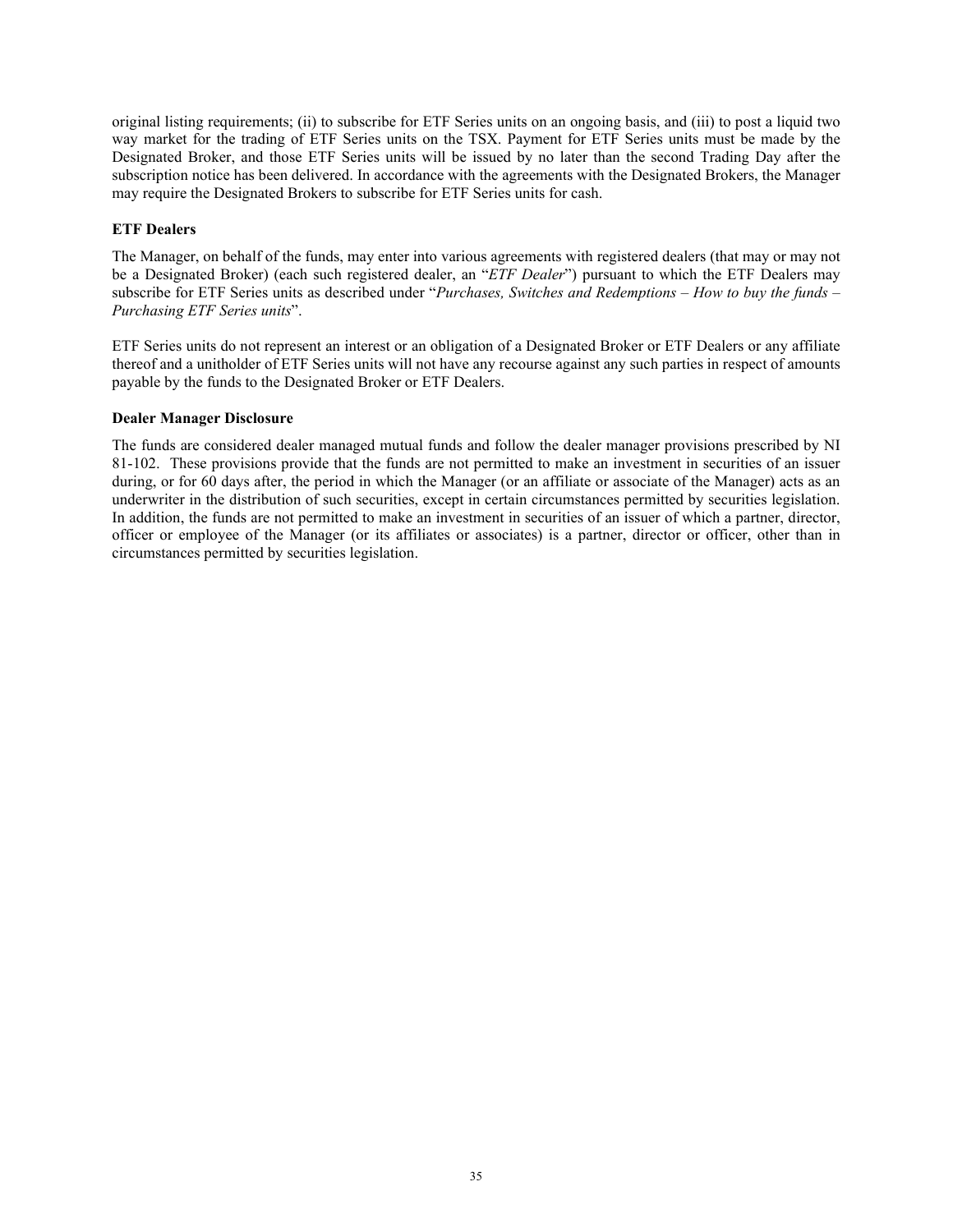original listing requirements; (ii) to subscribe for ETF Series units on an ongoing basis, and (iii) to post a liquid two way market for the trading of ETF Series units on the TSX. Payment for ETF Series units must be made by the Designated Broker, and those ETF Series units will be issued by no later than the second Trading Day after the subscription notice has been delivered. In accordance with the agreements with the Designated Brokers, the Manager may require the Designated Brokers to subscribe for ETF Series units for cash.

### ETF Dealers

The Manager, on behalf of the funds, may enter into various agreements with registered dealers (that may or may not be a Designated Broker) (each such registered dealer, an "*ETF Dealer*") pursuant to which the ETF Dealers may subscribe for ETF Series units as described under "*Purchases, Switches and Redemptions – How to buy the funds – Purchasing ETF Series units*".

ETF Series units do not represent an interest or an obligation of a Designated Broker or ETF Dealers or any affiliate thereof and a unitholder of ETF Series units will not have any recourse against any such parties in respect of amounts payable by the funds to the Designated Broker or ETF Dealers.

### Dealer Manager Disclosure

The funds are considered dealer managed mutual funds and follow the dealer manager provisions prescribed by NI 81-102. These provisions provide that the funds are not permitted to make an investment in securities of an issuer during, or for 60 days after, the period in which the Manager (or an affiliate or associate of the Manager) acts as an underwriter in the distribution of such securities, except in certain circumstances permitted by securities legislation. In addition, the funds are not permitted to make an investment in securities of an issuer of which a partner, director, officer or employee of the Manager (or its affiliates or associates) is a partner, director or officer, other than in circumstances permitted by securities legislation.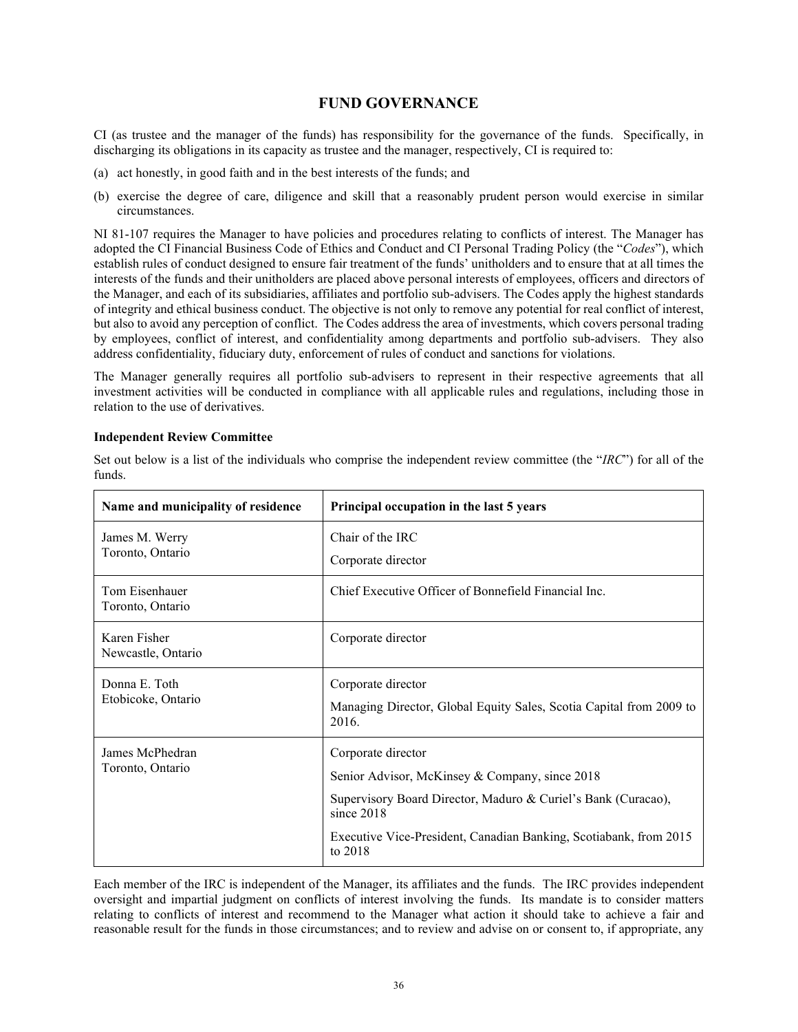# FUND GOVERNANCE

CI (as trustee and the manager of the funds) has responsibility for the governance of the funds. Specifically, in discharging its obligations in its capacity as trustee and the manager, respectively, CI is required to:

(a) act honestly, in good faith and in the best interests of the funds; and

(b) exercise the degree of care, diligence and skill that a reasonably prudent person would exercise in similar circumstances.

NI 81-107 requires the Manager to have policies and procedures relating to conflicts of interest. The Manager has adopted the CI Financial Business Code of Ethics and Conduct and CI Personal Trading Policy (the "*Codes*"), which establish rules of conduct designed to ensure fair treatment of the funds' unitholders and to ensure that at all times the interests of the funds and their unitholders are placed above personal interests of employees, officers and directors of the Manager, and each of its subsidiaries, affiliates and portfolio sub-advisers. The Codes apply the highest standards of integrity and ethical business conduct. The objective is not only to remove any potential for real conflict of interest, but also to avoid any perception of conflict. The Codes address the area of investments, which covers personal trading by employees, conflict of interest, and confidentiality among departments and portfolio sub-advisers. They also address confidentiality, fiduciary duty, enforcement of rules of conduct and sanctions for violations.

The Manager generally requires all portfolio sub-advisers to represent in their respective agreements that all investment activities will be conducted in compliance with all applicable rules and regulations, including those in relation to the use of derivatives.

**Independent Review Committee**

Set out below is a list of the individuals who comprise the independent review committee (the "*IRC*") for all of the funds.

| Name and municipality of residence | Principal occupation in the last 5 years |
|---|---|
| James M. Werry<br>Toronto, Ontario | Chair of the IRC<br>Corporate director |
| Tom Eisenhauer<br>Toronto, Ontario | Chief Executive Officer of Bonnefield Financial Inc. |
| Karen Fisher<br>Newcastle, Ontario | Corporate director |
| Donna E. Toth<br>Etobicoke, Ontario | Corporate director<br>Managing Director, Global Equity Sales, Scotia Capital from 2009 to 2016. |
| James McPhedran<br>Toronto, Ontario | Corporate director<br>Senior Advisor, McKinsey & Company, since 2018<br>Supervisory Board Director, Maduro & Curiel's Bank (Curacao), since 2018<br>Executive Vice-President, Canadian Banking, Scotiabank, from 2015 to 2018 |

Each member of the IRC is independent of the Manager, its affiliates and the funds. The IRC provides independent oversight and impartial judgment on conflicts of interest involving the funds. Its mandate is to consider matters relating to conflicts of interest and recommend to the Manager what action it should take to achieve a fair and reasonable result for the funds in those circumstances; and to review and advise on or consent to, if appropriate, any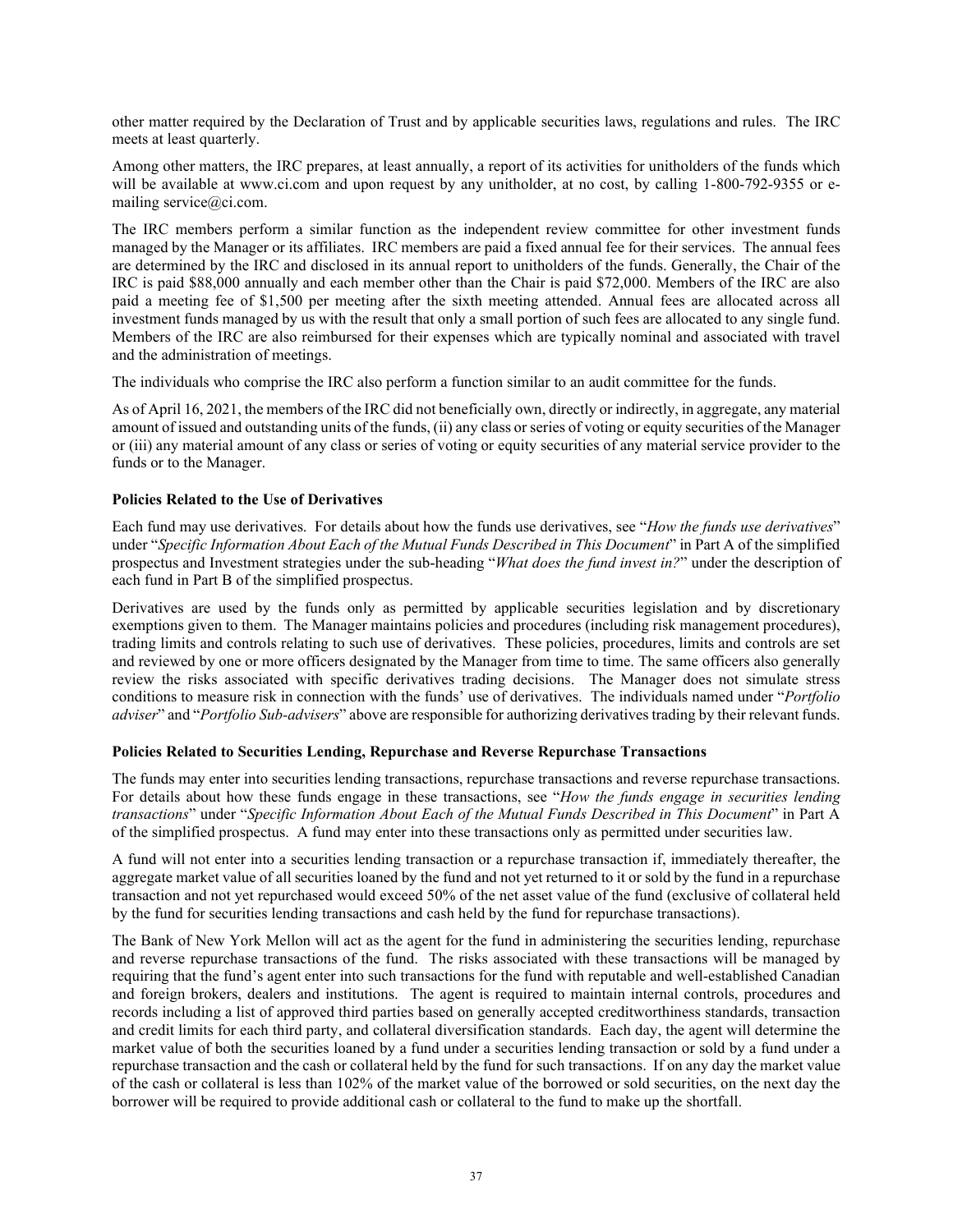other matter required by the Declaration of Trust and by applicable securities laws, regulations and rules. The IRC meets at least quarterly.

Among other matters, the IRC prepares, at least annually, a report of its activities for unitholders of the funds which will be available at www.ci.com and upon request by any unitholder, at no cost, by calling 1-800-792-9355 or e-mailing service@ci.com.

The IRC members perform a similar function as the independent review committee for other investment funds managed by the Manager or its affiliates. IRC members are paid a fixed annual fee for their services. The annual fees are determined by the IRC and disclosed in its annual report to unitholders of the funds. Generally, the Chair of the IRC is paid $88,000 annually and each member other than the Chair is paid $72,000. Members of the IRC are also paid a meeting fee of $1,500 per meeting after the sixth meeting attended. Annual fees are allocated across all investment funds managed by us with the result that only a small portion of such fees are allocated to any single fund. Members of the IRC are also reimbursed for their expenses which are typically nominal and associated with travel and the administration of meetings.

The individuals who comprise the IRC also perform a function similar to an audit committee for the funds.

As of April 16, 2021, the members of the IRC did not beneficially own, directly or indirectly, in aggregate, any material amount of issued and outstanding units of the funds, (ii) any class or series of voting or equity securities of the Manager or (iii) any material amount of any class or series of voting or equity securities of any material service provider to the funds or to the Manager.

**Policies Related to the Use of Derivatives**

Each fund may use derivatives. For details about how the funds use derivatives, see "*How the funds use derivatives*" under "*Specific Information About Each of the Mutual Funds Described in This Document*" in Part A of the simplified prospectus and Investment strategies under the sub-heading "*What does the fund invest in?*" under the description of each fund in Part B of the simplified prospectus.

Derivatives are used by the funds only as permitted by applicable securities legislation and by discretionary exemptions given to them. The Manager maintains policies and procedures (including risk management procedures), trading limits and controls relating to such use of derivatives. These policies, procedures, limits and controls are set and reviewed by one or more officers designated by the Manager from time to time. The same officers also generally review the risks associated with specific derivatives trading decisions. The Manager does not simulate stress conditions to measure risk in connection with the funds' use of derivatives. The individuals named under "*Portfolio adviser*" and "*Portfolio Sub-advisers*" above are responsible for authorizing derivatives trading by their relevant funds.

**Policies Related to Securities Lending, Repurchase and Reverse Repurchase Transactions**

The funds may enter into securities lending transactions, repurchase transactions and reverse repurchase transactions. For details about how these funds engage in these transactions, see "*How the funds engage in securities lending transactions*" under "*Specific Information About Each of the Mutual Funds Described in This Document*" in Part A of the simplified prospectus. A fund may enter into these transactions only as permitted under securities law.

A fund will not enter into a securities lending transaction or a repurchase transaction if, immediately thereafter, the aggregate market value of all securities loaned by the fund and not yet returned to it or sold by the fund in a repurchase transaction and not yet repurchased would exceed 50% of the net asset value of the fund (exclusive of collateral held by the fund for securities lending transactions and cash held by the fund for repurchase transactions).

The Bank of New York Mellon will act as the agent for the fund in administering the securities lending, repurchase and reverse repurchase transactions of the fund. The risks associated with these transactions will be managed by requiring that the fund's agent enter into such transactions for the fund with reputable and well-established Canadian and foreign brokers, dealers and institutions. The agent is required to maintain internal controls, procedures and records including a list of approved third parties based on generally accepted creditworthiness standards, transaction and credit limits for each third party, and collateral diversification standards. Each day, the agent will determine the market value of both the securities loaned by a fund under a securities lending transaction or sold by a fund under a repurchase transaction and the cash or collateral held by the fund for such transactions. If on any day the market value of the cash or collateral is less than 102% of the market value of the borrowed or sold securities, on the next day the borrower will be required to provide additional cash or collateral to the fund to make up the shortfall.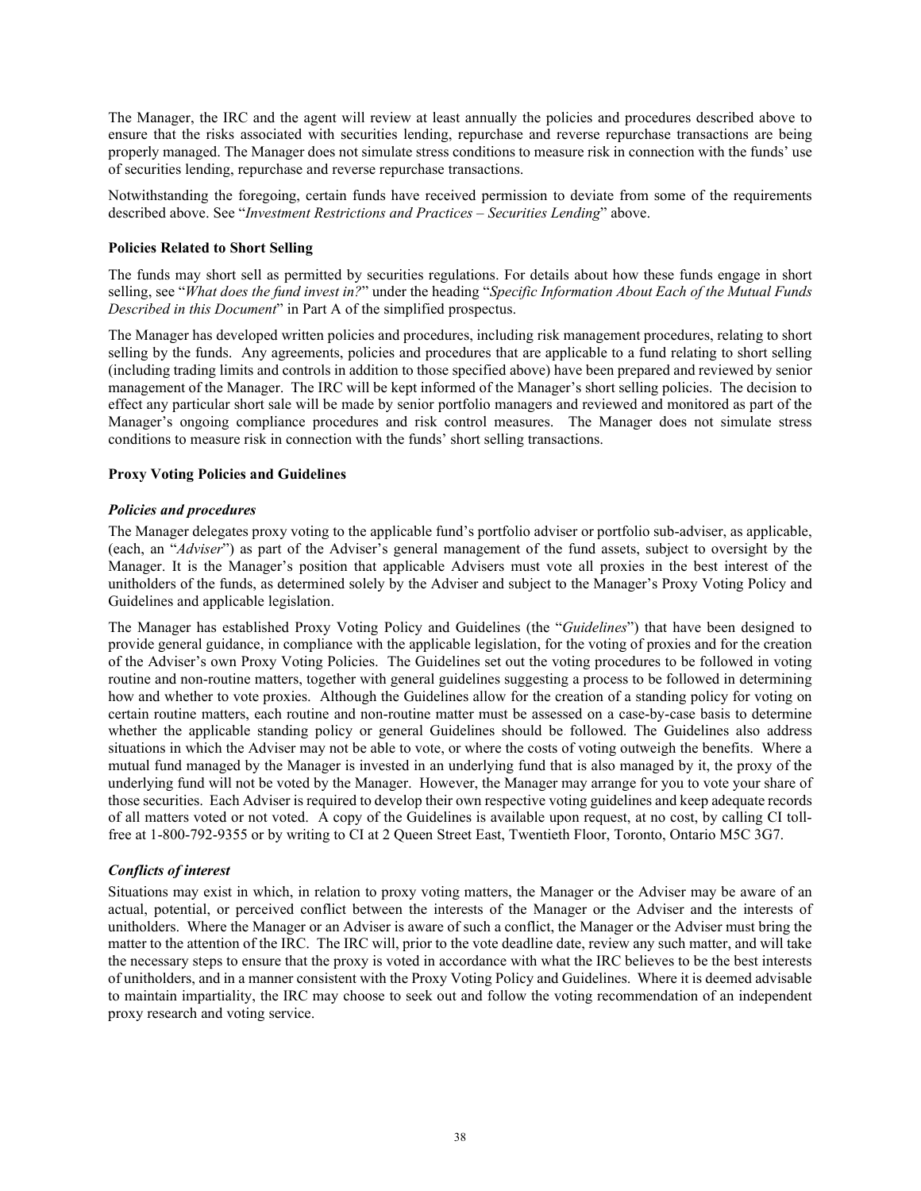The Manager, the IRC and the agent will review at least annually the policies and procedures described above to ensure that the risks associated with securities lending, repurchase and reverse repurchase transactions are being properly managed. The Manager does not simulate stress conditions to measure risk in connection with the funds' use of securities lending, repurchase and reverse repurchase transactions.

Notwithstanding the foregoing, certain funds have received permission to deviate from some of the requirements described above. See "*Investment Restrictions and Practices – Securities Lending*" above.

**Policies Related to Short Selling**

The funds may short sell as permitted by securities regulations. For details about how these funds engage in short selling, see "*What does the fund invest in?*" under the heading "*Specific Information About Each of the Mutual Funds Described in this Document*" in Part A of the simplified prospectus.

The Manager has developed written policies and procedures, including risk management procedures, relating to short selling by the funds. Any agreements, policies and procedures that are applicable to a fund relating to short selling (including trading limits and controls in addition to those specified above) have been prepared and reviewed by senior management of the Manager. The IRC will be kept informed of the Manager's short selling policies. The decision to effect any particular short sale will be made by senior portfolio managers and reviewed and monitored as part of the Manager's ongoing compliance procedures and risk control measures. The Manager does not simulate stress conditions to measure risk in connection with the funds' short selling transactions.

**Proxy Voting Policies and Guidelines**

***Policies and procedures***

The Manager delegates proxy voting to the applicable fund's portfolio adviser or portfolio sub-adviser, as applicable, (each, an "*Adviser*") as part of the Adviser's general management of the fund assets, subject to oversight by the Manager. It is the Manager's position that applicable Advisers must vote all proxies in the best interest of the unitholders of the funds, as determined solely by the Adviser and subject to the Manager's Proxy Voting Policy and Guidelines and applicable legislation.

The Manager has established Proxy Voting Policy and Guidelines (the "*Guidelines*") that have been designed to provide general guidance, in compliance with the applicable legislation, for the voting of proxies and for the creation of the Adviser's own Proxy Voting Policies. The Guidelines set out the voting procedures to be followed in voting routine and non-routine matters, together with general guidelines suggesting a process to be followed in determining how and whether to vote proxies. Although the Guidelines allow for the creation of a standing policy for voting on certain routine matters, each routine and non-routine matter must be assessed on a case-by-case basis to determine whether the applicable standing policy or general Guidelines should be followed. The Guidelines also address situations in which the Adviser may not be able to vote, or where the costs of voting outweigh the benefits. Where a mutual fund managed by the Manager is invested in an underlying fund that is also managed by it, the proxy of the underlying fund will not be voted by the Manager. However, the Manager may arrange for you to vote your share of those securities. Each Adviser is required to develop their own respective voting guidelines and keep adequate records of all matters voted or not voted. A copy of the Guidelines is available upon request, at no cost, by calling CI toll-free at 1-800-792-9355 or by writing to CI at 2 Queen Street East, Twentieth Floor, Toronto, Ontario M5C 3G7.

***Conflicts of interest***

Situations may exist in which, in relation to proxy voting matters, the Manager or the Adviser may be aware of an actual, potential, or perceived conflict between the interests of the Manager or the Adviser and the interests of unitholders. Where the Manager or an Adviser is aware of such a conflict, the Manager or the Adviser must bring the matter to the attention of the IRC. The IRC will, prior to the vote deadline date, review any such matter, and will take the necessary steps to ensure that the proxy is voted in accordance with what the IRC believes to be the best interests of unitholders, and in a manner consistent with the Proxy Voting Policy and Guidelines. Where it is deemed advisable to maintain impartiality, the IRC may choose to seek out and follow the voting recommendation of an independent proxy research and voting service.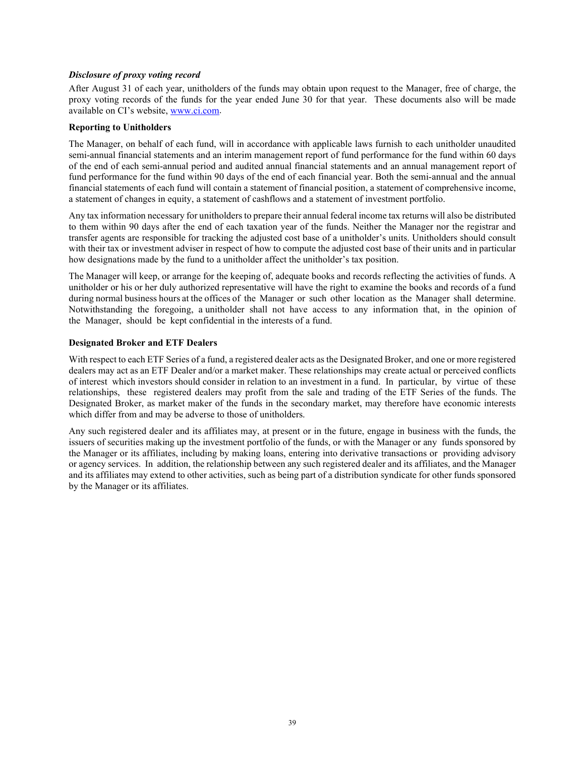*Disclosure of proxy voting record*

After August 31 of each year, unitholders of the funds may obtain upon request to the Manager, free of charge, the proxy voting records of the funds for the year ended June 30 for that year. These documents also will be made available on CI's website, [www.ci.com](www.ci.com).

**Reporting to Unitholders**

The Manager, on behalf of each fund, will in accordance with applicable laws furnish to each unitholder unaudited semi-annual financial statements and an interim management report of fund performance for the fund within 60 days of the end of each semi-annual period and audited annual financial statements and an annual management report of fund performance for the fund within 90 days of the end of each financial year. Both the semi-annual and the annual financial statements of each fund will contain a statement of financial position, a statement of comprehensive income, a statement of changes in equity, a statement of cashflows and a statement of investment portfolio.

Any tax information necessary for unitholders to prepare their annual federal income tax returns will also be distributed to them within 90 days after the end of each taxation year of the funds. Neither the Manager nor the registrar and transfer agents are responsible for tracking the adjusted cost base of a unitholder's units. Unitholders should consult with their tax or investment adviser in respect of how to compute the adjusted cost base of their units and in particular how designations made by the fund to a unitholder affect the unitholder's tax position.

The Manager will keep, or arrange for the keeping of, adequate books and records reflecting the activities of funds. A unitholder or his or her duly authorized representative will have the right to examine the books and records of a fund during normal business hours at the offices of the Manager or such other location as the Manager shall determine. Notwithstanding the foregoing, a unitholder shall not have access to any information that, in the opinion of the Manager, should be kept confidential in the interests of a fund.

**Designated Broker and ETF Dealers**

With respect to each ETF Series of a fund, a registered dealer acts as the Designated Broker, and one or more registered dealers may act as an ETF Dealer and/or a market maker. These relationships may create actual or perceived conflicts of interest which investors should consider in relation to an investment in a fund. In particular, by virtue of these relationships, these registered dealers may profit from the sale and trading of the ETF Series of the funds. The Designated Broker, as market maker of the funds in the secondary market, may therefore have economic interests which differ from and may be adverse to those of unitholders.

Any such registered dealer and its affiliates may, at present or in the future, engage in business with the funds, the issuers of securities making up the investment portfolio of the funds, or with the Manager or any funds sponsored by the Manager or its affiliates, including by making loans, entering into derivative transactions or providing advisory or agency services. In addition, the relationship between any such registered dealer and its affiliates, and the Manager and its affiliates may extend to other activities, such as being part of a distribution syndicate for other funds sponsored by the Manager or its affiliates.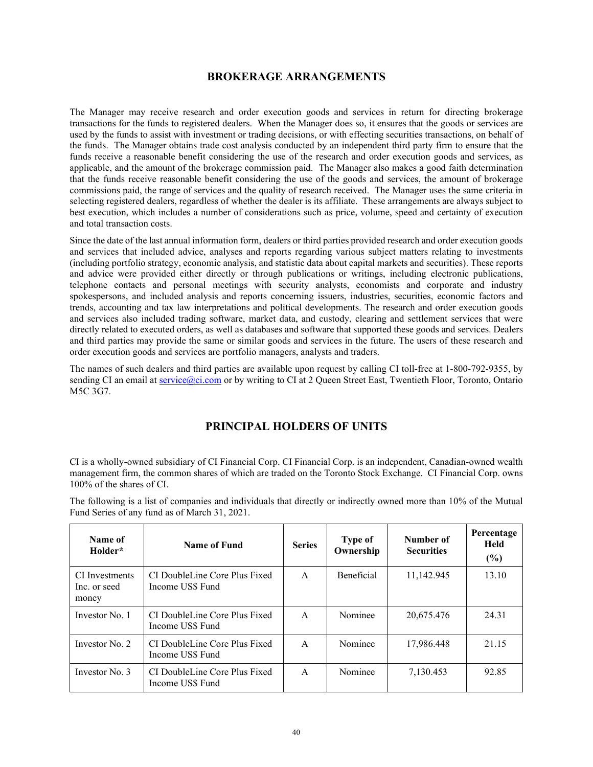## BROKERAGE ARRANGEMENTS

The Manager may receive research and order execution goods and services in return for directing brokerage transactions for the funds to registered dealers. When the Manager does so, it ensures that the goods or services are used by the funds to assist with investment or trading decisions, or with effecting securities transactions, on behalf of the funds. The Manager obtains trade cost analysis conducted by an independent third party firm to ensure that the funds receive a reasonable benefit considering the use of the research and order execution goods and services, as applicable, and the amount of the brokerage commission paid. The Manager also makes a good faith determination that the funds receive reasonable benefit considering the use of the goods and services, the amount of brokerage commissions paid, the range of services and the quality of research received. The Manager uses the same criteria in selecting registered dealers, regardless of whether the dealer is its affiliate. These arrangements are always subject to best execution, which includes a number of considerations such as price, volume, speed and certainty of execution and total transaction costs.

Since the date of the last annual information form, dealers or third parties provided research and order execution goods and services that included advice, analyses and reports regarding various subject matters relating to investments (including portfolio strategy, economic analysis, and statistic data about capital markets and securities). These reports and advice were provided either directly or through publications or writings, including electronic publications, telephone contacts and personal meetings with security analysts, economists and corporate and industry spokespersons, and included analysis and reports concerning issuers, industries, securities, economic factors and trends, accounting and tax law interpretations and political developments. The research and order execution goods and services also included trading software, market data, and custody, clearing and settlement services that were directly related to executed orders, as well as databases and software that supported these goods and services. Dealers and third parties may provide the same or similar goods and services in the future. The users of these research and order execution goods and services are portfolio managers, analysts and traders.

The names of such dealers and third parties are available upon request by calling CI toll-free at 1-800-792-9355, by sending CI an email at service@ci.com or by writing to CI at 2 Queen Street East, Twentieth Floor, Toronto, Ontario M5C 3G7.

## PRINCIPAL HOLDERS OF UNITS

CI is a wholly-owned subsidiary of CI Financial Corp. CI Financial Corp. is an independent, Canadian-owned wealth management firm, the common shares of which are traded on the Toronto Stock Exchange. CI Financial Corp. owns 100% of the shares of CI.

The following is a list of companies and individuals that directly or indirectly owned more than 10% of the Mutual Fund Series of any fund as of March 31, 2021.

| Name of Holder* | Name of Fund | Series | Type of Ownership | Number of Securities | Percentage Held (%) |
|---|---|---|---|---|---|
| CI Investments Inc. or seed money | CI DoubleLine Core Plus Fixed Income US$ Fund | A | Beneficial | 11,142.945 | 13.10 |
| Investor No. 1 | CI DoubleLine Core Plus Fixed Income US$ Fund | A | Nominee | 20,675.476 | 24.31 |
| Investor No. 2 | CI DoubleLine Core Plus Fixed Income US$ Fund | A | Nominee | 17,986.448 | 21.15 |
| Investor No. 3 | CI DoubleLine Core Plus Fixed Income US$ Fund | A | Nominee | 7,130.453 | 92.85 |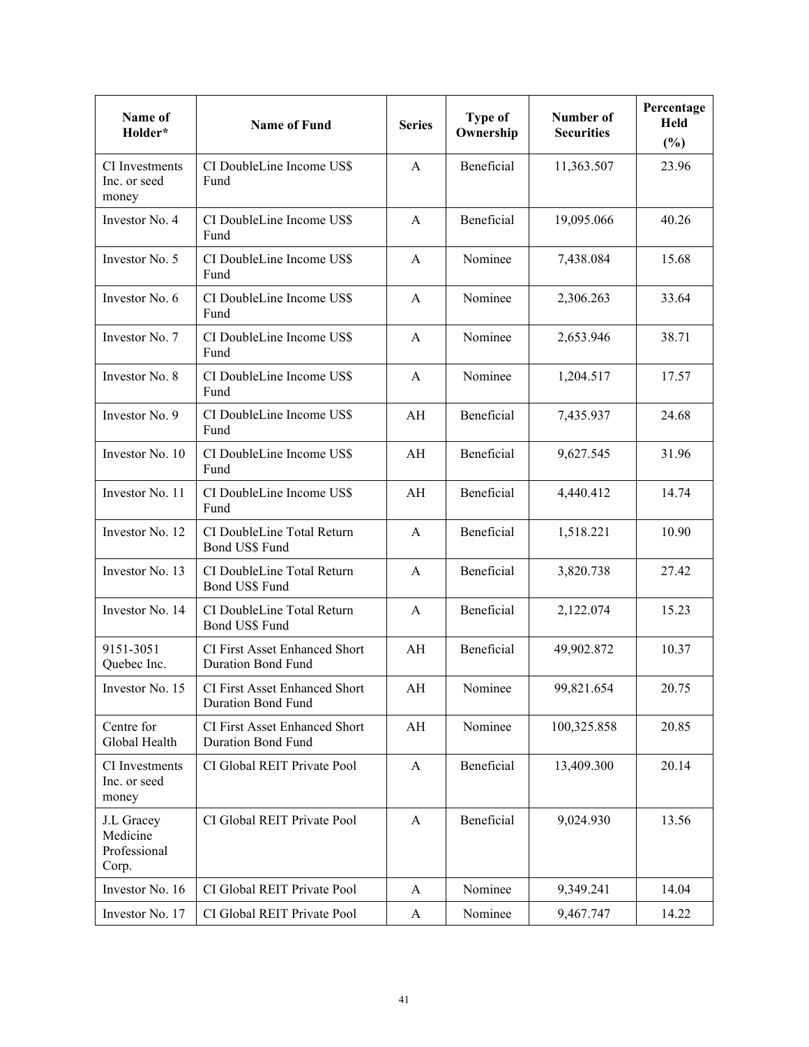| Name of Holder* | Name of Fund | Series | Type of Ownership | Number of Securities | Percentage Held (%) |
| --- | --- | --- | --- | --- | --- |
| CI Investments Inc. or seed money | CI DoubleLine Income US$ Fund | A | Beneficial | 11,363.507 | 23.96 |
| Investor No. 4 | CI DoubleLine Income US$ Fund | A | Beneficial | 19,095.066 | 40.26 |
| Investor No. 5 | CI DoubleLine Income US$ Fund | A | Nominee | 7,438.084 | 15.68 |
| Investor No. 6 | CI DoubleLine Income US$ Fund | A | Nominee | 2,306.263 | 33.64 |
| Investor No. 7 | CI DoubleLine Income US$ Fund | A | Nominee | 2,653.946 | 38.71 |
| Investor No. 8 | CI DoubleLine Income US$ Fund | A | Nominee | 1,204.517 | 17.57 |
| Investor No. 9 | CI DoubleLine Income US$ Fund | AH | Beneficial | 7,435.937 | 24.68 |
| Investor No. 10 | CI DoubleLine Income US$ Fund | AH | Beneficial | 9,627.545 | 31.96 |
| Investor No. 11 | CI DoubleLine Income US$ Fund | AH | Beneficial | 4,440.412 | 14.74 |
| Investor No. 12 | CI DoubleLine Total Return Bond US$ Fund | A | Beneficial | 1,518.221 | 10.90 |
| Investor No. 13 | CI DoubleLine Total Return Bond US$ Fund | A | Beneficial | 3,820.738 | 27.42 |
| Investor No. 14 | CI DoubleLine Total Return Bond US$ Fund | A | Beneficial | 2,122.074 | 15.23 |
| 9151-3051 Quebec Inc. | CI First Asset Enhanced Short Duration Bond Fund | AH | Beneficial | 49,902.872 | 10.37 |
| Investor No. 15 | CI First Asset Enhanced Short Duration Bond Fund | AH | Nominee | 99,821.654 | 20.75 |
| Centre for Global Health | CI First Asset Enhanced Short Duration Bond Fund | AH | Nominee | 100,325.858 | 20.85 |
| CI Investments Inc. or seed money | CI Global REIT Private Pool | A | Beneficial | 13,409.300 | 20.14 |
| J.L Gracey Medicine Professional Corp. | CI Global REIT Private Pool | A | Beneficial | 9,024.930 | 13.56 |
| Investor No. 16 | CI Global REIT Private Pool | A | Nominee | 9,349.241 | 14.04 |
| Investor No. 17 | CI Global REIT Private Pool | A | Nominee | 9,467.747 | 14.22 |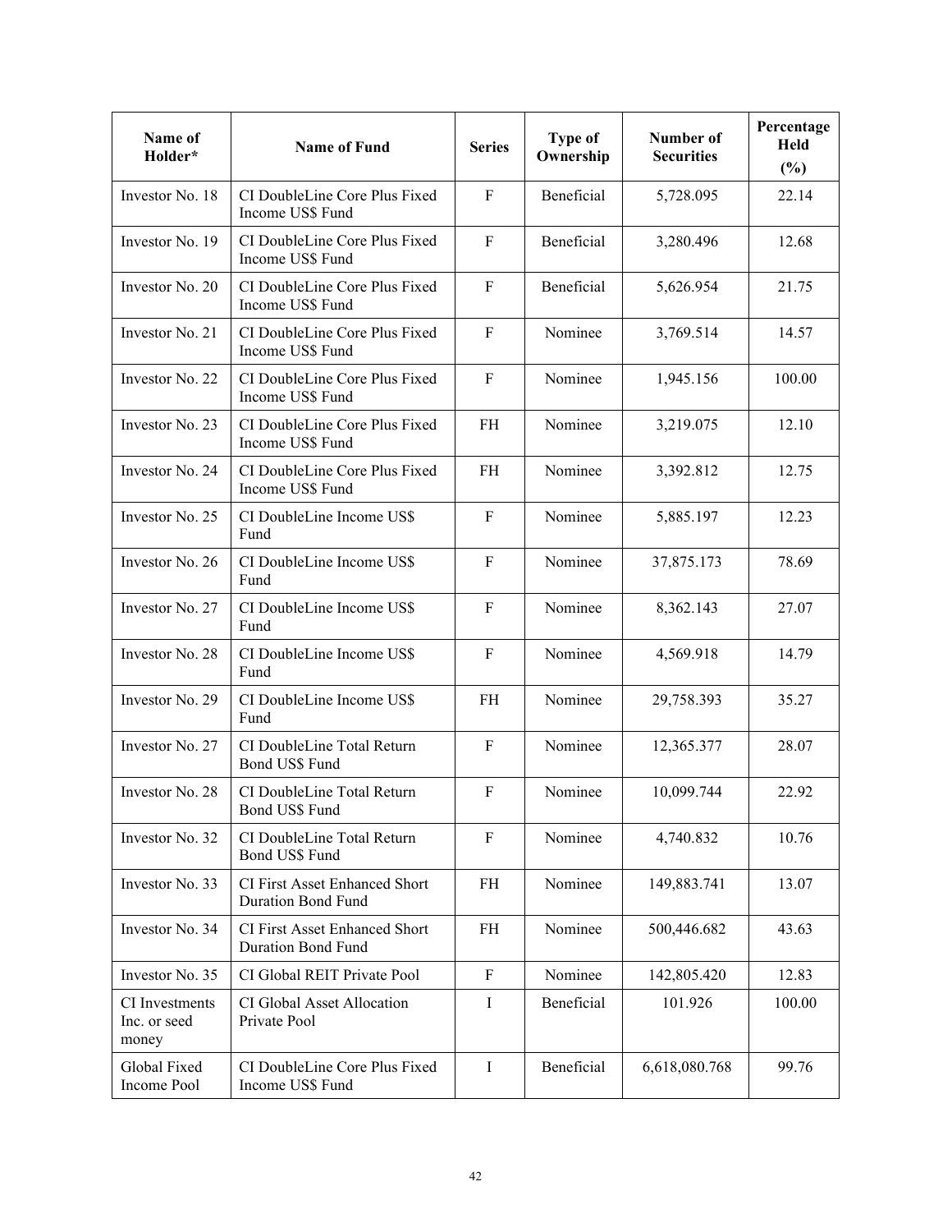| Name of Holder* | Name of Fund | Series | Type of Ownership | Number of Securities | Percentage Held (%) |
|---|---|---|---|---|---|
| Investor No. 18 | CI DoubleLine Core Plus Fixed Income US$ Fund | F | Beneficial | 5,728.095 | 22.14 |
| Investor No. 19 | CI DoubleLine Core Plus Fixed Income US$ Fund | F | Beneficial | 3,280.496 | 12.68 |
| Investor No. 20 | CI DoubleLine Core Plus Fixed Income US$ Fund | F | Beneficial | 5,626.954 | 21.75 |
| Investor No. 21 | CI DoubleLine Core Plus Fixed Income US$ Fund | F | Nominee | 3,769.514 | 14.57 |
| Investor No. 22 | CI DoubleLine Core Plus Fixed Income US$ Fund | F | Nominee | 1,945.156 | 100.00 |
| Investor No. 23 | CI DoubleLine Core Plus Fixed Income US$ Fund | FH | Nominee | 3,219.075 | 12.10 |
| Investor No. 24 | CI DoubleLine Core Plus Fixed Income US$ Fund | FH | Nominee | 3,392.812 | 12.75 |
| Investor No. 25 | CI DoubleLine Income US$ Fund | F | Nominee | 5,885.197 | 12.23 |
| Investor No. 26 | CI DoubleLine Income US$ Fund | F | Nominee | 37,875.173 | 78.69 |
| Investor No. 27 | CI DoubleLine Income US$ Fund | F | Nominee | 8,362.143 | 27.07 |
| Investor No. 28 | CI DoubleLine Income US$ Fund | F | Nominee | 4,569.918 | 14.79 |
| Investor No. 29 | CI DoubleLine Income US$ Fund | FH | Nominee | 29,758.393 | 35.27 |
| Investor No. 27 | CI DoubleLine Total Return Bond US$ Fund | F | Nominee | 12,365.377 | 28.07 |
| Investor No. 28 | CI DoubleLine Total Return Bond US$ Fund | F | Nominee | 10,099.744 | 22.92 |
| Investor No. 32 | CI DoubleLine Total Return Bond US$ Fund | F | Nominee | 4,740.832 | 10.76 |
| Investor No. 33 | CI First Asset Enhanced Short Duration Bond Fund | FH | Nominee | 149,883.741 | 13.07 |
| Investor No. 34 | CI First Asset Enhanced Short Duration Bond Fund | FH | Nominee | 500,446.682 | 43.63 |
| Investor No. 35 | CI Global REIT Private Pool | F | Nominee | 142,805.420 | 12.83 |
| CI Investments Inc. or seed money | CI Global Asset Allocation Private Pool | I | Beneficial | 101.926 | 100.00 |
| Global Fixed Income Pool | CI DoubleLine Core Plus Fixed Income US$ Fund | I | Beneficial | 6,618,080.768 | 99.76 |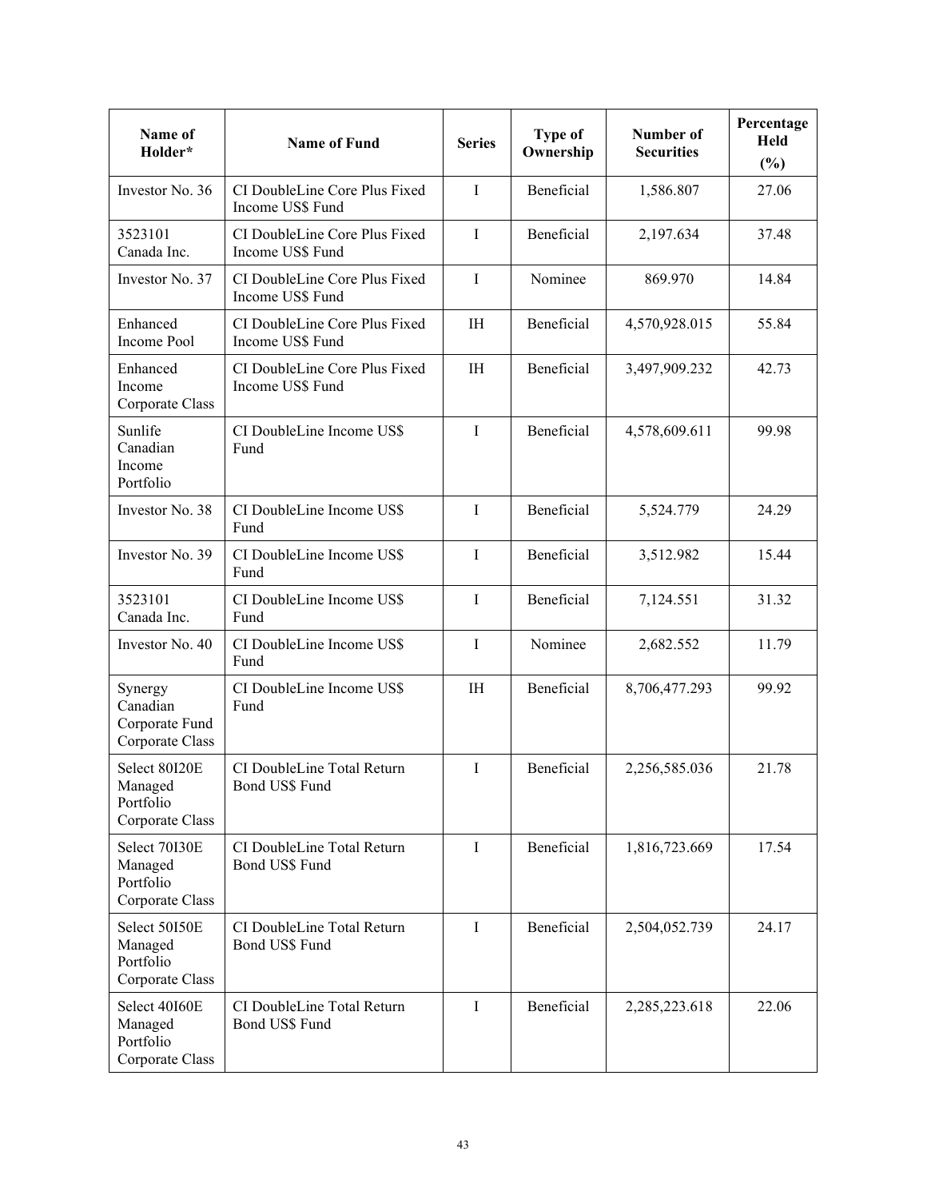| Name of Holder* | Name of Fund | Series | Type of Ownership | Number of Securities | Percentage Held (%) |
|---|---|---|---|---|---|
| Investor No. 36 | CI DoubleLine Core Plus Fixed Income US$ Fund | I | Beneficial | 1,586.807 | 27.06 |
| 3523101 Canada Inc. | CI DoubleLine Core Plus Fixed Income US$ Fund | I | Beneficial | 2,197.634 | 37.48 |
| Investor No. 37 | CI DoubleLine Core Plus Fixed Income US$ Fund | I | Nominee | 869.970 | 14.84 |
| Enhanced Income Pool | CI DoubleLine Core Plus Fixed Income US$ Fund | IH | Beneficial | 4,570,928.015 | 55.84 |
| Enhanced Income Corporate Class | CI DoubleLine Core Plus Fixed Income US$ Fund | IH | Beneficial | 3,497,909.232 | 42.73 |
| Sunlife Canadian Income Portfolio | CI DoubleLine Income US$ Fund | I | Beneficial | 4,578,609.611 | 99.98 |
| Investor No. 38 | CI DoubleLine Income US$ Fund | I | Beneficial | 5,524.779 | 24.29 |
| Investor No. 39 | CI DoubleLine Income US$ Fund | I | Beneficial | 3,512.982 | 15.44 |
| 3523101 Canada Inc. | CI DoubleLine Income US$ Fund | I | Beneficial | 7,124.551 | 31.32 |
| Investor No. 40 | CI DoubleLine Income US$ Fund | I | Nominee | 2,682.552 | 11.79 |
| Synergy Canadian Corporate Fund Corporate Class | CI DoubleLine Income US$ Fund | IH | Beneficial | 8,706,477.293 | 99.92 |
| Select 80I20E Managed Portfolio Corporate Class | CI DoubleLine Total Return Bond US$ Fund | I | Beneficial | 2,256,585.036 | 21.78 |
| Select 70I30E Managed Portfolio Corporate Class | CI DoubleLine Total Return Bond US$ Fund | I | Beneficial | 1,816,723.669 | 17.54 |
| Select 50I50E Managed Portfolio Corporate Class | CI DoubleLine Total Return Bond US$ Fund | I | Beneficial | 2,504,052.739 | 24.17 |
| Select 40I60E Managed Portfolio Corporate Class | CI DoubleLine Total Return Bond US$ Fund | I | Beneficial | 2,285,223.618 | 22.06 |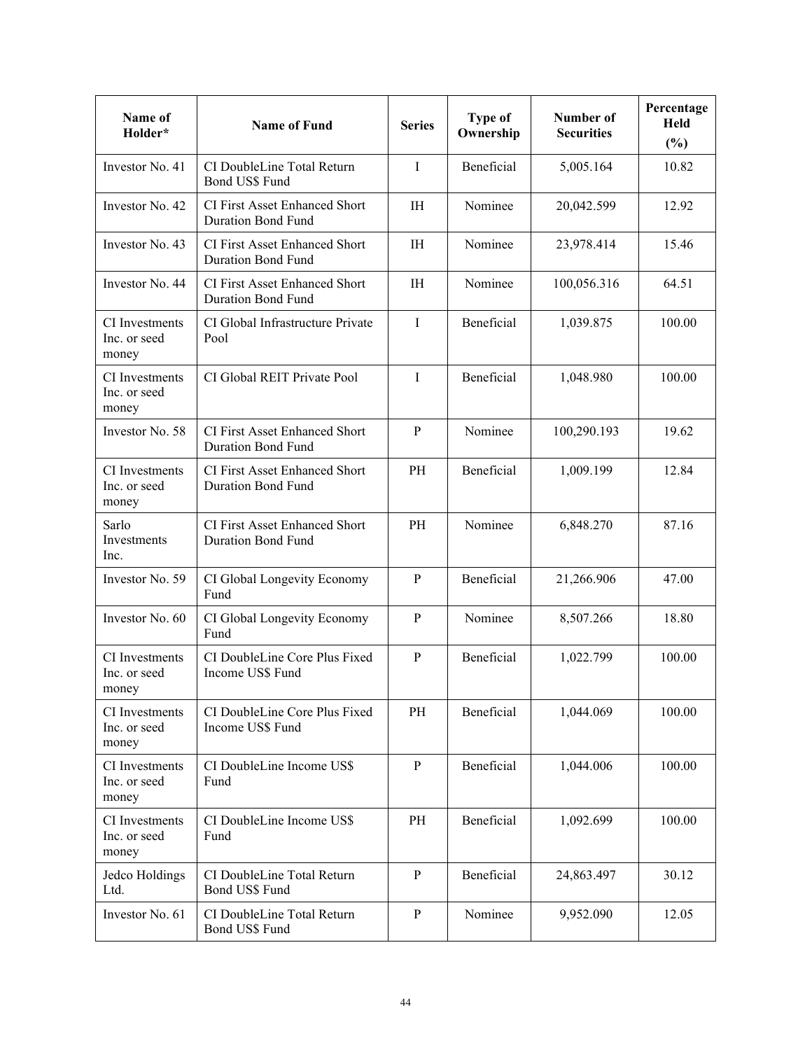| Name of Holder* | Name of Fund | Series | Type of Ownership | Number of Securities | Percentage Held (%) |
| --- | --- | --- | --- | --- | --- |
| Investor No. 41 | CI DoubleLine Total Return Bond US$ Fund | I | Beneficial | 5,005.164 | 10.82 |
| Investor No. 42 | CI First Asset Enhanced Short Duration Bond Fund | IH | Nominee | 20,042.599 | 12.92 |
| Investor No. 43 | CI First Asset Enhanced Short Duration Bond Fund | IH | Nominee | 23,978.414 | 15.46 |
| Investor No. 44 | CI First Asset Enhanced Short Duration Bond Fund | IH | Nominee | 100,056.316 | 64.51 |
| CI Investments Inc. or seed money | CI Global Infrastructure Private Pool | I | Beneficial | 1,039.875 | 100.00 |
| CI Investments Inc. or seed money | CI Global REIT Private Pool | I | Beneficial | 1,048.980 | 100.00 |
| Investor No. 58 | CI First Asset Enhanced Short Duration Bond Fund | P | Nominee | 100,290.193 | 19.62 |
| CI Investments Inc. or seed money | CI First Asset Enhanced Short Duration Bond Fund | PH | Beneficial | 1,009.199 | 12.84 |
| Sarlo Investments Inc. | CI First Asset Enhanced Short Duration Bond Fund | PH | Nominee | 6,848.270 | 87.16 |
| Investor No. 59 | CI Global Longevity Economy Fund | P | Beneficial | 21,266.906 | 47.00 |
| Investor No. 60 | CI Global Longevity Economy Fund | P | Nominee | 8,507.266 | 18.80 |
| CI Investments Inc. or seed money | CI DoubleLine Core Plus Fixed Income US$ Fund | P | Beneficial | 1,022.799 | 100.00 |
| CI Investments Inc. or seed money | CI DoubleLine Core Plus Fixed Income US$ Fund | PH | Beneficial | 1,044.069 | 100.00 |
| CI Investments Inc. or seed money | CI DoubleLine Income US$ Fund | P | Beneficial | 1,044.006 | 100.00 |
| CI Investments Inc. or seed money | CI DoubleLine Income US$ Fund | PH | Beneficial | 1,092.699 | 100.00 |
| Jedco Holdings Ltd. | CI DoubleLine Total Return Bond US$ Fund | P | Beneficial | 24,863.497 | 30.12 |
| Investor No. 61 | CI DoubleLine Total Return Bond US$ Fund | P | Nominee | 9,952.090 | 12.05 |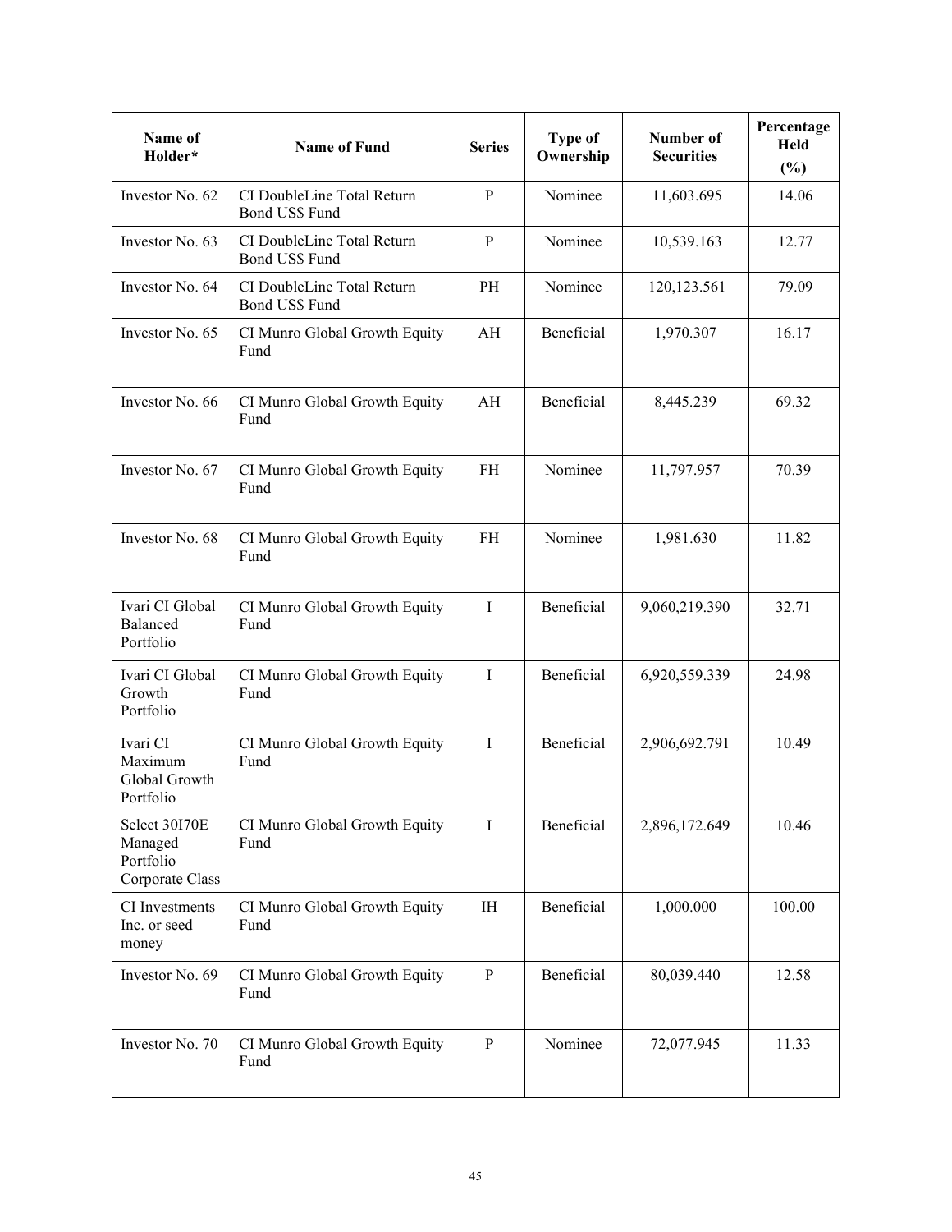| Name of Holder* | Name of Fund | Series | Type of Ownership | Number of Securities | Percentage Held (%) |
|---|---|---|---|---|---|
| Investor No. 62 | CI DoubleLine Total Return Bond US$ Fund | P | Nominee | 11,603.695 | 14.06 |
| Investor No. 63 | CI DoubleLine Total Return Bond US$ Fund | P | Nominee | 10,539.163 | 12.77 |
| Investor No. 64 | CI DoubleLine Total Return Bond US$ Fund | PH | Nominee | 120,123.561 | 79.09 |
| Investor No. 65 | CI Munro Global Growth Equity Fund | AH | Beneficial | 1,970.307 | 16.17 |
| Investor No. 66 | CI Munro Global Growth Equity Fund | AH | Beneficial | 8,445.239 | 69.32 |
| Investor No. 67 | CI Munro Global Growth Equity Fund | FH | Nominee | 11,797.957 | 70.39 |
| Investor No. 68 | CI Munro Global Growth Equity Fund | FH | Nominee | 1,981.630 | 11.82 |
| Ivari CI Global Balanced Portfolio | CI Munro Global Growth Equity Fund | I | Beneficial | 9,060,219.390 | 32.71 |
| Ivari CI Global Growth Portfolio | CI Munro Global Growth Equity Fund | I | Beneficial | 6,920,559.339 | 24.98 |
| Ivari CI Maximum Global Growth Portfolio | CI Munro Global Growth Equity Fund | I | Beneficial | 2,906,692.791 | 10.49 |
| Select 30I70E Managed Portfolio Corporate Class | CI Munro Global Growth Equity Fund | I | Beneficial | 2,896,172.649 | 10.46 |
| CI Investments Inc. or seed money | CI Munro Global Growth Equity Fund | IH | Beneficial | 1,000.000 | 100.00 |
| Investor No. 69 | CI Munro Global Growth Equity Fund | P | Beneficial | 80,039.440 | 12.58 |
| Investor No. 70 | CI Munro Global Growth Equity Fund | P | Nominee | 72,077.945 | 11.33 |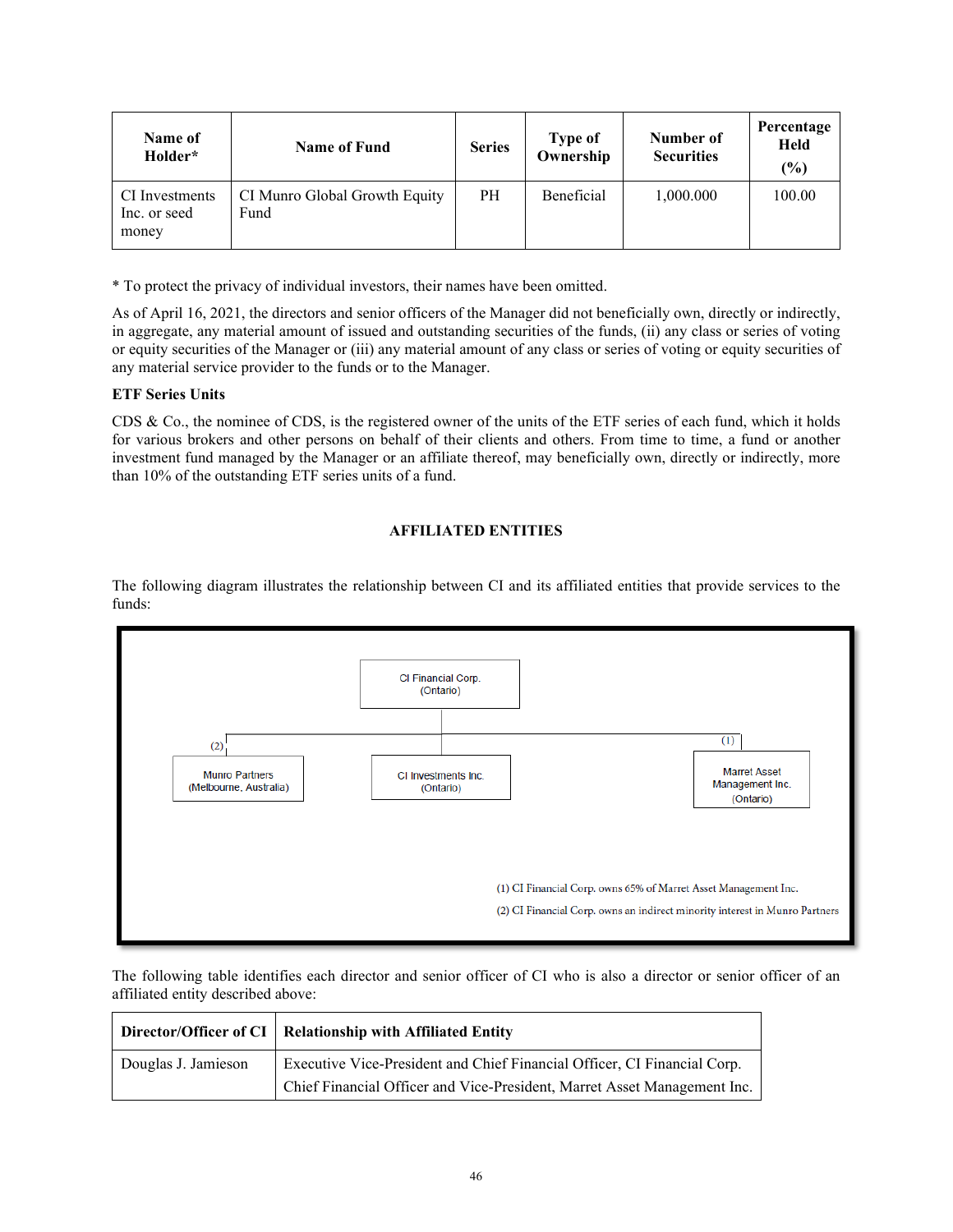| Name of Holder* | Name of Fund | Series | Type of Ownership | Number of Securities | Percentage Held (%) |
|---|---|---|---|---|---|
| CI Investments Inc. or seed money | CI Munro Global Growth Equity Fund | PH | Beneficial | 1,000.000 | 100.00 |

* To protect the privacy of individual investors, their names have been omitted.

As of April 16, 2021, the directors and senior officers of the Manager did not beneficially own, directly or indirectly, in aggregate, any material amount of issued and outstanding securities of the funds, (ii) any class or series of voting or equity securities of the Manager or (iii) any material amount of any class or series of voting or equity securities of any material service provider to the funds or to the Manager.

**ETF Series Units**

CDS & Co., the nominee of CDS, is the registered owner of the units of the ETF series of each fund, which it holds for various brokers and other persons on behalf of their clients and others. From time to time, a fund or another investment fund managed by the Manager or an affiliate thereof, may beneficially own, directly or indirectly, more than 10% of the outstanding ETF series units of a fund.

## AFFILIATED ENTITIES

The following diagram illustrates the relationship between CI and its affiliated entities that provide services to the funds:

CI Financial Corp. (Ontario)

(2) Munro Partners (Melbourne, Australia)

CI Investments Inc. (Ontario)

(1) Marret Asset Management Inc. (Ontario)

(1) CI Financial Corp. owns 65% of Marret Asset Management Inc.

(2) CI Financial Corp. owns an indirect minority interest in Munro Partners

The following table identifies each director and senior officer of CI who is also a director or senior officer of an affiliated entity described above:

| Director/Officer of CI | Relationship with Affiliated Entity |
|---|---|
| Douglas J. Jamieson | Executive Vice-President and Chief Financial Officer, CI Financial Corp.<br>Chief Financial Officer and Vice-President, Marret Asset Management Inc. |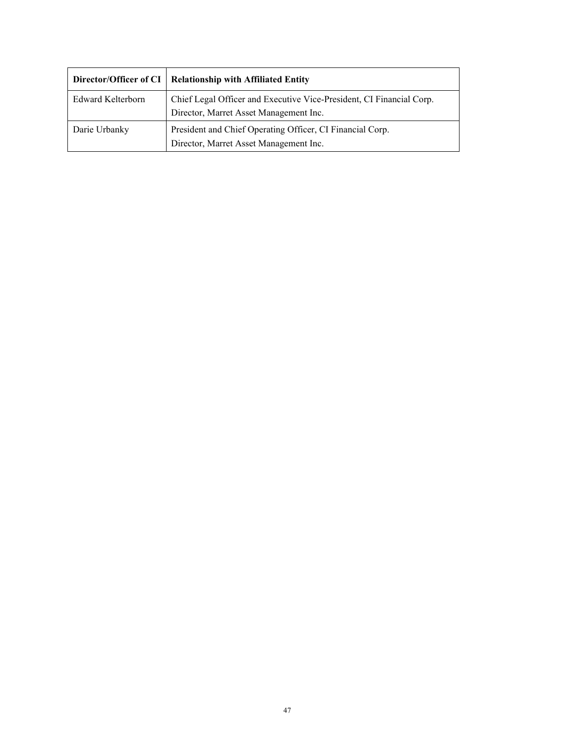| Director/Officer of CI | Relationship with Affiliated Entity |
| --- | --- |
| Edward Kelterborn | Chief Legal Officer and Executive Vice-President, CI Financial Corp.<br>Director, Marret Asset Management Inc. |
| Darie Urbanky | President and Chief Operating Officer, CI Financial Corp.<br>Director, Marret Asset Management Inc. |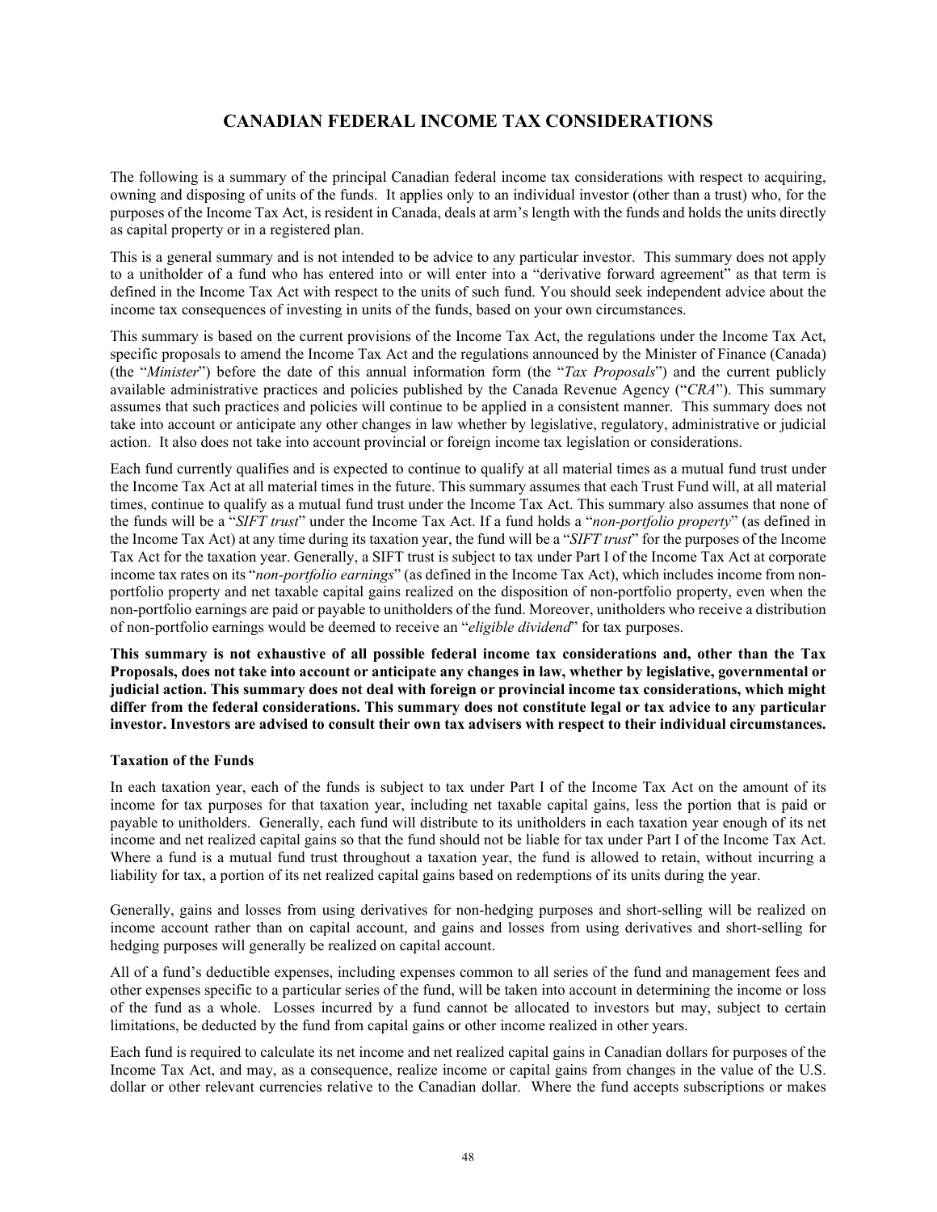# CANADIAN FEDERAL INCOME TAX CONSIDERATIONS

The following is a summary of the principal Canadian federal income tax considerations with respect to acquiring, owning and disposing of units of the funds. It applies only to an individual investor (other than a trust) who, for the purposes of the Income Tax Act, is resident in Canada, deals at arm's length with the funds and holds the units directly as capital property or in a registered plan.

This is a general summary and is not intended to be advice to any particular investor. This summary does not apply to a unitholder of a fund who has entered into or will enter into a "derivative forward agreement" as that term is defined in the Income Tax Act with respect to the units of such fund. You should seek independent advice about the income tax consequences of investing in units of the funds, based on your own circumstances.

This summary is based on the current provisions of the Income Tax Act, the regulations under the Income Tax Act, specific proposals to amend the Income Tax Act and the regulations announced by the Minister of Finance (Canada) (the "*Minister*") before the date of this annual information form (the "*Tax Proposals*") and the current publicly available administrative practices and policies published by the Canada Revenue Agency ("*CRA*"). This summary assumes that such practices and policies will continue to be applied in a consistent manner. This summary does not take into account or anticipate any other changes in law whether by legislative, regulatory, administrative or judicial action. It also does not take into account provincial or foreign income tax legislation or considerations.

Each fund currently qualifies and is expected to continue to qualify at all material times as a mutual fund trust under the Income Tax Act at all material times in the future. This summary assumes that each Trust Fund will, at all material times, continue to qualify as a mutual fund trust under the Income Tax Act. This summary also assumes that none of the funds will be a "*SIFT trust*" under the Income Tax Act. If a fund holds a "*non-portfolio property*" (as defined in the Income Tax Act) at any time during its taxation year, the fund will be a "*SIFT trust*" for the purposes of the Income Tax Act for the taxation year. Generally, a SIFT trust is subject to tax under Part I of the Income Tax Act at corporate income tax rates on its "*non-portfolio earnings*" (as defined in the Income Tax Act), which includes income from non-portfolio property and net taxable capital gains realized on the disposition of non-portfolio property, even when the non-portfolio earnings are paid or payable to unitholders of the fund. Moreover, unitholders who receive a distribution of non-portfolio earnings would be deemed to receive an "*eligible dividend*" for tax purposes.

**This summary is not exhaustive of all possible federal income tax considerations and, other than the Tax Proposals, does not take into account or anticipate any changes in law, whether by legislative, governmental or judicial action. This summary does not deal with foreign or provincial income tax considerations, which might differ from the federal considerations. This summary does not constitute legal or tax advice to any particular investor. Investors are advised to consult their own tax advisers with respect to their individual circumstances.**

### Taxation of the Funds

In each taxation year, each of the funds is subject to tax under Part I of the Income Tax Act on the amount of its income for tax purposes for that taxation year, including net taxable capital gains, less the portion that is paid or payable to unitholders. Generally, each fund will distribute to its unitholders in each taxation year enough of its net income and net realized capital gains so that the fund should not be liable for tax under Part I of the Income Tax Act. Where a fund is a mutual fund trust throughout a taxation year, the fund is allowed to retain, without incurring a liability for tax, a portion of its net realized capital gains based on redemptions of its units during the year.

Generally, gains and losses from using derivatives for non-hedging purposes and short-selling will be realized on income account rather than on capital account, and gains and losses from using derivatives and short-selling for hedging purposes will generally be realized on capital account.

All of a fund's deductible expenses, including expenses common to all series of the fund and management fees and other expenses specific to a particular series of the fund, will be taken into account in determining the income or loss of the fund as a whole. Losses incurred by a fund cannot be allocated to investors but may, subject to certain limitations, be deducted by the fund from capital gains or other income realized in other years.

Each fund is required to calculate its net income and net realized capital gains in Canadian dollars for purposes of the Income Tax Act, and may, as a consequence, realize income or capital gains from changes in the value of the U.S. dollar or other relevant currencies relative to the Canadian dollar. Where the fund accepts subscriptions or makes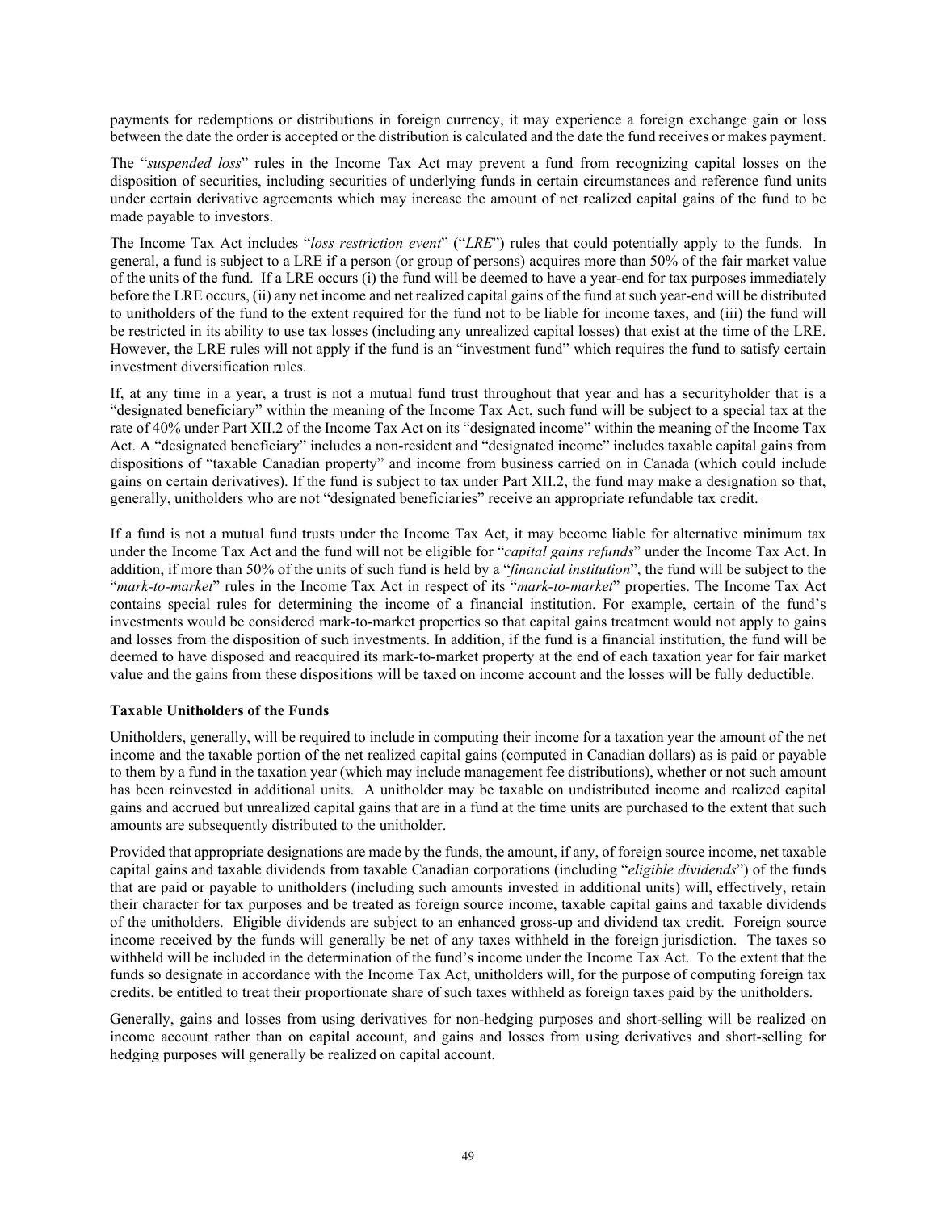payments for redemptions or distributions in foreign currency, it may experience a foreign exchange gain or loss between the date the order is accepted or the distribution is calculated and the date the fund receives or makes payment.

The "*suspended loss*" rules in the Income Tax Act may prevent a fund from recognizing capital losses on the disposition of securities, including securities of underlying funds in certain circumstances and reference fund units under certain derivative agreements which may increase the amount of net realized capital gains of the fund to be made payable to investors.

The Income Tax Act includes "*loss restriction event*" ("*LRE*") rules that could potentially apply to the funds. In general, a fund is subject to a LRE if a person (or group of persons) acquires more than 50% of the fair market value of the units of the fund. If a LRE occurs (i) the fund will be deemed to have a year-end for tax purposes immediately before the LRE occurs, (ii) any net income and net realized capital gains of the fund at such year-end will be distributed to unitholders of the fund to the extent required for the fund not to be liable for income taxes, and (iii) the fund will be restricted in its ability to use tax losses (including any unrealized capital losses) that exist at the time of the LRE. However, the LRE rules will not apply if the fund is an "investment fund" which requires the fund to satisfy certain investment diversification rules.

If, at any time in a year, a trust is not a mutual fund trust throughout that year and has a securityholder that is a "designated beneficiary" within the meaning of the Income Tax Act, such fund will be subject to a special tax at the rate of 40% under Part XII.2 of the Income Tax Act on its "designated income" within the meaning of the Income Tax Act. A "designated beneficiary" includes a non-resident and "designated income" includes taxable capital gains from dispositions of "taxable Canadian property" and income from business carried on in Canada (which could include gains on certain derivatives). If the fund is subject to tax under Part XII.2, the fund may make a designation so that, generally, unitholders who are not "designated beneficiaries" receive an appropriate refundable tax credit.

If a fund is not a mutual fund trusts under the Income Tax Act, it may become liable for alternative minimum tax under the Income Tax Act and the fund will not be eligible for "*capital gains refunds*" under the Income Tax Act. In addition, if more than 50% of the units of such fund is held by a "*financial institution*", the fund will be subject to the "*mark-to-market*" rules in the Income Tax Act in respect of its "*mark-to-market*" properties. The Income Tax Act contains special rules for determining the income of a financial institution. For example, certain of the fund's investments would be considered mark-to-market properties so that capital gains treatment would not apply to gains and losses from the disposition of such investments. In addition, if the fund is a financial institution, the fund will be deemed to have disposed and reacquired its mark-to-market property at the end of each taxation year for fair market value and the gains from these dispositions will be taxed on income account and the losses will be fully deductible.

**Taxable Unitholders of the Funds**

Unitholders, generally, will be required to include in computing their income for a taxation year the amount of the net income and the taxable portion of the net realized capital gains (computed in Canadian dollars) as is paid or payable to them by a fund in the taxation year (which may include management fee distributions), whether or not such amount has been reinvested in additional units. A unitholder may be taxable on undistributed income and realized capital gains and accrued but unrealized capital gains that are in a fund at the time units are purchased to the extent that such amounts are subsequently distributed to the unitholder.

Provided that appropriate designations are made by the funds, the amount, if any, of foreign source income, net taxable capital gains and taxable dividends from taxable Canadian corporations (including "*eligible dividends*") of the funds that are paid or payable to unitholders (including such amounts invested in additional units) will, effectively, retain their character for tax purposes and be treated as foreign source income, taxable capital gains and taxable dividends of the unitholders. Eligible dividends are subject to an enhanced gross-up and dividend tax credit. Foreign source income received by the funds will generally be net of any taxes withheld in the foreign jurisdiction. The taxes so withheld will be included in the determination of the fund's income under the Income Tax Act. To the extent that the funds so designate in accordance with the Income Tax Act, unitholders will, for the purpose of computing foreign tax credits, be entitled to treat their proportionate share of such taxes withheld as foreign taxes paid by the unitholders.

Generally, gains and losses from using derivatives for non-hedging purposes and short-selling will be realized on income account rather than on capital account, and gains and losses from using derivatives and short-selling for hedging purposes will generally be realized on capital account.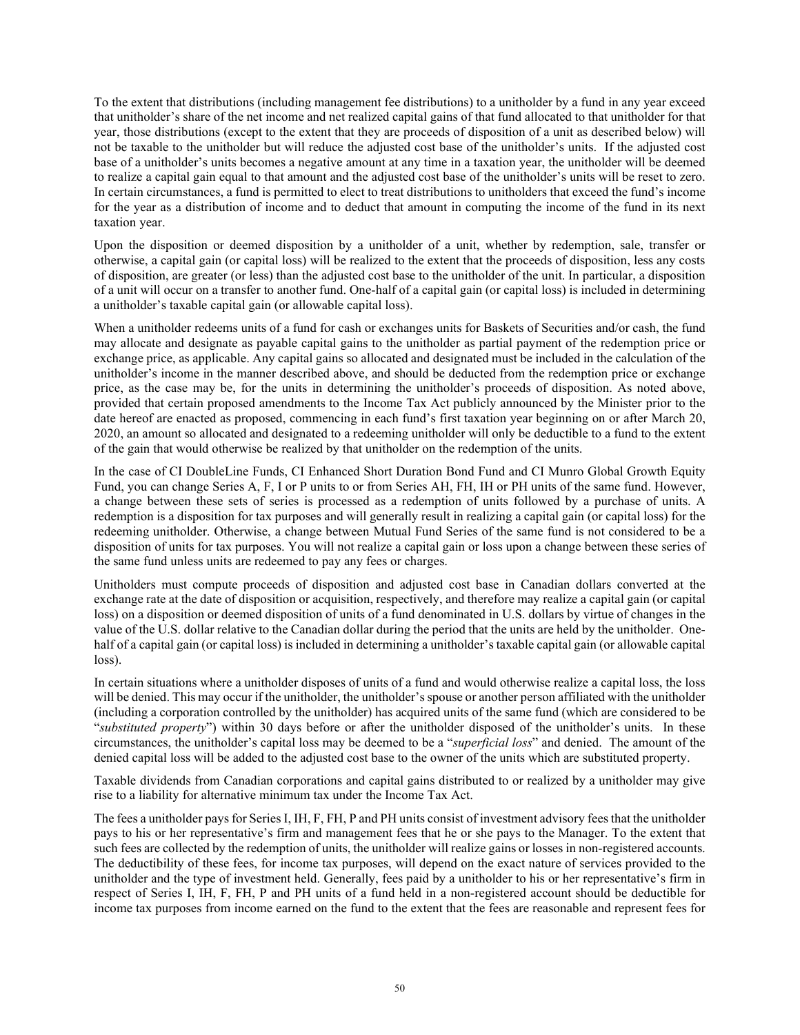To the extent that distributions (including management fee distributions) to a unitholder by a fund in any year exceed that unitholder's share of the net income and net realized capital gains of that fund allocated to that unitholder for that year, those distributions (except to the extent that they are proceeds of disposition of a unit as described below) will not be taxable to the unitholder but will reduce the adjusted cost base of the unitholder's units. If the adjusted cost base of a unitholder's units becomes a negative amount at any time in a taxation year, the unitholder will be deemed to realize a capital gain equal to that amount and the adjusted cost base of the unitholder's units will be reset to zero. In certain circumstances, a fund is permitted to elect to treat distributions to unitholders that exceed the fund's income for the year as a distribution of income and to deduct that amount in computing the income of the fund in its next taxation year.

Upon the disposition or deemed disposition by a unitholder of a unit, whether by redemption, sale, transfer or otherwise, a capital gain (or capital loss) will be realized to the extent that the proceeds of disposition, less any costs of disposition, are greater (or less) than the adjusted cost base to the unitholder of the unit. In particular, a disposition of a unit will occur on a transfer to another fund. One-half of a capital gain (or capital loss) is included in determining a unitholder's taxable capital gain (or allowable capital loss).

When a unitholder redeems units of a fund for cash or exchanges units for Baskets of Securities and/or cash, the fund may allocate and designate as payable capital gains to the unitholder as partial payment of the redemption price or exchange price, as applicable. Any capital gains so allocated and designated must be included in the calculation of the unitholder's income in the manner described above, and should be deducted from the redemption price or exchange price, as the case may be, for the units in determining the unitholder's proceeds of disposition. As noted above, provided that certain proposed amendments to the Income Tax Act publicly announced by the Minister prior to the date hereof are enacted as proposed, commencing in each fund's first taxation year beginning on or after March 20, 2020, an amount so allocated and designated to a redeeming unitholder will only be deductible to a fund to the extent of the gain that would otherwise be realized by that unitholder on the redemption of the units.

In the case of CI DoubleLine Funds, CI Enhanced Short Duration Bond Fund and CI Munro Global Growth Equity Fund, you can change Series A, F, I or P units to or from Series AH, FH, IH or PH units of the same fund. However, a change between these sets of series is processed as a redemption of units followed by a purchase of units. A redemption is a disposition for tax purposes and will generally result in realizing a capital gain (or capital loss) for the redeeming unitholder. Otherwise, a change between Mutual Fund Series of the same fund is not considered to be a disposition of units for tax purposes. You will not realize a capital gain or loss upon a change between these series of the same fund unless units are redeemed to pay any fees or charges.

Unitholders must compute proceeds of disposition and adjusted cost base in Canadian dollars converted at the exchange rate at the date of disposition or acquisition, respectively, and therefore may realize a capital gain (or capital loss) on a disposition or deemed disposition of units of a fund denominated in U.S. dollars by virtue of changes in the value of the U.S. dollar relative to the Canadian dollar during the period that the units are held by the unitholder. One-half of a capital gain (or capital loss) is included in determining a unitholder's taxable capital gain (or allowable capital loss).

In certain situations where a unitholder disposes of units of a fund and would otherwise realize a capital loss, the loss will be denied. This may occur if the unitholder, the unitholder's spouse or another person affiliated with the unitholder (including a corporation controlled by the unitholder) has acquired units of the same fund (which are considered to be "*substituted property*") within 30 days before or after the unitholder disposed of the unitholder's units. In these circumstances, the unitholder's capital loss may be deemed to be a "*superficial loss*" and denied. The amount of the denied capital loss will be added to the adjusted cost base to the owner of the units which are substituted property.

Taxable dividends from Canadian corporations and capital gains distributed to or realized by a unitholder may give rise to a liability for alternative minimum tax under the Income Tax Act.

The fees a unitholder pays for Series I, IH, F, FH, P and PH units consist of investment advisory fees that the unitholder pays to his or her representative's firm and management fees that he or she pays to the Manager. To the extent that such fees are collected by the redemption of units, the unitholder will realize gains or losses in non-registered accounts. The deductibility of these fees, for income tax purposes, will depend on the exact nature of services provided to the unitholder and the type of investment held. Generally, fees paid by a unitholder to his or her representative's firm in respect of Series I, IH, F, FH, P and PH units of a fund held in a non-registered account should be deductible for income tax purposes from income earned on the fund to the extent that the fees are reasonable and represent fees for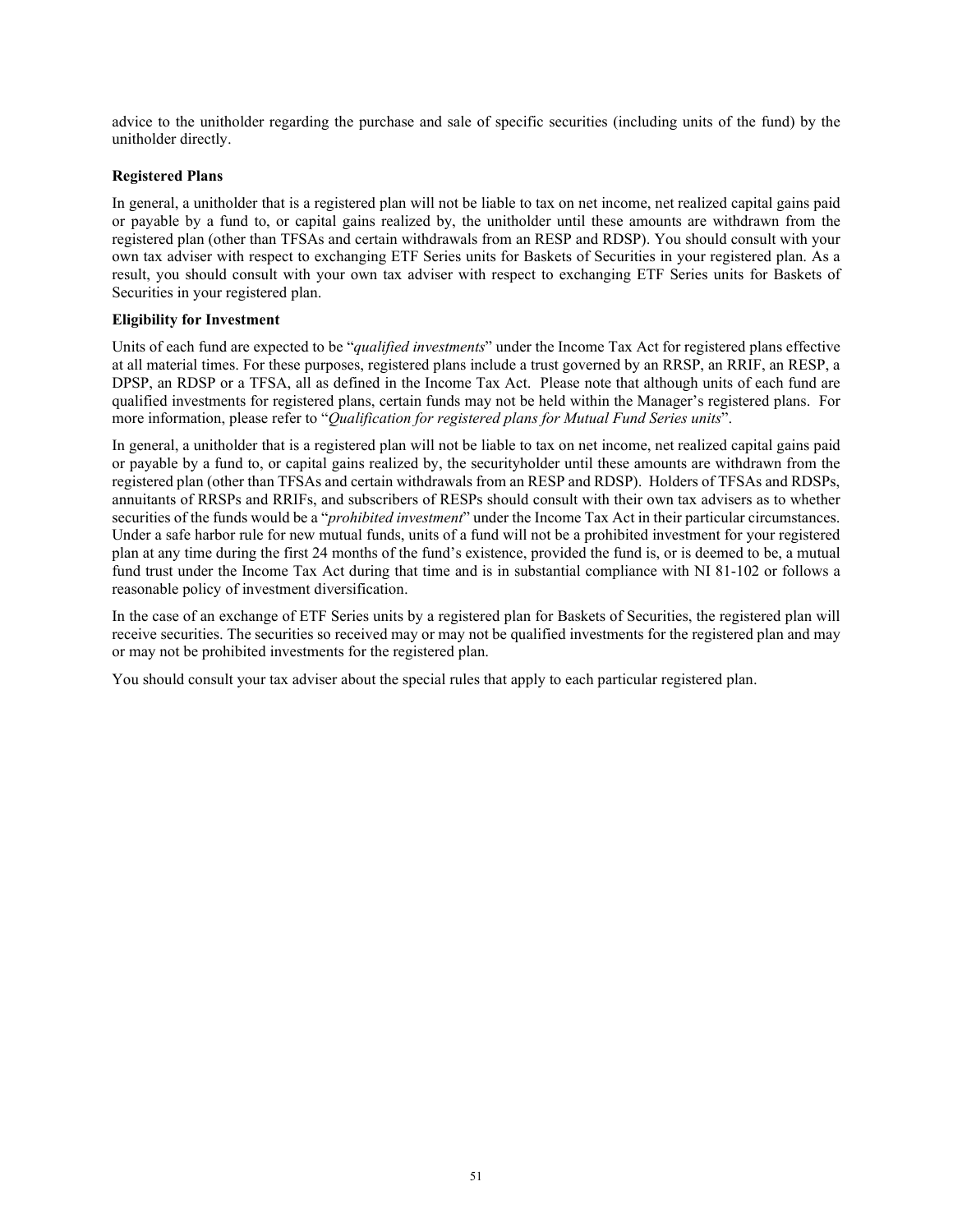advice to the unitholder regarding the purchase and sale of specific securities (including units of the fund) by the unitholder directly.

**Registered Plans**

In general, a unitholder that is a registered plan will not be liable to tax on net income, net realized capital gains paid or payable by a fund to, or capital gains realized by, the unitholder until these amounts are withdrawn from the registered plan (other than TFSAs and certain withdrawals from an RESP and RDSP). You should consult with your own tax adviser with respect to exchanging ETF Series units for Baskets of Securities in your registered plan. As a result, you should consult with your own tax adviser with respect to exchanging ETF Series units for Baskets of Securities in your registered plan.

**Eligibility for Investment**

Units of each fund are expected to be "*qualified investments*" under the Income Tax Act for registered plans effective at all material times. For these purposes, registered plans include a trust governed by an RRSP, an RRIF, an RESP, a DPSP, an RDSP or a TFSA, all as defined in the Income Tax Act. Please note that although units of each fund are qualified investments for registered plans, certain funds may not be held within the Manager's registered plans. For more information, please refer to "*Qualification for registered plans for Mutual Fund Series units*".

In general, a unitholder that is a registered plan will not be liable to tax on net income, net realized capital gains paid or payable by a fund to, or capital gains realized by, the securityholder until these amounts are withdrawn from the registered plan (other than TFSAs and certain withdrawals from an RESP and RDSP). Holders of TFSAs and RDSPs, annuitants of RRSPs and RRIFs, and subscribers of RESPs should consult with their own tax advisers as to whether securities of the funds would be a "*prohibited investment*" under the Income Tax Act in their particular circumstances. Under a safe harbor rule for new mutual funds, units of a fund will not be a prohibited investment for your registered plan at any time during the first 24 months of the fund's existence, provided the fund is, or is deemed to be, a mutual fund trust under the Income Tax Act during that time and is in substantial compliance with NI 81-102 or follows a reasonable policy of investment diversification.

In the case of an exchange of ETF Series units by a registered plan for Baskets of Securities, the registered plan will receive securities. The securities so received may or may not be qualified investments for the registered plan and may or may not be prohibited investments for the registered plan.

You should consult your tax adviser about the special rules that apply to each particular registered plan.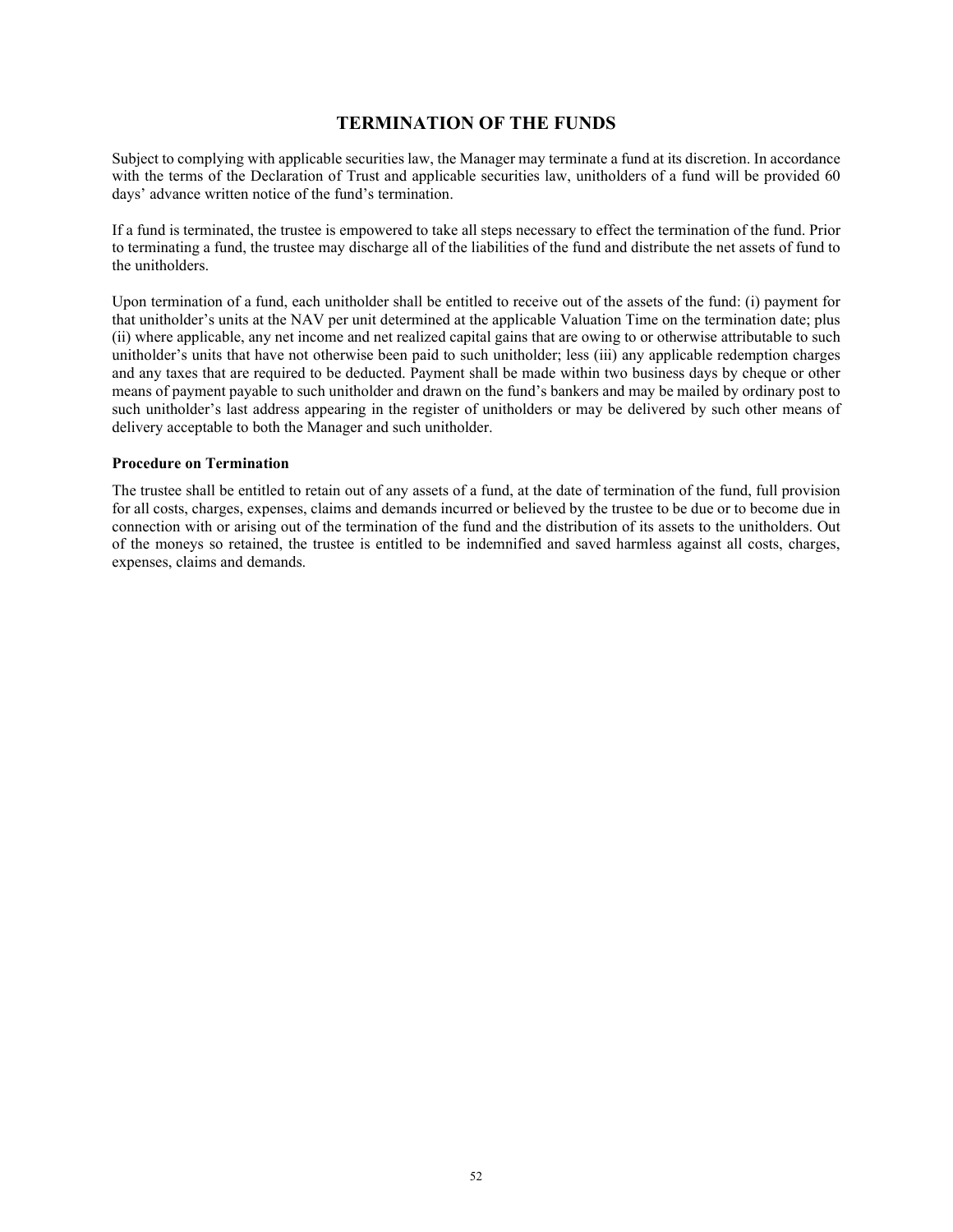## TERMINATION OF THE FUNDS

Subject to complying with applicable securities law, the Manager may terminate a fund at its discretion. In accordance with the terms of the Declaration of Trust and applicable securities law, unitholders of a fund will be provided 60 days' advance written notice of the fund's termination.

If a fund is terminated, the trustee is empowered to take all steps necessary to effect the termination of the fund. Prior to terminating a fund, the trustee may discharge all of the liabilities of the fund and distribute the net assets of fund to the unitholders.

Upon termination of a fund, each unitholder shall be entitled to receive out of the assets of the fund: (i) payment for that unitholder's units at the NAV per unit determined at the applicable Valuation Time on the termination date; plus (ii) where applicable, any net income and net realized capital gains that are owing to or otherwise attributable to such unitholder's units that have not otherwise been paid to such unitholder; less (iii) any applicable redemption charges and any taxes that are required to be deducted. Payment shall be made within two business days by cheque or other means of payment payable to such unitholder and drawn on the fund's bankers and may be mailed by ordinary post to such unitholder's last address appearing in the register of unitholders or may be delivered by such other means of delivery acceptable to both the Manager and such unitholder.

### Procedure on Termination

The trustee shall be entitled to retain out of any assets of a fund, at the date of termination of the fund, full provision for all costs, charges, expenses, claims and demands incurred or believed by the trustee to be due or to become due in connection with or arising out of the termination of the fund and the distribution of its assets to the unitholders. Out of the moneys so retained, the trustee is entitled to be indemnified and saved harmless against all costs, charges, expenses, claims and demands.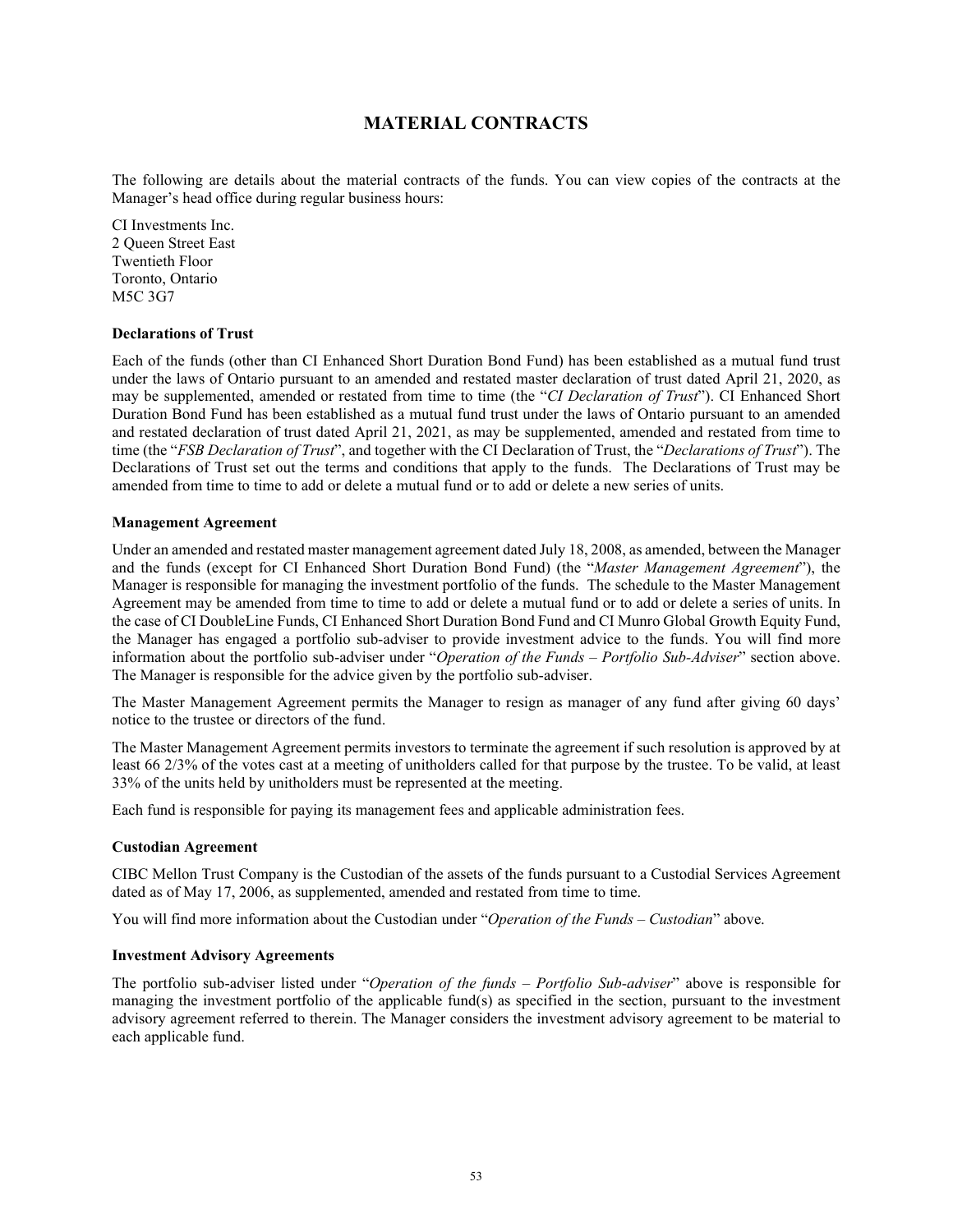# MATERIAL CONTRACTS

The following are details about the material contracts of the funds. You can view copies of the contracts at the Manager's head office during regular business hours:

CI Investments Inc.
2 Queen Street East
Twentieth Floor
Toronto, Ontario
M5C 3G7

**Declarations of Trust**

Each of the funds (other than CI Enhanced Short Duration Bond Fund) has been established as a mutual fund trust under the laws of Ontario pursuant to an amended and restated master declaration of trust dated April 21, 2020, as may be supplemented, amended or restated from time to time (the "*CI Declaration of Trust*"). CI Enhanced Short Duration Bond Fund has been established as a mutual fund trust under the laws of Ontario pursuant to an amended and restated declaration of trust dated April 21, 2021, as may be supplemented, amended and restated from time to time (the "*FSB Declaration of Trust*", and together with the CI Declaration of Trust, the "*Declarations of Trust*"). The Declarations of Trust set out the terms and conditions that apply to the funds. The Declarations of Trust may be amended from time to time to add or delete a mutual fund or to add or delete a new series of units.

**Management Agreement**

Under an amended and restated master management agreement dated July 18, 2008, as amended, between the Manager and the funds (except for CI Enhanced Short Duration Bond Fund) (the "*Master Management Agreement*"), the Manager is responsible for managing the investment portfolio of the funds. The schedule to the Master Management Agreement may be amended from time to time to add or delete a mutual fund or to add or delete a series of units. In the case of CI DoubleLine Funds, CI Enhanced Short Duration Bond Fund and CI Munro Global Growth Equity Fund, the Manager has engaged a portfolio sub-adviser to provide investment advice to the funds. You will find more information about the portfolio sub-adviser under "*Operation of the Funds – Portfolio Sub-Adviser*" section above. The Manager is responsible for the advice given by the portfolio sub-adviser.

The Master Management Agreement permits the Manager to resign as manager of any fund after giving 60 days' notice to the trustee or directors of the fund.

The Master Management Agreement permits investors to terminate the agreement if such resolution is approved by at least 66 2/3% of the votes cast at a meeting of unitholders called for that purpose by the trustee. To be valid, at least 33% of the units held by unitholders must be represented at the meeting.

Each fund is responsible for paying its management fees and applicable administration fees.

**Custodian Agreement**

CIBC Mellon Trust Company is the Custodian of the assets of the funds pursuant to a Custodial Services Agreement dated as of May 17, 2006, as supplemented, amended and restated from time to time.

You will find more information about the Custodian under "*Operation of the Funds – Custodian*" above.

**Investment Advisory Agreements**

The portfolio sub-adviser listed under "*Operation of the funds – Portfolio Sub-adviser*" above is responsible for managing the investment portfolio of the applicable fund(s) as specified in the section, pursuant to the investment advisory agreement referred to therein. The Manager considers the investment advisory agreement to be material to each applicable fund.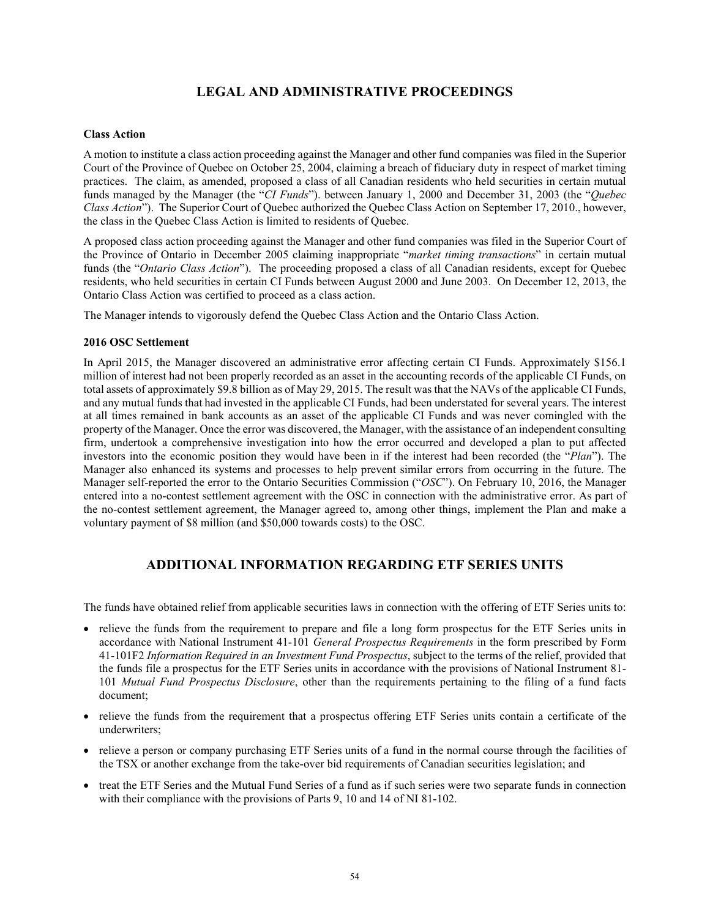## LEGAL AND ADMINISTRATIVE PROCEEDINGS

**Class Action**

A motion to institute a class action proceeding against the Manager and other fund companies was filed in the Superior Court of the Province of Quebec on October 25, 2004, claiming a breach of fiduciary duty in respect of market timing practices. The claim, as amended, proposed a class of all Canadian residents who held securities in certain mutual funds managed by the Manager (the "*CI Funds*"). between January 1, 2000 and December 31, 2003 (the "*Quebec Class Action*"). The Superior Court of Quebec authorized the Quebec Class Action on September 17, 2010., however, the class in the Quebec Class Action is limited to residents of Quebec.

A proposed class action proceeding against the Manager and other fund companies was filed in the Superior Court of the Province of Ontario in December 2005 claiming inappropriate "*market timing transactions*" in certain mutual funds (the "*Ontario Class Action*"). The proceeding proposed a class of all Canadian residents, except for Quebec residents, who held securities in certain CI Funds between August 2000 and June 2003. On December 12, 2013, the Ontario Class Action was certified to proceed as a class action.

The Manager intends to vigorously defend the Quebec Class Action and the Ontario Class Action.

**2016 OSC Settlement**

In April 2015, the Manager discovered an administrative error affecting certain CI Funds. Approximately $156.1 million of interest had not been properly recorded as an asset in the accounting records of the applicable CI Funds, on total assets of approximately $9.8 billion as of May 29, 2015. The result was that the NAVs of the applicable CI Funds, and any mutual funds that had invested in the applicable CI Funds, had been understated for several years. The interest at all times remained in bank accounts as an asset of the applicable CI Funds and was never comingled with the property of the Manager. Once the error was discovered, the Manager, with the assistance of an independent consulting firm, undertook a comprehensive investigation into how the error occurred and developed a plan to put affected investors into the economic position they would have been in if the interest had been recorded (the "*Plan*"). The Manager also enhanced its systems and processes to help prevent similar errors from occurring in the future. The Manager self-reported the error to the Ontario Securities Commission ("*OSC*"). On February 10, 2016, the Manager entered into a no-contest settlement agreement with the OSC in connection with the administrative error. As part of the no-contest settlement agreement, the Manager agreed to, among other things, implement the Plan and make a voluntary payment of $8 million (and $50,000 towards costs) to the OSC.

## ADDITIONAL INFORMATION REGARDING ETF SERIES UNITS

The funds have obtained relief from applicable securities laws in connection with the offering of ETF Series units to:

- relieve the funds from the requirement to prepare and file a long form prospectus for the ETF Series units in accordance with National Instrument 41-101 *General Prospectus Requirements* in the form prescribed by Form 41-101F2 *Information Required in an Investment Fund Prospectus*, subject to the terms of the relief, provided that the funds file a prospectus for the ETF Series units in accordance with the provisions of National Instrument 81-101 *Mutual Fund Prospectus Disclosure*, other than the requirements pertaining to the filing of a fund facts document;
- relieve the funds from the requirement that a prospectus offering ETF Series units contain a certificate of the underwriters;
- relieve a person or company purchasing ETF Series units of a fund in the normal course through the facilities of the TSX or another exchange from the take-over bid requirements of Canadian securities legislation; and
- treat the ETF Series and the Mutual Fund Series of a fund as if such series were two separate funds in connection with their compliance with the provisions of Parts 9, 10 and 14 of NI 81-102.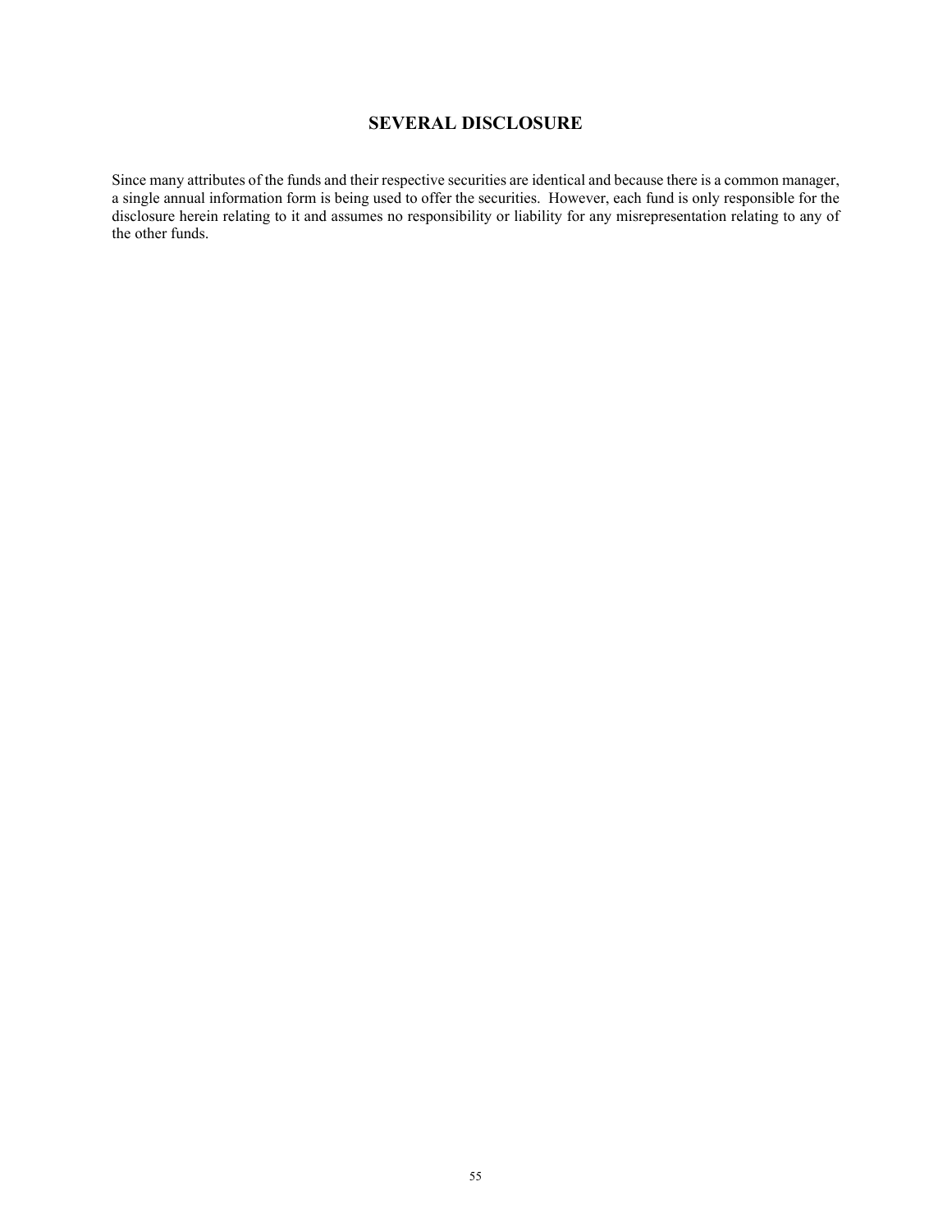## SEVERAL DISCLOSURE

Since many attributes of the funds and their respective securities are identical and because there is a common manager, a single annual information form is being used to offer the securities. However, each fund is only responsible for the disclosure herein relating to it and assumes no responsibility or liability for any misrepresentation relating to any of the other funds.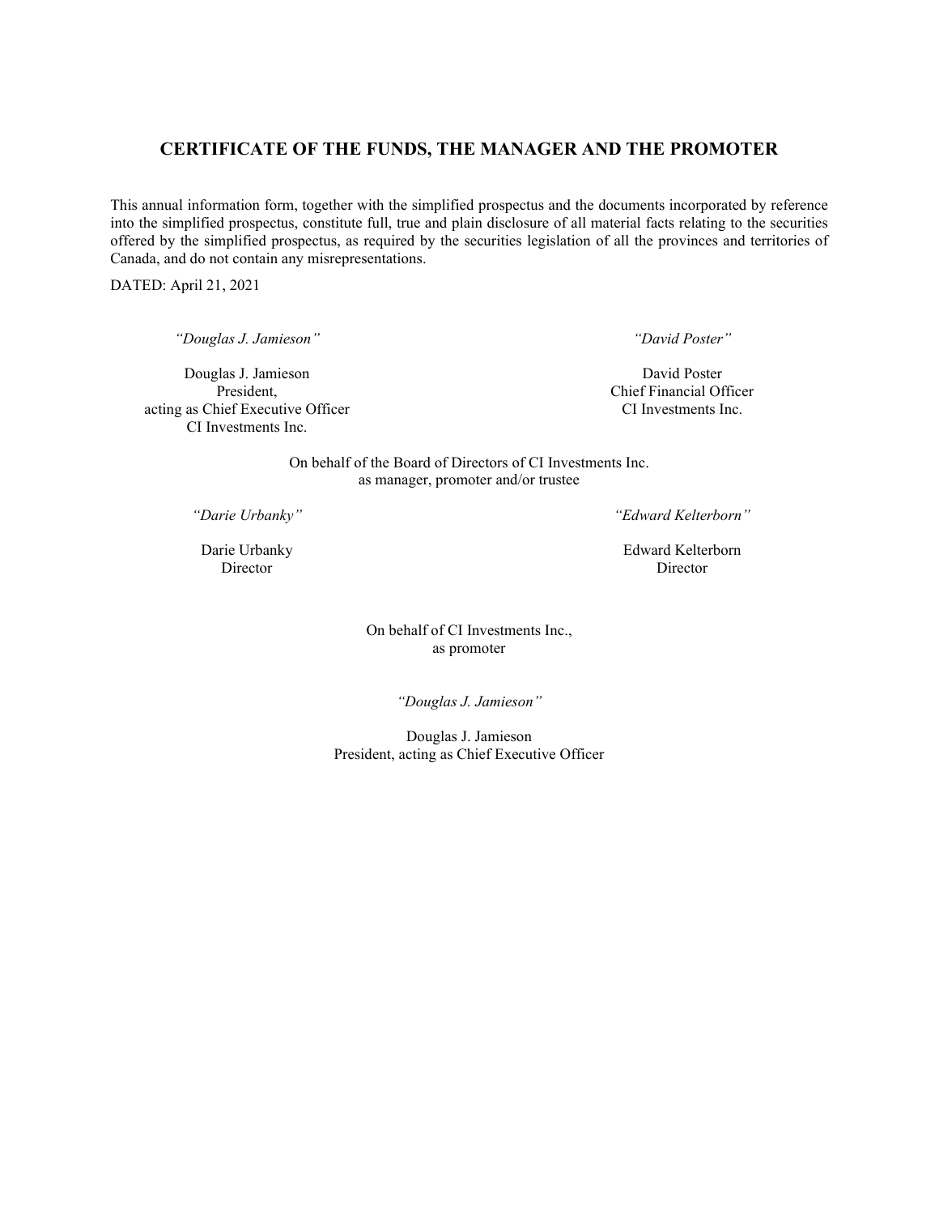## CERTIFICATE OF THE FUNDS, THE MANAGER AND THE PROMOTER

This annual information form, together with the simplified prospectus and the documents incorporated by reference into the simplified prospectus, constitute full, true and plain disclosure of all material facts relating to the securities offered by the simplified prospectus, as required by the securities legislation of all the provinces and territories of Canada, and do not contain any misrepresentations.

DATED: April 21, 2021

*"Douglas J. Jamieson"*

Douglas J. Jamieson
President,
acting as Chief Executive Officer
CI Investments Inc.

*"David Poster"*

David Poster
Chief Financial Officer
CI Investments Inc.

On behalf of the Board of Directors of CI Investments Inc.
as manager, promoter and/or trustee

*"Darie Urbanky"*

Darie Urbanky
Director

*"Edward Kelterborn"*

Edward Kelterborn
Director

On behalf of CI Investments Inc.,
as promoter

*"Douglas J. Jamieson"*

Douglas J. Jamieson
President, acting as Chief Executive Officer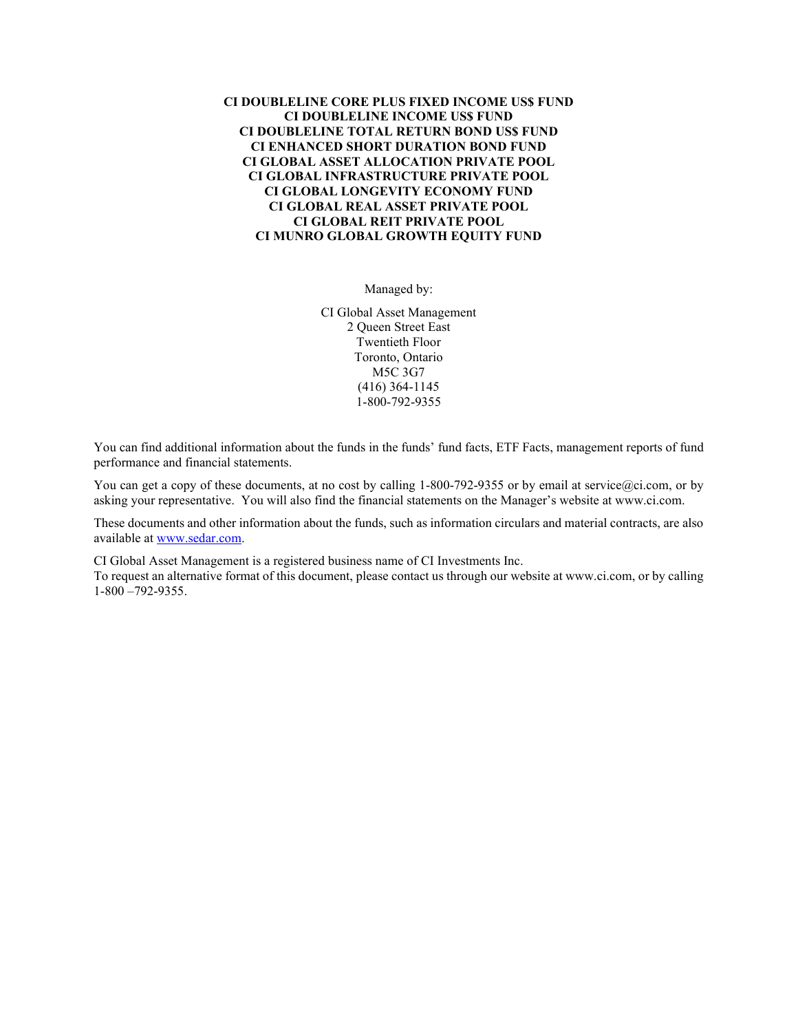**CI DOUBLELINE CORE PLUS FIXED INCOME US$ FUND**
**CI DOUBLELINE INCOME US$ FUND**
**CI DOUBLELINE TOTAL RETURN BOND US$ FUND**
**CI ENHANCED SHORT DURATION BOND FUND**
**CI GLOBAL ASSET ALLOCATION PRIVATE POOL**
**CI GLOBAL INFRASTRUCTURE PRIVATE POOL**
**CI GLOBAL LONGEVITY ECONOMY FUND**
**CI GLOBAL REAL ASSET PRIVATE POOL**
**CI GLOBAL REIT PRIVATE POOL**
**CI MUNRO GLOBAL GROWTH EQUITY FUND**

Managed by:

CI Global Asset Management
2 Queen Street East
Twentieth Floor
Toronto, Ontario
M5C 3G7
(416) 364-1145
1-800-792-9355

You can find additional information about the funds in the funds' fund facts, ETF Facts, management reports of fund performance and financial statements.

You can get a copy of these documents, at no cost by calling 1-800-792-9355 or by email at service@ci.com, or by asking your representative. You will also find the financial statements on the Manager's website at www.ci.com.

These documents and other information about the funds, such as information circulars and material contracts, are also available at www.sedar.com.

CI Global Asset Management is a registered business name of CI Investments Inc.
To request an alternative format of this document, please contact us through our website at www.ci.com, or by calling 1-800 –792-9355.